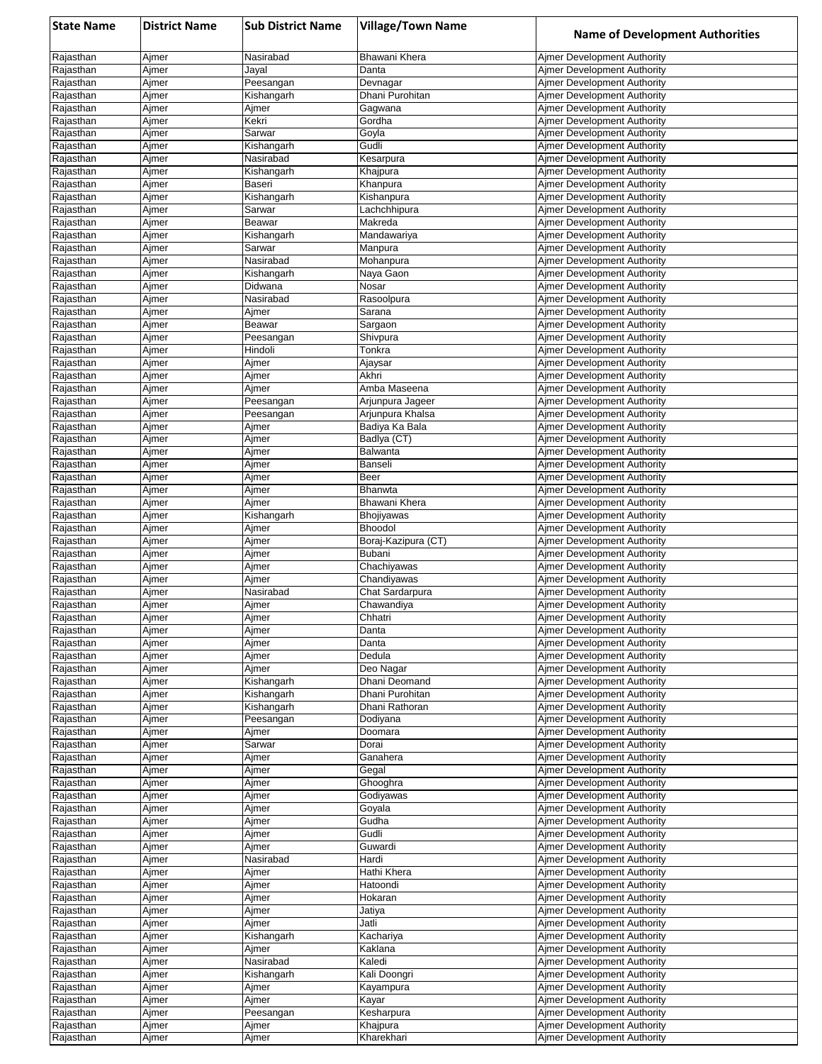| State Name | District Name | Sub District Name | Village/Town Name | Name of Development Authorities |
|---|---|---|---|---|
| Rajasthan | Ajmer | Nasirabad | Bhawani Khera | Ajmer Development Authority |
| Rajasthan | Ajmer | Jayal | Danta | Ajmer Development Authority |
| Rajasthan | Ajmer | Peesangan | Devnagar | Ajmer Development Authority |
| Rajasthan | Ajmer | Kishangarh | Dhani Purohitan | Ajmer Development Authority |
| Rajasthan | Ajmer | Ajmer | Gagwana | Ajmer Development Authority |
| Rajasthan | Ajmer | Kekri | Gordha | Ajmer Development Authority |
| Rajasthan | Ajmer | Sarwar | Goyla | Ajmer Development Authority |
| Rajasthan | Ajmer | Kishangarh | Gudli | Ajmer Development Authority |
| Rajasthan | Ajmer | Nasirabad | Kesarpura | Ajmer Development Authority |
| Rajasthan | Ajmer | Kishangarh | Khajpura | Ajmer Development Authority |
| Rajasthan | Ajmer | Baseri | Khanpura | Ajmer Development Authority |
| Rajasthan | Ajmer | Kishangarh | Kishanpura | Ajmer Development Authority |
| Rajasthan | Ajmer | Sarwar | Lachchhipura | Ajmer Development Authority |
| Rajasthan | Ajmer | Beawar | Makreda | Ajmer Development Authority |
| Rajasthan | Ajmer | Kishangarh | Mandawariya | Ajmer Development Authority |
| Rajasthan | Ajmer | Sarwar | Manpura | Ajmer Development Authority |
| Rajasthan | Ajmer | Nasirabad | Mohanpura | Ajmer Development Authority |
| Rajasthan | Ajmer | Kishangarh | Naya Gaon | Ajmer Development Authority |
| Rajasthan | Ajmer | Didwana | Nosar | Ajmer Development Authority |
| Rajasthan | Ajmer | Nasirabad | Rasoolpura | Ajmer Development Authority |
| Rajasthan | Ajmer | Ajmer | Sarana | Ajmer Development Authority |
| Rajasthan | Ajmer | Beawar | Sargaon | Ajmer Development Authority |
| Rajasthan | Ajmer | Peesangan | Shivpura | Ajmer Development Authority |
| Rajasthan | Ajmer | Hindoli | Tonkra | Ajmer Development Authority |
| Rajasthan | Ajmer | Ajmer | Ajaysar | Ajmer Development Authority |
| Rajasthan | Ajmer | Ajmer | Akhri | Ajmer Development Authority |
| Rajasthan | Ajmer | Ajmer | Amba Maseena | Ajmer Development Authority |
| Rajasthan | Ajmer | Peesangan | Arjunpura Jageer | Ajmer Development Authority |
| Rajasthan | Ajmer | Peesangan | Arjunpura Khalsa | Ajmer Development Authority |
| Rajasthan | Ajmer | Ajmer | Badiya Ka Bala | Ajmer Development Authority |
| Rajasthan | Ajmer | Ajmer | Badlya (CT) | Ajmer Development Authority |
| Rajasthan | Ajmer | Ajmer | Balwanta | Ajmer Development Authority |
| Rajasthan | Ajmer | Ajmer | Banseli | Ajmer Development Authority |
| Rajasthan | Ajmer | Ajmer | Beer | Ajmer Development Authority |
| Rajasthan | Ajmer | Ajmer | Bhanwta | Ajmer Development Authority |
| Rajasthan | Ajmer | Ajmer | Bhawani Khera | Ajmer Development Authority |
| Rajasthan | Ajmer | Kishangarh | Bhojiyawas | Ajmer Development Authority |
| Rajasthan | Ajmer | Ajmer | Bhoodol | Ajmer Development Authority |
| Rajasthan | Ajmer | Ajmer | Boraj-Kazipura (CT) | Ajmer Development Authority |
| Rajasthan | Ajmer | Ajmer | Bubani | Ajmer Development Authority |
| Rajasthan | Ajmer | Ajmer | Chachiyawas | Ajmer Development Authority |
| Rajasthan | Ajmer | Ajmer | Chandiyawas | Ajmer Development Authority |
| Rajasthan | Ajmer | Nasirabad | Chat Sardarpura | Ajmer Development Authority |
| Rajasthan | Ajmer | Ajmer | Chawandiya | Ajmer Development Authority |
| Rajasthan | Ajmer | Ajmer | Chhatri | Ajmer Development Authority |
| Rajasthan | Ajmer | Ajmer | Danta | Ajmer Development Authority |
| Rajasthan | Ajmer | Ajmer | Danta | Ajmer Development Authority |
| Rajasthan | Ajmer | Ajmer | Dedula | Ajmer Development Authority |
| Rajasthan | Ajmer | Ajmer | Deo Nagar | Ajmer Development Authority |
| Rajasthan | Ajmer | Kishangarh | Dhani Deomand | Ajmer Development Authority |
| Rajasthan | Ajmer | Kishangarh | Dhani Purohitan | Ajmer Development Authority |
| Rajasthan | Ajmer | Kishangarh | Dhani Rathoran | Ajmer Development Authority |
| Rajasthan | Ajmer | Peesangan | Dodiyana | Ajmer Development Authority |
| Rajasthan | Ajmer | Ajmer | Doomara | Ajmer Development Authority |
| Rajasthan | Ajmer | Sarwar | Dorai | Ajmer Development Authority |
| Rajasthan | Ajmer | Ajmer | Ganahera | Ajmer Development Authority |
| Rajasthan | Ajmer | Ajmer | Gegal | Ajmer Development Authority |
| Rajasthan | Ajmer | Ajmer | Ghooghra | Ajmer Development Authority |
| Rajasthan | Ajmer | Ajmer | Godiyawas | Ajmer Development Authority |
| Rajasthan | Ajmer | Ajmer | Goyala | Ajmer Development Authority |
| Rajasthan | Ajmer | Ajmer | Gudha | Ajmer Development Authority |
| Rajasthan | Ajmer | Ajmer | Gudli | Ajmer Development Authority |
| Rajasthan | Ajmer | Ajmer | Guwardi | Ajmer Development Authority |
| Rajasthan | Ajmer | Nasirabad | Hardi | Ajmer Development Authority |
| Rajasthan | Ajmer | Ajmer | Hathi Khera | Ajmer Development Authority |
| Rajasthan | Ajmer | Ajmer | Hatoondi | Ajmer Development Authority |
| Rajasthan | Ajmer | Ajmer | Hokaran | Ajmer Development Authority |
| Rajasthan | Ajmer | Ajmer | Jatiya | Ajmer Development Authority |
| Rajasthan | Ajmer | Ajmer | Jatli | Ajmer Development Authority |
| Rajasthan | Ajmer | Kishangarh | Kachariya | Ajmer Development Authority |
| Rajasthan | Ajmer | Ajmer | Kaklana | Ajmer Development Authority |
| Rajasthan | Ajmer | Nasirabad | Kaledi | Ajmer Development Authority |
| Rajasthan | Ajmer | Kishangarh | Kali Doongri | Ajmer Development Authority |
| Rajasthan | Ajmer | Ajmer | Kayampura | Ajmer Development Authority |
| Rajasthan | Ajmer | Ajmer | Kayar | Ajmer Development Authority |
| Rajasthan | Ajmer | Peesangan | Kesharpura | Ajmer Development Authority |
| Rajasthan | Ajmer | Ajmer | Khajpura | Ajmer Development Authority |
| Rajasthan | Ajmer | Ajmer | Kharekhari | Ajmer Development Authority |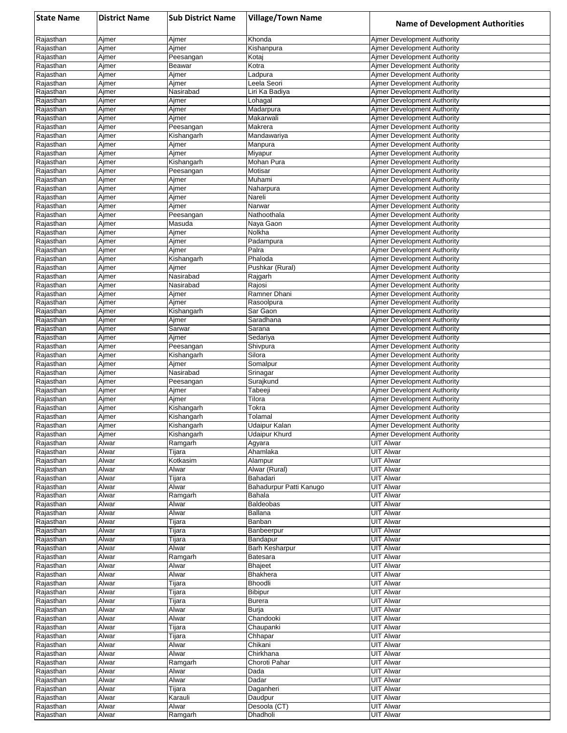| State Name | District Name | Sub District Name | Village/Town Name | Name of Development Authorities |
|---|---|---|---|---|
| Rajasthan | Ajmer | Ajmer | Khonda | Ajmer Development Authority |
| Rajasthan | Ajmer | Ajmer | Kishanpura | Ajmer Development Authority |
| Rajasthan | Ajmer | Peesangan | Kotaj | Ajmer Development Authority |
| Rajasthan | Ajmer | Beawar | Kotra | Ajmer Development Authority |
| Rajasthan | Ajmer | Ajmer | Ladpura | Ajmer Development Authority |
| Rajasthan | Ajmer | Ajmer | Leela Seori | Ajmer Development Authority |
| Rajasthan | Ajmer | Nasirabad | Liri Ka Badiya | Ajmer Development Authority |
| Rajasthan | Ajmer | Ajmer | Lohagal | Ajmer Development Authority |
| Rajasthan | Ajmer | Ajmer | Madarpura | Ajmer Development Authority |
| Rajasthan | Ajmer | Ajmer | Makarwali | Ajmer Development Authority |
| Rajasthan | Ajmer | Peesangan | Makrera | Ajmer Development Authority |
| Rajasthan | Ajmer | Kishangarh | Mandawariya | Ajmer Development Authority |
| Rajasthan | Ajmer | Ajmer | Manpura | Ajmer Development Authority |
| Rajasthan | Ajmer | Ajmer | Miyapur | Ajmer Development Authority |
| Rajasthan | Ajmer | Kishangarh | Mohan Pura | Ajmer Development Authority |
| Rajasthan | Ajmer | Peesangan | Motisar | Ajmer Development Authority |
| Rajasthan | Ajmer | Ajmer | Muhami | Ajmer Development Authority |
| Rajasthan | Ajmer | Ajmer | Naharpura | Ajmer Development Authority |
| Rajasthan | Ajmer | Ajmer | Nareli | Ajmer Development Authority |
| Rajasthan | Ajmer | Ajmer | Narwar | Ajmer Development Authority |
| Rajasthan | Ajmer | Peesangan | Nathoothala | Ajmer Development Authority |
| Rajasthan | Ajmer | Masuda | Naya Gaon | Ajmer Development Authority |
| Rajasthan | Ajmer | Ajmer | Nolkha | Ajmer Development Authority |
| Rajasthan | Ajmer | Ajmer | Padampura | Ajmer Development Authority |
| Rajasthan | Ajmer | Ajmer | Palra | Ajmer Development Authority |
| Rajasthan | Ajmer | Kishangarh | Phaloda | Ajmer Development Authority |
| Rajasthan | Ajmer | Ajmer | Pushkar (Rural) | Ajmer Development Authority |
| Rajasthan | Ajmer | Nasirabad | Rajgarh | Ajmer Development Authority |
| Rajasthan | Ajmer | Nasirabad | Rajosi | Ajmer Development Authority |
| Rajasthan | Ajmer | Ajmer | Ramner Dhani | Ajmer Development Authority |
| Rajasthan | Ajmer | Ajmer | Rasoolpura | Ajmer Development Authority |
| Rajasthan | Ajmer | Kishangarh | Sar Gaon | Ajmer Development Authority |
| Rajasthan | Ajmer | Ajmer | Saradhana | Ajmer Development Authority |
| Rajasthan | Ajmer | Sarwar | Sarana | Ajmer Development Authority |
| Rajasthan | Ajmer | Ajmer | Sedariya | Ajmer Development Authority |
| Rajasthan | Ajmer | Peesangan | Shivpura | Ajmer Development Authority |
| Rajasthan | Ajmer | Kishangarh | Silora | Ajmer Development Authority |
| Rajasthan | Ajmer | Ajmer | Somalpur | Ajmer Development Authority |
| Rajasthan | Ajmer | Nasirabad | Srinagar | Ajmer Development Authority |
| Rajasthan | Ajmer | Peesangan | Surajkund | Ajmer Development Authority |
| Rajasthan | Ajmer | Ajmer | Tabeeji | Ajmer Development Authority |
| Rajasthan | Ajmer | Ajmer | Tilora | Ajmer Development Authority |
| Rajasthan | Ajmer | Kishangarh | Tokra | Ajmer Development Authority |
| Rajasthan | Ajmer | Kishangarh | Tolamal | Ajmer Development Authority |
| Rajasthan | Ajmer | Kishangarh | Udaipur Kalan | Ajmer Development Authority |
| Rajasthan | Ajmer | Kishangarh | Udaipur Khurd | Ajmer Development Authority |
| Rajasthan | Alwar | Ramgarh | Agyara | UIT Alwar |
| Rajasthan | Alwar | Tijara | Ahamlaka | UIT Alwar |
| Rajasthan | Alwar | Kotkasim | Alampur | UIT Alwar |
| Rajasthan | Alwar | Alwar | Alwar (Rural) | UIT Alwar |
| Rajasthan | Alwar | Tijara | Bahadari | UIT Alwar |
| Rajasthan | Alwar | Alwar | Bahadurpur Patti Kanugo | UIT Alwar |
| Rajasthan | Alwar | Ramgarh | Bahala | UIT Alwar |
| Rajasthan | Alwar | Alwar | Baldeobas | UIT Alwar |
| Rajasthan | Alwar | Alwar | Ballana | UIT Alwar |
| Rajasthan | Alwar | Tijara | Banban | UIT Alwar |
| Rajasthan | Alwar | Tijara | Banbeerpur | UIT Alwar |
| Rajasthan | Alwar | Tijara | Bandapur | UIT Alwar |
| Rajasthan | Alwar | Alwar | Barh Kesharpur | UIT Alwar |
| Rajasthan | Alwar | Ramgarh | Batesara | UIT Alwar |
| Rajasthan | Alwar | Alwar | Bhajeet | UIT Alwar |
| Rajasthan | Alwar | Alwar | Bhakhera | UIT Alwar |
| Rajasthan | Alwar | Tijara | Bhoodli | UIT Alwar |
| Rajasthan | Alwar | Tijara | Bibipur | UIT Alwar |
| Rajasthan | Alwar | Tijara | Burera | UIT Alwar |
| Rajasthan | Alwar | Alwar | Burja | UIT Alwar |
| Rajasthan | Alwar | Alwar | Chandooki | UIT Alwar |
| Rajasthan | Alwar | Tijara | Chaupanki | UIT Alwar |
| Rajasthan | Alwar | Tijara | Chhapar | UIT Alwar |
| Rajasthan | Alwar | Alwar | Chikani | UIT Alwar |
| Rajasthan | Alwar | Alwar | Chirkhana | UIT Alwar |
| Rajasthan | Alwar | Ramgarh | Choroti Pahar | UIT Alwar |
| Rajasthan | Alwar | Alwar | Dada | UIT Alwar |
| Rajasthan | Alwar | Alwar | Dadar | UIT Alwar |
| Rajasthan | Alwar | Tijara | Daganheri | UIT Alwar |
| Rajasthan | Alwar | Karauli | Daudpur | UIT Alwar |
| Rajasthan | Alwar | Alwar | Desoola (CT) | UIT Alwar |
| Rajasthan | Alwar | Ramgarh | Dhadholi | UIT Alwar |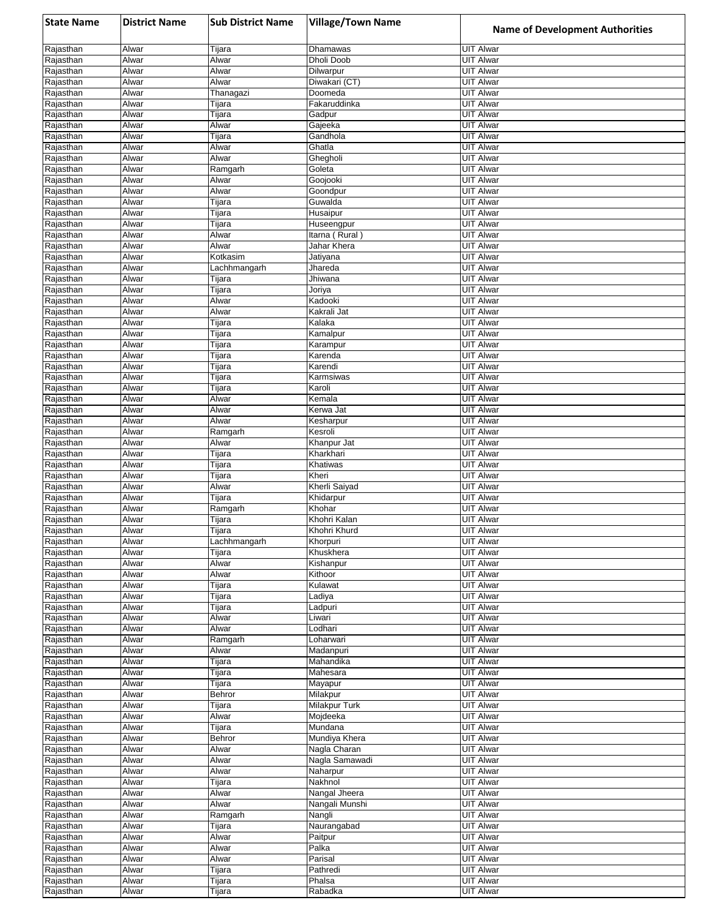| State Name | District Name | Sub District Name | Village/Town Name | Name of Development Authorities |
|---|---|---|---|---|
| Rajasthan | Alwar | Tijara | Dhamawas | UIT Alwar |
| Rajasthan | Alwar | Alwar | Dholi Doob | UIT Alwar |
| Rajasthan | Alwar | Alwar | Dilwarpur | UIT Alwar |
| Rajasthan | Alwar | Alwar | Diwakari (CT) | UIT Alwar |
| Rajasthan | Alwar | Thanagazi | Doomeda | UIT Alwar |
| Rajasthan | Alwar | Tijara | Fakaruddinka | UIT Alwar |
| Rajasthan | Alwar | Tijara | Gadpur | UIT Alwar |
| Rajasthan | Alwar | Alwar | Gajeeka | UIT Alwar |
| Rajasthan | Alwar | Tijara | Gandhola | UIT Alwar |
| Rajasthan | Alwar | Alwar | Ghatla | UIT Alwar |
| Rajasthan | Alwar | Alwar | Ghegholi | UIT Alwar |
| Rajasthan | Alwar | Ramgarh | Goleta | UIT Alwar |
| Rajasthan | Alwar | Alwar | Goojooki | UIT Alwar |
| Rajasthan | Alwar | Alwar | Goondpur | UIT Alwar |
| Rajasthan | Alwar | Tijara | Guwalda | UIT Alwar |
| Rajasthan | Alwar | Tijara | Husaipur | UIT Alwar |
| Rajasthan | Alwar | Tijara | Huseengpur | UIT Alwar |
| Rajasthan | Alwar | Alwar | Itarna ( Rural ) | UIT Alwar |
| Rajasthan | Alwar | Alwar | Jahar Khera | UIT Alwar |
| Rajasthan | Alwar | Kotkasim | Jatiyana | UIT Alwar |
| Rajasthan | Alwar | Lachhmangarh | Jhareda | UIT Alwar |
| Rajasthan | Alwar | Tijara | Jhiwana | UIT Alwar |
| Rajasthan | Alwar | Tijara | Joriya | UIT Alwar |
| Rajasthan | Alwar | Alwar | Kadooki | UIT Alwar |
| Rajasthan | Alwar | Alwar | Kakrali Jat | UIT Alwar |
| Rajasthan | Alwar | Tijara | Kalaka | UIT Alwar |
| Rajasthan | Alwar | Tijara | Kamalpur | UIT Alwar |
| Rajasthan | Alwar | Tijara | Karampur | UIT Alwar |
| Rajasthan | Alwar | Tijara | Karenda | UIT Alwar |
| Rajasthan | Alwar | Tijara | Karendi | UIT Alwar |
| Rajasthan | Alwar | Tijara | Karmsiwas | UIT Alwar |
| Rajasthan | Alwar | Tijara | Karoli | UIT Alwar |
| Rajasthan | Alwar | Alwar | Kemala | UIT Alwar |
| Rajasthan | Alwar | Alwar | Kerwa Jat | UIT Alwar |
| Rajasthan | Alwar | Alwar | Kesharpur | UIT Alwar |
| Rajasthan | Alwar | Ramgarh | Kesroli | UIT Alwar |
| Rajasthan | Alwar | Alwar | Khanpur Jat | UIT Alwar |
| Rajasthan | Alwar | Tijara | Kharkhari | UIT Alwar |
| Rajasthan | Alwar | Tijara | Khatiwas | UIT Alwar |
| Rajasthan | Alwar | Tijara | Kheri | UIT Alwar |
| Rajasthan | Alwar | Alwar | Kherli Saiyad | UIT Alwar |
| Rajasthan | Alwar | Tijara | Khidarpur | UIT Alwar |
| Rajasthan | Alwar | Ramgarh | Khohar | UIT Alwar |
| Rajasthan | Alwar | Tijara | Khohri Kalan | UIT Alwar |
| Rajasthan | Alwar | Tijara | Khohri Khurd | UIT Alwar |
| Rajasthan | Alwar | Lachhmangarh | Khorpuri | UIT Alwar |
| Rajasthan | Alwar | Tijara | Khuskhera | UIT Alwar |
| Rajasthan | Alwar | Alwar | Kishanpur | UIT Alwar |
| Rajasthan | Alwar | Alwar | Kithoor | UIT Alwar |
| Rajasthan | Alwar | Tijara | Kulawat | UIT Alwar |
| Rajasthan | Alwar | Tijara | Ladiya | UIT Alwar |
| Rajasthan | Alwar | Tijara | Ladpuri | UIT Alwar |
| Rajasthan | Alwar | Alwar | Liwari | UIT Alwar |
| Rajasthan | Alwar | Alwar | Lodhari | UIT Alwar |
| Rajasthan | Alwar | Ramgarh | Loharwari | UIT Alwar |
| Rajasthan | Alwar | Alwar | Madanpuri | UIT Alwar |
| Rajasthan | Alwar | Tijara | Mahandika | UIT Alwar |
| Rajasthan | Alwar | Tijara | Mahesara | UIT Alwar |
| Rajasthan | Alwar | Tijara | Mayapur | UIT Alwar |
| Rajasthan | Alwar | Behror | Milakpur | UIT Alwar |
| Rajasthan | Alwar | Tijara | Milakpur Turk | UIT Alwar |
| Rajasthan | Alwar | Alwar | Mojdeeka | UIT Alwar |
| Rajasthan | Alwar | Tijara | Mundana | UIT Alwar |
| Rajasthan | Alwar | Behror | Mundiya Khera | UIT Alwar |
| Rajasthan | Alwar | Alwar | Nagla Charan | UIT Alwar |
| Rajasthan | Alwar | Alwar | Nagla Samawadi | UIT Alwar |
| Rajasthan | Alwar | Alwar | Naharpur | UIT Alwar |
| Rajasthan | Alwar | Tijara | Nakhnol | UIT Alwar |
| Rajasthan | Alwar | Alwar | Nangal Jheera | UIT Alwar |
| Rajasthan | Alwar | Alwar | Nangali Munshi | UIT Alwar |
| Rajasthan | Alwar | Ramgarh | Nangli | UIT Alwar |
| Rajasthan | Alwar | Tijara | Naurangabad | UIT Alwar |
| Rajasthan | Alwar | Alwar | Paitpur | UIT Alwar |
| Rajasthan | Alwar | Alwar | Palka | UIT Alwar |
| Rajasthan | Alwar | Alwar | Parisal | UIT Alwar |
| Rajasthan | Alwar | Tijara | Pathredi | UIT Alwar |
| Rajasthan | Alwar | Tijara | Phalsa | UIT Alwar |
| Rajasthan | Alwar | Tijara | Rabadka | UIT Alwar |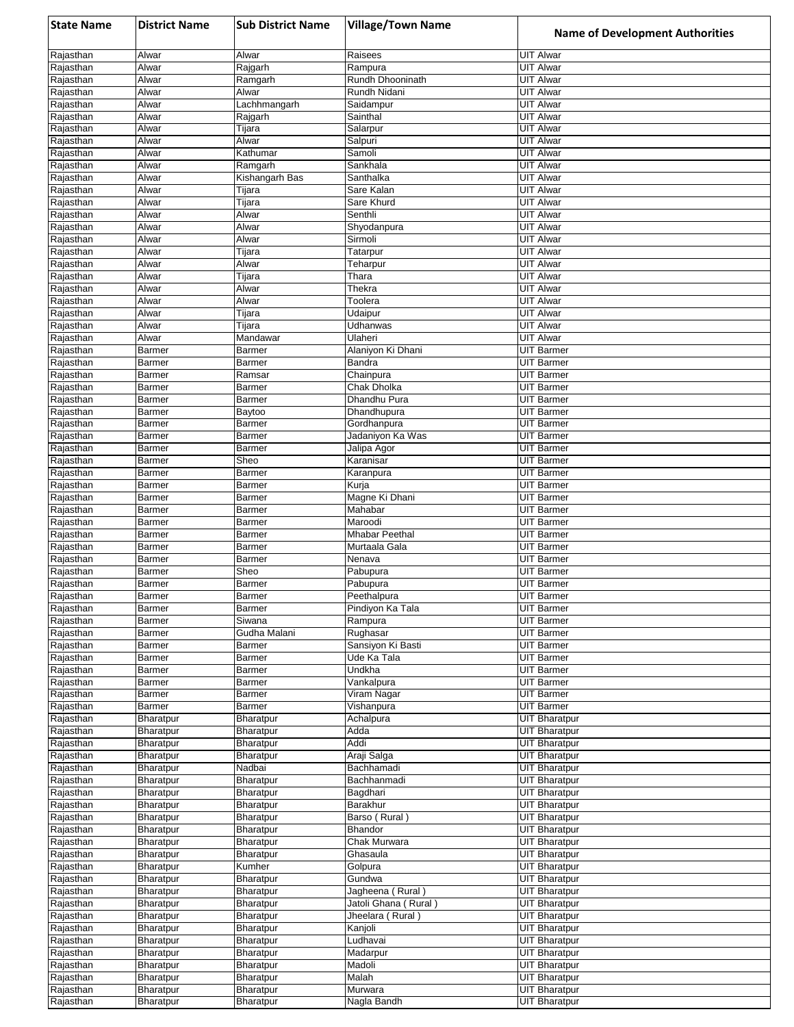| State Name | District Name | Sub District Name | Village/Town Name | Name of Development Authorities |
|---|---|---|---|---|
| Rajasthan | Alwar | Alwar | Raisees | UIT Alwar |
| Rajasthan | Alwar | Rajgarh | Rampura | UIT Alwar |
| Rajasthan | Alwar | Ramgarh | Rundh Dhooninath | UIT Alwar |
| Rajasthan | Alwar | Alwar | Rundh Nidani | UIT Alwar |
| Rajasthan | Alwar | Lachhmangarh | Saidampur | UIT Alwar |
| Rajasthan | Alwar | Rajgarh | Sainthal | UIT Alwar |
| Rajasthan | Alwar | Tijara | Salarpur | UIT Alwar |
| Rajasthan | Alwar | Alwar | Salpuri | UIT Alwar |
| Rajasthan | Alwar | Kathumar | Samoli | UIT Alwar |
| Rajasthan | Alwar | Ramgarh | Sankhala | UIT Alwar |
| Rajasthan | Alwar | Kishangarh Bas | Santhalka | UIT Alwar |
| Rajasthan | Alwar | Tijara | Sare Kalan | UIT Alwar |
| Rajasthan | Alwar | Tijara | Sare Khurd | UIT Alwar |
| Rajasthan | Alwar | Alwar | Senthli | UIT Alwar |
| Rajasthan | Alwar | Alwar | Shyodanpura | UIT Alwar |
| Rajasthan | Alwar | Alwar | Sirmoli | UIT Alwar |
| Rajasthan | Alwar | Tijara | Tatarpur | UIT Alwar |
| Rajasthan | Alwar | Alwar | Teharpur | UIT Alwar |
| Rajasthan | Alwar | Tijara | Thara | UIT Alwar |
| Rajasthan | Alwar | Alwar | Thekra | UIT Alwar |
| Rajasthan | Alwar | Alwar | Toolera | UIT Alwar |
| Rajasthan | Alwar | Tijara | Udaipur | UIT Alwar |
| Rajasthan | Alwar | Tijara | Udhanwas | UIT Alwar |
| Rajasthan | Alwar | Mandawar | Ulaheri | UIT Alwar |
| Rajasthan | Barmer | Barmer | Alaniyon Ki Dhani | UIT Barmer |
| Rajasthan | Barmer | Barmer | Bandra | UIT Barmer |
| Rajasthan | Barmer | Ramsar | Chainpura | UIT Barmer |
| Rajasthan | Barmer | Barmer | Chak Dholka | UIT Barmer |
| Rajasthan | Barmer | Barmer | Dhandhu Pura | UIT Barmer |
| Rajasthan | Barmer | Baytoo | Dhandhupura | UIT Barmer |
| Rajasthan | Barmer | Barmer | Gordhanpura | UIT Barmer |
| Rajasthan | Barmer | Barmer | Jadaniyon Ka Was | UIT Barmer |
| Rajasthan | Barmer | Barmer | Jalipa Agor | UIT Barmer |
| Rajasthan | Barmer | Sheo | Karanisar | UIT Barmer |
| Rajasthan | Barmer | Barmer | Karanpura | UIT Barmer |
| Rajasthan | Barmer | Barmer | Kurja | UIT Barmer |
| Rajasthan | Barmer | Barmer | Magne Ki Dhani | UIT Barmer |
| Rajasthan | Barmer | Barmer | Mahabar | UIT Barmer |
| Rajasthan | Barmer | Barmer | Maroodi | UIT Barmer |
| Rajasthan | Barmer | Barmer | Mhabar Peethal | UIT Barmer |
| Rajasthan | Barmer | Barmer | Murtaala Gala | UIT Barmer |
| Rajasthan | Barmer | Barmer | Nenava | UIT Barmer |
| Rajasthan | Barmer | Sheo | Pabupura | UIT Barmer |
| Rajasthan | Barmer | Barmer | Pabupura | UIT Barmer |
| Rajasthan | Barmer | Barmer | Peethalpura | UIT Barmer |
| Rajasthan | Barmer | Barmer | Pindiyon Ka Tala | UIT Barmer |
| Rajasthan | Barmer | Siwana | Rampura | UIT Barmer |
| Rajasthan | Barmer | Gudha Malani | Rughasar | UIT Barmer |
| Rajasthan | Barmer | Barmer | Sansiyon Ki Basti | UIT Barmer |
| Rajasthan | Barmer | Barmer | Ude Ka Tala | UIT Barmer |
| Rajasthan | Barmer | Barmer | Undkha | UIT Barmer |
| Rajasthan | Barmer | Barmer | Vankalpura | UIT Barmer |
| Rajasthan | Barmer | Barmer | Viram Nagar | UIT Barmer |
| Rajasthan | Barmer | Barmer | Vishanpura | UIT Barmer |
| Rajasthan | Bharatpur | Bharatpur | Achalpura | UIT Bharatpur |
| Rajasthan | Bharatpur | Bharatpur | Adda | UIT Bharatpur |
| Rajasthan | Bharatpur | Bharatpur | Addi | UIT Bharatpur |
| Rajasthan | Bharatpur | Bharatpur | Araji Salga | UIT Bharatpur |
| Rajasthan | Bharatpur | Nadbai | Bachhamadi | UIT Bharatpur |
| Rajasthan | Bharatpur | Bharatpur | Bachhanmadi | UIT Bharatpur |
| Rajasthan | Bharatpur | Bharatpur | Bagdhari | UIT Bharatpur |
| Rajasthan | Bharatpur | Bharatpur | Barakhur | UIT Bharatpur |
| Rajasthan | Bharatpur | Bharatpur | Barso ( Rural ) | UIT Bharatpur |
| Rajasthan | Bharatpur | Bharatpur | Bhandor | UIT Bharatpur |
| Rajasthan | Bharatpur | Bharatpur | Chak Murwara | UIT Bharatpur |
| Rajasthan | Bharatpur | Bharatpur | Ghasaula | UIT Bharatpur |
| Rajasthan | Bharatpur | Kumher | Golpura | UIT Bharatpur |
| Rajasthan | Bharatpur | Bharatpur | Gundwa | UIT Bharatpur |
| Rajasthan | Bharatpur | Bharatpur | Jagheena ( Rural ) | UIT Bharatpur |
| Rajasthan | Bharatpur | Bharatpur | Jatoli Ghana ( Rural ) | UIT Bharatpur |
| Rajasthan | Bharatpur | Bharatpur | Jheelara ( Rural ) | UIT Bharatpur |
| Rajasthan | Bharatpur | Bharatpur | Kanjoli | UIT Bharatpur |
| Rajasthan | Bharatpur | Bharatpur | Ludhavai | UIT Bharatpur |
| Rajasthan | Bharatpur | Bharatpur | Madarpur | UIT Bharatpur |
| Rajasthan | Bharatpur | Bharatpur | Madoli | UIT Bharatpur |
| Rajasthan | Bharatpur | Bharatpur | Malah | UIT Bharatpur |
| Rajasthan | Bharatpur | Bharatpur | Murwara | UIT Bharatpur |
| Rajasthan | Bharatpur | Bharatpur | Nagla Bandh | UIT Bharatpur |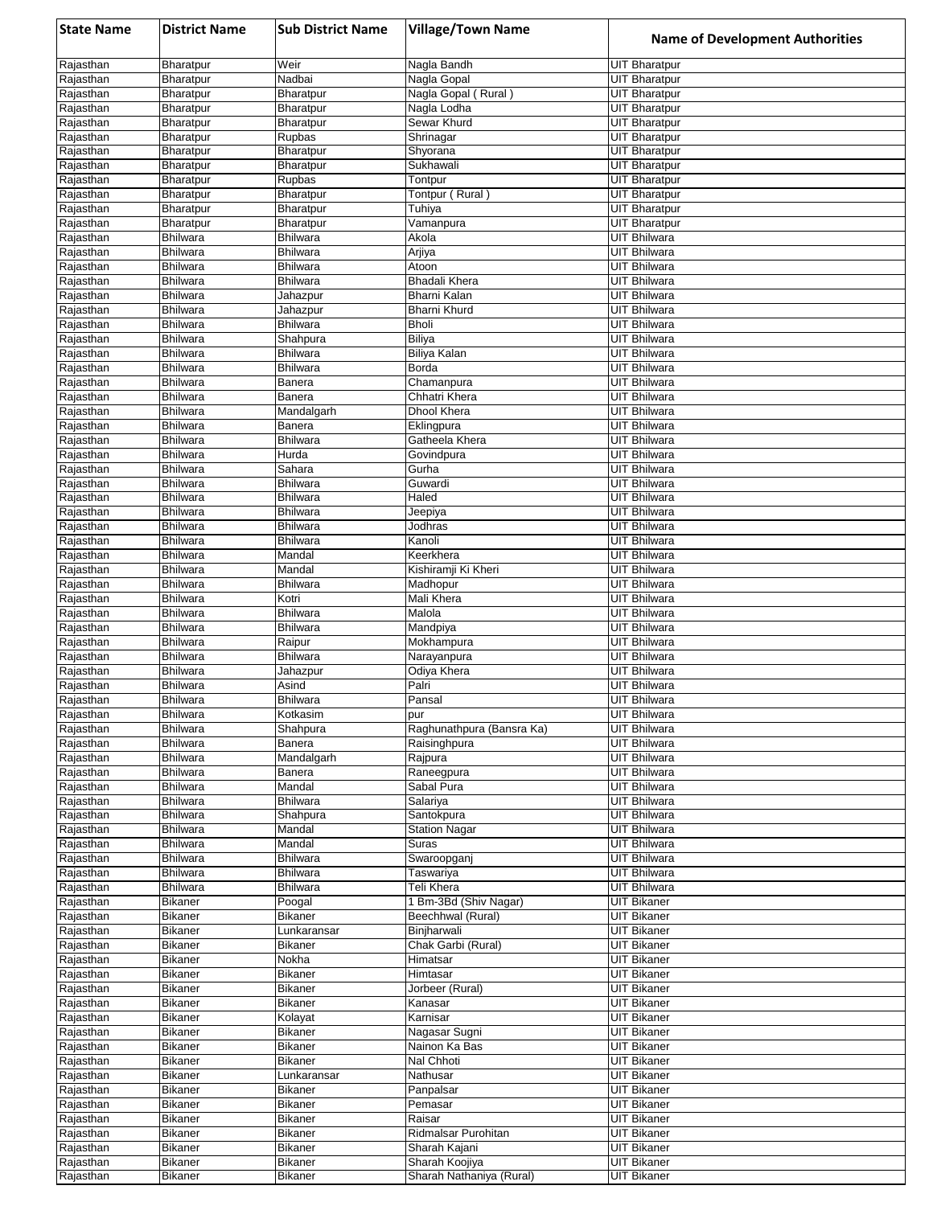| State Name | District Name | Sub District Name | Village/Town Name | Name of Development Authorities |
|---|---|---|---|---|
| Rajasthan | Bharatpur | Weir | Nagla Bandh | UIT Bharatpur |
| Rajasthan | Bharatpur | Nadbai | Nagla Gopal | UIT Bharatpur |
| Rajasthan | Bharatpur | Bharatpur | Nagla Gopal ( Rural ) | UIT Bharatpur |
| Rajasthan | Bharatpur | Bharatpur | Nagla Lodha | UIT Bharatpur |
| Rajasthan | Bharatpur | Bharatpur | Sewar Khurd | UIT Bharatpur |
| Rajasthan | Bharatpur | Rupbas | Shrinagar | UIT Bharatpur |
| Rajasthan | Bharatpur | Bharatpur | Shyorana | UIT Bharatpur |
| Rajasthan | Bharatpur | Bharatpur | Sukhawali | UIT Bharatpur |
| Rajasthan | Bharatpur | Rupbas | Tontpur | UIT Bharatpur |
| Rajasthan | Bharatpur | Bharatpur | Tontpur ( Rural ) | UIT Bharatpur |
| Rajasthan | Bharatpur | Bharatpur | Tuhiya | UIT Bharatpur |
| Rajasthan | Bharatpur | Bharatpur | Vamanpura | UIT Bharatpur |
| Rajasthan | Bhilwara | Bhilwara | Akola | UIT Bhilwara |
| Rajasthan | Bhilwara | Bhilwara | Arjiya | UIT Bhilwara |
| Rajasthan | Bhilwara | Bhilwara | Atoon | UIT Bhilwara |
| Rajasthan | Bhilwara | Bhilwara | Bhadali Khera | UIT Bhilwara |
| Rajasthan | Bhilwara | Jahazpur | Bharni Kalan | UIT Bhilwara |
| Rajasthan | Bhilwara | Jahazpur | Bharni Khurd | UIT Bhilwara |
| Rajasthan | Bhilwara | Bhilwara | Bholi | UIT Bhilwara |
| Rajasthan | Bhilwara | Shahpura | Biliya | UIT Bhilwara |
| Rajasthan | Bhilwara | Bhilwara | Biliya Kalan | UIT Bhilwara |
| Rajasthan | Bhilwara | Bhilwara | Borda | UIT Bhilwara |
| Rajasthan | Bhilwara | Banera | Chamanpura | UIT Bhilwara |
| Rajasthan | Bhilwara | Banera | Chhatri Khera | UIT Bhilwara |
| Rajasthan | Bhilwara | Mandalgarh | Dhool Khera | UIT Bhilwara |
| Rajasthan | Bhilwara | Banera | Eklingpura | UIT Bhilwara |
| Rajasthan | Bhilwara | Bhilwara | Gatheela Khera | UIT Bhilwara |
| Rajasthan | Bhilwara | Hurda | Govindpura | UIT Bhilwara |
| Rajasthan | Bhilwara | Sahara | Gurha | UIT Bhilwara |
| Rajasthan | Bhilwara | Bhilwara | Guwardi | UIT Bhilwara |
| Rajasthan | Bhilwara | Bhilwara | Haled | UIT Bhilwara |
| Rajasthan | Bhilwara | Bhilwara | Jeepiya | UIT Bhilwara |
| Rajasthan | Bhilwara | Bhilwara | Jodhras | UIT Bhilwara |
| Rajasthan | Bhilwara | Bhilwara | Kanoli | UIT Bhilwara |
| Rajasthan | Bhilwara | Mandal | Keerkhera | UIT Bhilwara |
| Rajasthan | Bhilwara | Mandal | Kishiramji Ki Kheri | UIT Bhilwara |
| Rajasthan | Bhilwara | Bhilwara | Madhopur | UIT Bhilwara |
| Rajasthan | Bhilwara | Kotri | Mali Khera | UIT Bhilwara |
| Rajasthan | Bhilwara | Bhilwara | Malola | UIT Bhilwara |
| Rajasthan | Bhilwara | Bhilwara | Mandpiya | UIT Bhilwara |
| Rajasthan | Bhilwara | Raipur | Mokhampura | UIT Bhilwara |
| Rajasthan | Bhilwara | Bhilwara | Narayanpura | UIT Bhilwara |
| Rajasthan | Bhilwara | Jahazpur | Odiya Khera | UIT Bhilwara |
| Rajasthan | Bhilwara | Asind | Palri | UIT Bhilwara |
| Rajasthan | Bhilwara | Bhilwara | Pansal | UIT Bhilwara |
| Rajasthan | Bhilwara | Kotkasim | pur | UIT Bhilwara |
| Rajasthan | Bhilwara | Shahpura | Raghunathpura (Bansra Ka) | UIT Bhilwara |
| Rajasthan | Bhilwara | Banera | Raisinghpura | UIT Bhilwara |
| Rajasthan | Bhilwara | Mandalgarh | Rajpura | UIT Bhilwara |
| Rajasthan | Bhilwara | Banera | Raneegpura | UIT Bhilwara |
| Rajasthan | Bhilwara | Mandal | Sabal Pura | UIT Bhilwara |
| Rajasthan | Bhilwara | Bhilwara | Salariya | UIT Bhilwara |
| Rajasthan | Bhilwara | Shahpura | Santokpura | UIT Bhilwara |
| Rajasthan | Bhilwara | Mandal | Station Nagar | UIT Bhilwara |
| Rajasthan | Bhilwara | Mandal | Suras | UIT Bhilwara |
| Rajasthan | Bhilwara | Bhilwara | Swaroopganj | UIT Bhilwara |
| Rajasthan | Bhilwara | Bhilwara | Taswariya | UIT Bhilwara |
| Rajasthan | Bhilwara | Bhilwara | Teli Khera | UIT Bhilwara |
| Rajasthan | Bikaner | Poogal | 1 Bm-3Bd (Shiv Nagar) | UIT Bikaner |
| Rajasthan | Bikaner | Bikaner | Beechhwal (Rural) | UIT Bikaner |
| Rajasthan | Bikaner | Lunkaransar | Binjharwali | UIT Bikaner |
| Rajasthan | Bikaner | Bikaner | Chak Garbi (Rural) | UIT Bikaner |
| Rajasthan | Bikaner | Nokha | Himatsar | UIT Bikaner |
| Rajasthan | Bikaner | Bikaner | Himtasar | UIT Bikaner |
| Rajasthan | Bikaner | Bikaner | Jorbeer (Rural) | UIT Bikaner |
| Rajasthan | Bikaner | Bikaner | Kanasar | UIT Bikaner |
| Rajasthan | Bikaner | Kolayat | Karnisar | UIT Bikaner |
| Rajasthan | Bikaner | Bikaner | Nagasar Sugni | UIT Bikaner |
| Rajasthan | Bikaner | Bikaner | Nainon Ka Bas | UIT Bikaner |
| Rajasthan | Bikaner | Bikaner | Nal Chhoti | UIT Bikaner |
| Rajasthan | Bikaner | Lunkaransar | Nathusar | UIT Bikaner |
| Rajasthan | Bikaner | Bikaner | Panpalsar | UIT Bikaner |
| Rajasthan | Bikaner | Bikaner | Pemasar | UIT Bikaner |
| Rajasthan | Bikaner | Bikaner | Raisar | UIT Bikaner |
| Rajasthan | Bikaner | Bikaner | Ridmalsar Purohitan | UIT Bikaner |
| Rajasthan | Bikaner | Bikaner | Sharah Kajani | UIT Bikaner |
| Rajasthan | Bikaner | Bikaner | Sharah Koojiya | UIT Bikaner |
| Rajasthan | Bikaner | Bikaner | Sharah Nathaniya (Rural) | UIT Bikaner |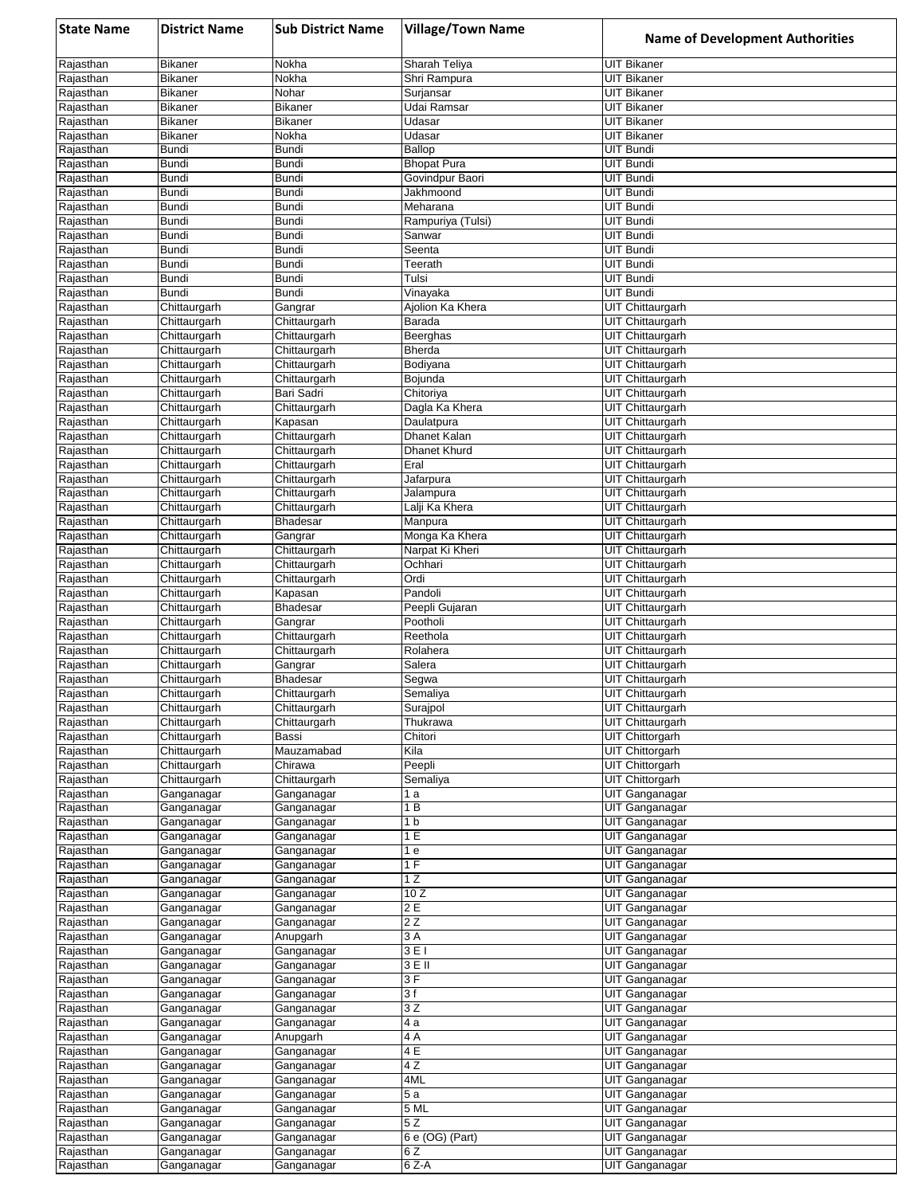| State Name | District Name | Sub District Name | Village/Town Name | Name of Development Authorities |
|---|---|---|---|---|
| Rajasthan | Bikaner | Nokha | Sharah Teliya | UIT Bikaner |
| Rajasthan | Bikaner | Nokha | Shri Rampura | UIT Bikaner |
| Rajasthan | Bikaner | Nohar | Surjansar | UIT Bikaner |
| Rajasthan | Bikaner | Bikaner | Udai Ramsar | UIT Bikaner |
| Rajasthan | Bikaner | Bikaner | Udasar | UIT Bikaner |
| Rajasthan | Bikaner | Nokha | Udasar | UIT Bikaner |
| Rajasthan | Bundi | Bundi | Ballop | UIT Bundi |
| Rajasthan | Bundi | Bundi | Bhopat Pura | UIT Bundi |
| Rajasthan | Bundi | Bundi | Govindpur Baori | UIT Bundi |
| Rajasthan | Bundi | Bundi | Jakhmoond | UIT Bundi |
| Rajasthan | Bundi | Bundi | Meharana | UIT Bundi |
| Rajasthan | Bundi | Bundi | Rampuriya (Tulsi) | UIT Bundi |
| Rajasthan | Bundi | Bundi | Sanwar | UIT Bundi |
| Rajasthan | Bundi | Bundi | Seenta | UIT Bundi |
| Rajasthan | Bundi | Bundi | Teerath | UIT Bundi |
| Rajasthan | Bundi | Bundi | Tulsi | UIT Bundi |
| Rajasthan | Bundi | Bundi | Vinayaka | UIT Bundi |
| Rajasthan | Chittaurgarh | Gangrar | Ajolion Ka Khera | UIT Chittaurgarh |
| Rajasthan | Chittaurgarh | Chittaurgarh | Barada | UIT Chittaurgarh |
| Rajasthan | Chittaurgarh | Chittaurgarh | Beerghas | UIT Chittaurgarh |
| Rajasthan | Chittaurgarh | Chittaurgarh | Bherda | UIT Chittaurgarh |
| Rajasthan | Chittaurgarh | Chittaurgarh | Bodiyana | UIT Chittaurgarh |
| Rajasthan | Chittaurgarh | Chittaurgarh | Bojunda | UIT Chittaurgarh |
| Rajasthan | Chittaurgarh | Bari Sadri | Chitoriya | UIT Chittaurgarh |
| Rajasthan | Chittaurgarh | Chittaurgarh | Dagla Ka Khera | UIT Chittaurgarh |
| Rajasthan | Chittaurgarh | Kapasan | Daulatpura | UIT Chittaurgarh |
| Rajasthan | Chittaurgarh | Chittaurgarh | Dhanet Kalan | UIT Chittaurgarh |
| Rajasthan | Chittaurgarh | Chittaurgarh | Dhanet Khurd | UIT Chittaurgarh |
| Rajasthan | Chittaurgarh | Chittaurgarh | Eral | UIT Chittaurgarh |
| Rajasthan | Chittaurgarh | Chittaurgarh | Jafarpura | UIT Chittaurgarh |
| Rajasthan | Chittaurgarh | Chittaurgarh | Jalampura | UIT Chittaurgarh |
| Rajasthan | Chittaurgarh | Chittaurgarh | Lalji Ka Khera | UIT Chittaurgarh |
| Rajasthan | Chittaurgarh | Bhadesar | Manpura | UIT Chittaurgarh |
| Rajasthan | Chittaurgarh | Gangrar | Monga Ka Khera | UIT Chittaurgarh |
| Rajasthan | Chittaurgarh | Chittaurgarh | Narpat Ki Kheri | UIT Chittaurgarh |
| Rajasthan | Chittaurgarh | Chittaurgarh | Ochhari | UIT Chittaurgarh |
| Rajasthan | Chittaurgarh | Chittaurgarh | Ordi | UIT Chittaurgarh |
| Rajasthan | Chittaurgarh | Kapasan | Pandoli | UIT Chittaurgarh |
| Rajasthan | Chittaurgarh | Bhadesar | Peepli Gujaran | UIT Chittaurgarh |
| Rajasthan | Chittaurgarh | Gangrar | Pootholi | UIT Chittaurgarh |
| Rajasthan | Chittaurgarh | Chittaurgarh | Reethola | UIT Chittaurgarh |
| Rajasthan | Chittaurgarh | Chittaurgarh | Rolahera | UIT Chittaurgarh |
| Rajasthan | Chittaurgarh | Gangrar | Salera | UIT Chittaurgarh |
| Rajasthan | Chittaurgarh | Bhadesar | Segwa | UIT Chittaurgarh |
| Rajasthan | Chittaurgarh | Chittaurgarh | Semaliya | UIT Chittaurgarh |
| Rajasthan | Chittaurgarh | Chittaurgarh | Surajpol | UIT Chittaurgarh |
| Rajasthan | Chittaurgarh | Chittaurgarh | Thukrawa | UIT Chittaurgarh |
| Rajasthan | Chittaurgarh | Bassi | Chitori | UIT Chittorgarh |
| Rajasthan | Chittaurgarh | Mauzamabad | Kila | UIT Chittorgarh |
| Rajasthan | Chittaurgarh | Chirawa | Peepli | UIT Chittorgarh |
| Rajasthan | Chittaurgarh | Chittaurgarh | Semaliya | UIT Chittorgarh |
| Rajasthan | Ganganagar | Ganganagar | 1 a | UIT Ganganagar |
| Rajasthan | Ganganagar | Ganganagar | 1 B | UIT Ganganagar |
| Rajasthan | Ganganagar | Ganganagar | 1 b | UIT Ganganagar |
| Rajasthan | Ganganagar | Ganganagar | 1 E | UIT Ganganagar |
| Rajasthan | Ganganagar | Ganganagar | 1 e | UIT Ganganagar |
| Rajasthan | Ganganagar | Ganganagar | 1 F | UIT Ganganagar |
| Rajasthan | Ganganagar | Ganganagar | 1 Z | UIT Ganganagar |
| Rajasthan | Ganganagar | Ganganagar | 10 Z | UIT Ganganagar |
| Rajasthan | Ganganagar | Ganganagar | 2 E | UIT Ganganagar |
| Rajasthan | Ganganagar | Ganganagar | 2 Z | UIT Ganganagar |
| Rajasthan | Ganganagar | Anupgarh | 3 A | UIT Ganganagar |
| Rajasthan | Ganganagar | Ganganagar | 3 E I | UIT Ganganagar |
| Rajasthan | Ganganagar | Ganganagar | 3 E II | UIT Ganganagar |
| Rajasthan | Ganganagar | Ganganagar | 3 F | UIT Ganganagar |
| Rajasthan | Ganganagar | Ganganagar | 3 f | UIT Ganganagar |
| Rajasthan | Ganganagar | Ganganagar | 3 Z | UIT Ganganagar |
| Rajasthan | Ganganagar | Ganganagar | 4 a | UIT Ganganagar |
| Rajasthan | Ganganagar | Anupgarh | 4 A | UIT Ganganagar |
| Rajasthan | Ganganagar | Ganganagar | 4 E | UIT Ganganagar |
| Rajasthan | Ganganagar | Ganganagar | 4 Z | UIT Ganganagar |
| Rajasthan | Ganganagar | Ganganagar | 4ML | UIT Ganganagar |
| Rajasthan | Ganganagar | Ganganagar | 5 a | UIT Ganganagar |
| Rajasthan | Ganganagar | Ganganagar | 5 ML | UIT Ganganagar |
| Rajasthan | Ganganagar | Ganganagar | 5 Z | UIT Ganganagar |
| Rajasthan | Ganganagar | Ganganagar | 6 e (OG) (Part) | UIT Ganganagar |
| Rajasthan | Ganganagar | Ganganagar | 6 Z | UIT Ganganagar |
| Rajasthan | Ganganagar | Ganganagar | 6 Z-A | UIT Ganganagar |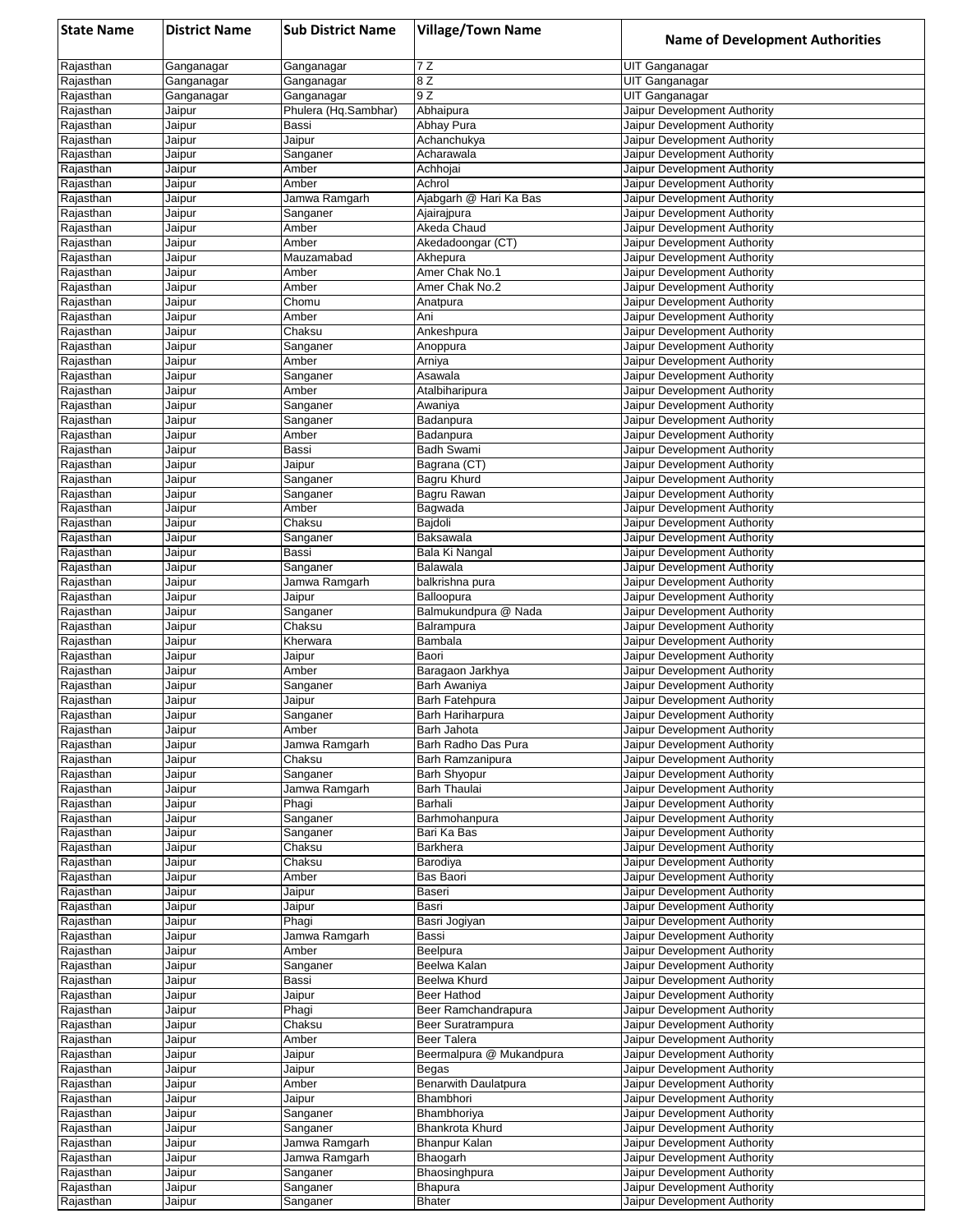| State Name | District Name | Sub District Name | Village/Town Name | Name of Development Authorities |
|---|---|---|---|---|
| Rajasthan | Ganganagar | Ganganagar | 7 Z | UIT Ganganagar |
| Rajasthan | Ganganagar | Ganganagar | 8 Z | UIT Ganganagar |
| Rajasthan | Ganganagar | Ganganagar | 9 Z | UIT Ganganagar |
| Rajasthan | Jaipur | Phulera (Hq.Sambhar) | Abhaipura | Jaipur Development Authority |
| Rajasthan | Jaipur | Bassi | Abhay Pura | Jaipur Development Authority |
| Rajasthan | Jaipur | Jaipur | Achanchukya | Jaipur Development Authority |
| Rajasthan | Jaipur | Sanganer | Acharawala | Jaipur Development Authority |
| Rajasthan | Jaipur | Amber | Achhojai | Jaipur Development Authority |
| Rajasthan | Jaipur | Amber | Achrol | Jaipur Development Authority |
| Rajasthan | Jaipur | Jamwa Ramgarh | Ajabgarh @ Hari Ka Bas | Jaipur Development Authority |
| Rajasthan | Jaipur | Sanganer | Ajairajpura | Jaipur Development Authority |
| Rajasthan | Jaipur | Amber | Akeda Chaud | Jaipur Development Authority |
| Rajasthan | Jaipur | Amber | Akedadoongar (CT) | Jaipur Development Authority |
| Rajasthan | Jaipur | Mauzamabad | Akhepura | Jaipur Development Authority |
| Rajasthan | Jaipur | Amber | Amer Chak No.1 | Jaipur Development Authority |
| Rajasthan | Jaipur | Amber | Amer Chak No.2 | Jaipur Development Authority |
| Rajasthan | Jaipur | Chomu | Anatpura | Jaipur Development Authority |
| Rajasthan | Jaipur | Amber | Ani | Jaipur Development Authority |
| Rajasthan | Jaipur | Chaksu | Ankeshpura | Jaipur Development Authority |
| Rajasthan | Jaipur | Sanganer | Anoppura | Jaipur Development Authority |
| Rajasthan | Jaipur | Amber | Arniya | Jaipur Development Authority |
| Rajasthan | Jaipur | Sanganer | Asawala | Jaipur Development Authority |
| Rajasthan | Jaipur | Amber | Atalbiharipura | Jaipur Development Authority |
| Rajasthan | Jaipur | Sanganer | Awaniya | Jaipur Development Authority |
| Rajasthan | Jaipur | Sanganer | Badanpura | Jaipur Development Authority |
| Rajasthan | Jaipur | Amber | Badanpura | Jaipur Development Authority |
| Rajasthan | Jaipur | Bassi | Badh Swami | Jaipur Development Authority |
| Rajasthan | Jaipur | Jaipur | Bagrana (CT) | Jaipur Development Authority |
| Rajasthan | Jaipur | Sanganer | Bagru Khurd | Jaipur Development Authority |
| Rajasthan | Jaipur | Sanganer | Bagru Rawan | Jaipur Development Authority |
| Rajasthan | Jaipur | Amber | Bagwada | Jaipur Development Authority |
| Rajasthan | Jaipur | Chaksu | Bajdoli | Jaipur Development Authority |
| Rajasthan | Jaipur | Sanganer | Baksawala | Jaipur Development Authority |
| Rajasthan | Jaipur | Bassi | Bala Ki Nangal | Jaipur Development Authority |
| Rajasthan | Jaipur | Sanganer | Balawala | Jaipur Development Authority |
| Rajasthan | Jaipur | Jamwa Ramgarh | balkrishna pura | Jaipur Development Authority |
| Rajasthan | Jaipur | Jaipur | Balloopura | Jaipur Development Authority |
| Rajasthan | Jaipur | Sanganer | Balmukundpura @ Nada | Jaipur Development Authority |
| Rajasthan | Jaipur | Chaksu | Balrampura | Jaipur Development Authority |
| Rajasthan | Jaipur | Kherwara | Bambala | Jaipur Development Authority |
| Rajasthan | Jaipur | Jaipur | Baori | Jaipur Development Authority |
| Rajasthan | Jaipur | Amber | Baragaon Jarkhya | Jaipur Development Authority |
| Rajasthan | Jaipur | Sanganer | Barh Awaniya | Jaipur Development Authority |
| Rajasthan | Jaipur | Jaipur | Barh Fatehpura | Jaipur Development Authority |
| Rajasthan | Jaipur | Sanganer | Barh Hariharpura | Jaipur Development Authority |
| Rajasthan | Jaipur | Amber | Barh Jahota | Jaipur Development Authority |
| Rajasthan | Jaipur | Jamwa Ramgarh | Barh Radho Das Pura | Jaipur Development Authority |
| Rajasthan | Jaipur | Chaksu | Barh Ramzanipura | Jaipur Development Authority |
| Rajasthan | Jaipur | Sanganer | Barh Shyopur | Jaipur Development Authority |
| Rajasthan | Jaipur | Jamwa Ramgarh | Barh Thaulai | Jaipur Development Authority |
| Rajasthan | Jaipur | Phagi | Barhali | Jaipur Development Authority |
| Rajasthan | Jaipur | Sanganer | Barhmohanpura | Jaipur Development Authority |
| Rajasthan | Jaipur | Sanganer | Bari Ka Bas | Jaipur Development Authority |
| Rajasthan | Jaipur | Chaksu | Barkhera | Jaipur Development Authority |
| Rajasthan | Jaipur | Chaksu | Barodiya | Jaipur Development Authority |
| Rajasthan | Jaipur | Amber | Bas Baori | Jaipur Development Authority |
| Rajasthan | Jaipur | Jaipur | Baseri | Jaipur Development Authority |
| Rajasthan | Jaipur | Jaipur | Basri | Jaipur Development Authority |
| Rajasthan | Jaipur | Phagi | Basri Jogiyan | Jaipur Development Authority |
| Rajasthan | Jaipur | Jamwa Ramgarh | Bassi | Jaipur Development Authority |
| Rajasthan | Jaipur | Amber | Beelpura | Jaipur Development Authority |
| Rajasthan | Jaipur | Sanganer | Beelwa Kalan | Jaipur Development Authority |
| Rajasthan | Jaipur | Bassi | Beelwa Khurd | Jaipur Development Authority |
| Rajasthan | Jaipur | Jaipur | Beer Hathod | Jaipur Development Authority |
| Rajasthan | Jaipur | Phagi | Beer Ramchandrapura | Jaipur Development Authority |
| Rajasthan | Jaipur | Chaksu | Beer Suratrampura | Jaipur Development Authority |
| Rajasthan | Jaipur | Amber | Beer Talera | Jaipur Development Authority |
| Rajasthan | Jaipur | Jaipur | Beermalpura @ Mukandpura | Jaipur Development Authority |
| Rajasthan | Jaipur | Jaipur | Begas | Jaipur Development Authority |
| Rajasthan | Jaipur | Amber | Benarwith Daulatpura | Jaipur Development Authority |
| Rajasthan | Jaipur | Jaipur | Bhambhori | Jaipur Development Authority |
| Rajasthan | Jaipur | Sanganer | Bhambhoriya | Jaipur Development Authority |
| Rajasthan | Jaipur | Sanganer | Bhankrota Khurd | Jaipur Development Authority |
| Rajasthan | Jaipur | Jamwa Ramgarh | Bhanpur Kalan | Jaipur Development Authority |
| Rajasthan | Jaipur | Jamwa Ramgarh | Bhaogarh | Jaipur Development Authority |
| Rajasthan | Jaipur | Sanganer | Bhaosinghpura | Jaipur Development Authority |
| Rajasthan | Jaipur | Sanganer | Bhapura | Jaipur Development Authority |
| Rajasthan | Jaipur | Sanganer | Bhater | Jaipur Development Authority |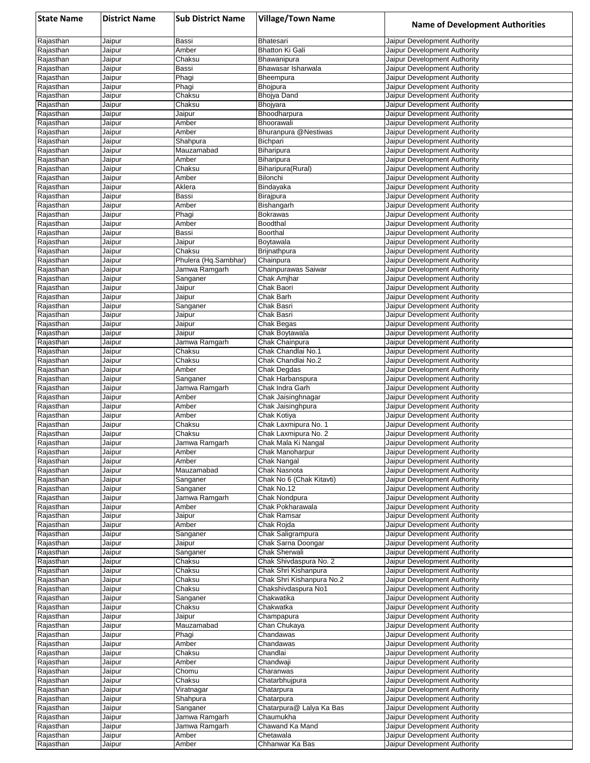| State Name | District Name | Sub District Name | Village/Town Name | Name of Development Authorities |
|---|---|---|---|---|
| Rajasthan | Jaipur | Bassi | Bhatesari | Jaipur Development Authority |
| Rajasthan | Jaipur | Amber | Bhatton Ki Gali | Jaipur Development Authority |
| Rajasthan | Jaipur | Chaksu | Bhawanipura | Jaipur Development Authority |
| Rajasthan | Jaipur | Bassi | Bhawasar Isharwala | Jaipur Development Authority |
| Rajasthan | Jaipur | Phagi | Bheempura | Jaipur Development Authority |
| Rajasthan | Jaipur | Phagi | Bhojpura | Jaipur Development Authority |
| Rajasthan | Jaipur | Chaksu | Bhojya Dand | Jaipur Development Authority |
| Rajasthan | Jaipur | Chaksu | Bhojyara | Jaipur Development Authority |
| Rajasthan | Jaipur | Jaipur | Bhoodharpura | Jaipur Development Authority |
| Rajasthan | Jaipur | Amber | Bhoorawali | Jaipur Development Authority |
| Rajasthan | Jaipur | Amber | Bhuranpura @Nestiwas | Jaipur Development Authority |
| Rajasthan | Jaipur | Shahpura | Bichpari | Jaipur Development Authority |
| Rajasthan | Jaipur | Mauzamabad | Biharipura | Jaipur Development Authority |
| Rajasthan | Jaipur | Amber | Biharipura | Jaipur Development Authority |
| Rajasthan | Jaipur | Chaksu | Biharipura(Rural) | Jaipur Development Authority |
| Rajasthan | Jaipur | Amber | Bilonchi | Jaipur Development Authority |
| Rajasthan | Jaipur | Aklera | Bindayaka | Jaipur Development Authority |
| Rajasthan | Jaipur | Bassi | Birajpura | Jaipur Development Authority |
| Rajasthan | Jaipur | Amber | Bishangarh | Jaipur Development Authority |
| Rajasthan | Jaipur | Phagi | Bokrawas | Jaipur Development Authority |
| Rajasthan | Jaipur | Amber | Boodthal | Jaipur Development Authority |
| Rajasthan | Jaipur | Bassi | Boorthal | Jaipur Development Authority |
| Rajasthan | Jaipur | Jaipur | Boytawala | Jaipur Development Authority |
| Rajasthan | Jaipur | Chaksu | Brijnathpura | Jaipur Development Authority |
| Rajasthan | Jaipur | Phulera (Hq.Sambhar) | Chainpura | Jaipur Development Authority |
| Rajasthan | Jaipur | Jamwa Ramgarh | Chainpurawas Saiwar | Jaipur Development Authority |
| Rajasthan | Jaipur | Sanganer | Chak Amjhar | Jaipur Development Authority |
| Rajasthan | Jaipur | Jaipur | Chak Baori | Jaipur Development Authority |
| Rajasthan | Jaipur | Jaipur | Chak Barh | Jaipur Development Authority |
| Rajasthan | Jaipur | Sanganer | Chak Basri | Jaipur Development Authority |
| Rajasthan | Jaipur | Jaipur | Chak Basri | Jaipur Development Authority |
| Rajasthan | Jaipur | Jaipur | Chak Begas | Jaipur Development Authority |
| Rajasthan | Jaipur | Jaipur | Chak Boytawala | Jaipur Development Authority |
| Rajasthan | Jaipur | Jamwa Ramgarh | Chak Chainpura | Jaipur Development Authority |
| Rajasthan | Jaipur | Chaksu | Chak Chandlai No.1 | Jaipur Development Authority |
| Rajasthan | Jaipur | Chaksu | Chak Chandlai No.2 | Jaipur Development Authority |
| Rajasthan | Jaipur | Amber | Chak Degdas | Jaipur Development Authority |
| Rajasthan | Jaipur | Sanganer | Chak Harbanspura | Jaipur Development Authority |
| Rajasthan | Jaipur | Jamwa Ramgarh | Chak Indra Garh | Jaipur Development Authority |
| Rajasthan | Jaipur | Amber | Chak Jaisinghnagar | Jaipur Development Authority |
| Rajasthan | Jaipur | Amber | Chak Jaisinghpura | Jaipur Development Authority |
| Rajasthan | Jaipur | Amber | Chak Kotiya | Jaipur Development Authority |
| Rajasthan | Jaipur | Chaksu | Chak Laxmipura No. 1 | Jaipur Development Authority |
| Rajasthan | Jaipur | Chaksu | Chak Laxmipura No. 2 | Jaipur Development Authority |
| Rajasthan | Jaipur | Jamwa Ramgarh | Chak Mala Ki Nangal | Jaipur Development Authority |
| Rajasthan | Jaipur | Amber | Chak Manoharpur | Jaipur Development Authority |
| Rajasthan | Jaipur | Amber | Chak Nangal | Jaipur Development Authority |
| Rajasthan | Jaipur | Mauzamabad | Chak Nasnota | Jaipur Development Authority |
| Rajasthan | Jaipur | Sanganer | Chak No 6 (Chak Kitavti) | Jaipur Development Authority |
| Rajasthan | Jaipur | Sanganer | Chak No.12 | Jaipur Development Authority |
| Rajasthan | Jaipur | Jamwa Ramgarh | Chak Nondpura | Jaipur Development Authority |
| Rajasthan | Jaipur | Amber | Chak Pokharawala | Jaipur Development Authority |
| Rajasthan | Jaipur | Jaipur | Chak Ramsar | Jaipur Development Authority |
| Rajasthan | Jaipur | Amber | Chak Rojda | Jaipur Development Authority |
| Rajasthan | Jaipur | Sanganer | Chak Saligrampura | Jaipur Development Authority |
| Rajasthan | Jaipur | Jaipur | Chak Sarna Doongar | Jaipur Development Authority |
| Rajasthan | Jaipur | Sanganer | Chak Sherwali | Jaipur Development Authority |
| Rajasthan | Jaipur | Chaksu | Chak Shivdaspura No. 2 | Jaipur Development Authority |
| Rajasthan | Jaipur | Chaksu | Chak Shri Kishanpura | Jaipur Development Authority |
| Rajasthan | Jaipur | Chaksu | Chak Shri Kishanpura No.2 | Jaipur Development Authority |
| Rajasthan | Jaipur | Chaksu | Chakshivdaspura No1 | Jaipur Development Authority |
| Rajasthan | Jaipur | Sanganer | Chakwatika | Jaipur Development Authority |
| Rajasthan | Jaipur | Chaksu | Chakwatka | Jaipur Development Authority |
| Rajasthan | Jaipur | Jaipur | Champapura | Jaipur Development Authority |
| Rajasthan | Jaipur | Mauzamabad | Chan Chukaya | Jaipur Development Authority |
| Rajasthan | Jaipur | Phagi | Chandawas | Jaipur Development Authority |
| Rajasthan | Jaipur | Amber | Chandawas | Jaipur Development Authority |
| Rajasthan | Jaipur | Chaksu | Chandlai | Jaipur Development Authority |
| Rajasthan | Jaipur | Amber | Chandwaji | Jaipur Development Authority |
| Rajasthan | Jaipur | Chomu | Charanwas | Jaipur Development Authority |
| Rajasthan | Jaipur | Chaksu | Chatarbhujpura | Jaipur Development Authority |
| Rajasthan | Jaipur | Viratnagar | Chatarpura | Jaipur Development Authority |
| Rajasthan | Jaipur | Shahpura | Chatarpura | Jaipur Development Authority |
| Rajasthan | Jaipur | Sanganer | Chatarpura@ Lalya Ka Bas | Jaipur Development Authority |
| Rajasthan | Jaipur | Jamwa Ramgarh | Chaumukha | Jaipur Development Authority |
| Rajasthan | Jaipur | Jamwa Ramgarh | Chawand Ka Mand | Jaipur Development Authority |
| Rajasthan | Jaipur | Amber | Chetawala | Jaipur Development Authority |
| Rajasthan | Jaipur | Amber | Chhanwar Ka Bas | Jaipur Development Authority |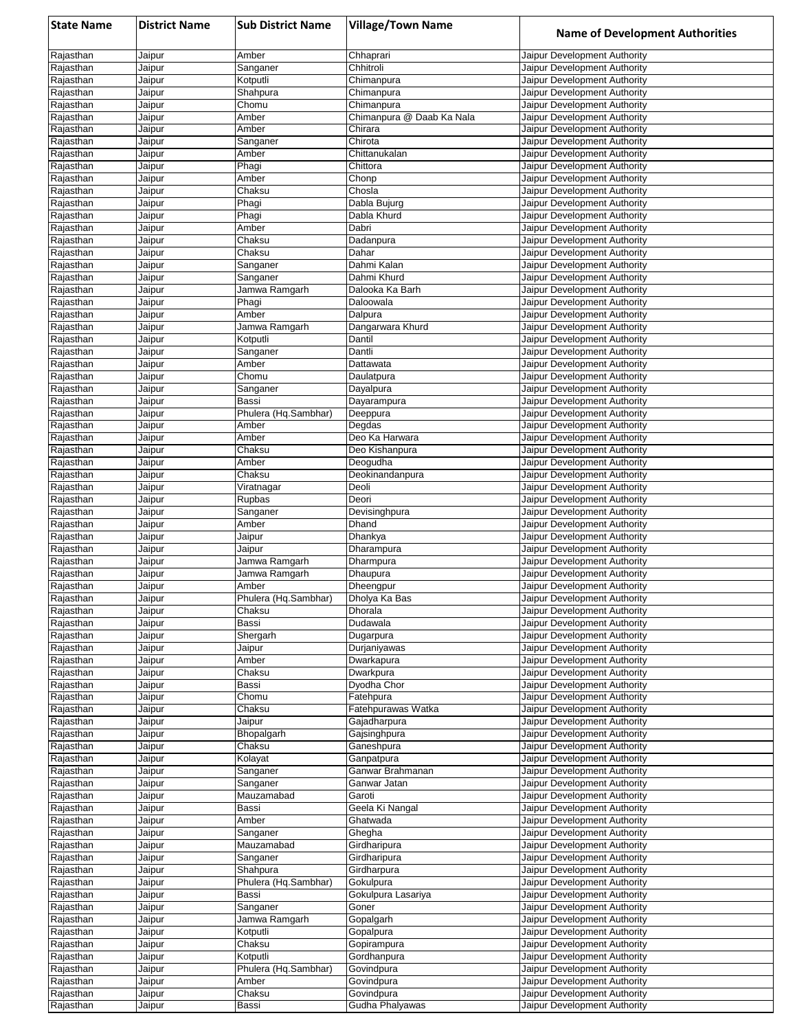| State Name | District Name | Sub District Name | Village/Town Name | Name of Development Authorities |
|---|---|---|---|---|
| Rajasthan | Jaipur | Amber | Chhaprari | Jaipur Development Authority |
| Rajasthan | Jaipur | Sanganer | Chhitroli | Jaipur Development Authority |
| Rajasthan | Jaipur | Kotputli | Chimanpura | Jaipur Development Authority |
| Rajasthan | Jaipur | Shahpura | Chimanpura | Jaipur Development Authority |
| Rajasthan | Jaipur | Chomu | Chimanpura | Jaipur Development Authority |
| Rajasthan | Jaipur | Amber | Chimanpura @ Daab Ka Nala | Jaipur Development Authority |
| Rajasthan | Jaipur | Amber | Chirara | Jaipur Development Authority |
| Rajasthan | Jaipur | Sanganer | Chirota | Jaipur Development Authority |
| Rajasthan | Jaipur | Amber | Chittanukalan | Jaipur Development Authority |
| Rajasthan | Jaipur | Phagi | Chittora | Jaipur Development Authority |
| Rajasthan | Jaipur | Amber | Chonp | Jaipur Development Authority |
| Rajasthan | Jaipur | Chaksu | Chosla | Jaipur Development Authority |
| Rajasthan | Jaipur | Phagi | Dabla Bujurg | Jaipur Development Authority |
| Rajasthan | Jaipur | Phagi | Dabla Khurd | Jaipur Development Authority |
| Rajasthan | Jaipur | Amber | Dabri | Jaipur Development Authority |
| Rajasthan | Jaipur | Chaksu | Dadanpura | Jaipur Development Authority |
| Rajasthan | Jaipur | Chaksu | Dahar | Jaipur Development Authority |
| Rajasthan | Jaipur | Sanganer | Dahmi Kalan | Jaipur Development Authority |
| Rajasthan | Jaipur | Sanganer | Dahmi Khurd | Jaipur Development Authority |
| Rajasthan | Jaipur | Jamwa Ramgarh | Dalooka Ka Barh | Jaipur Development Authority |
| Rajasthan | Jaipur | Phagi | Daloowala | Jaipur Development Authority |
| Rajasthan | Jaipur | Amber | Dalpura | Jaipur Development Authority |
| Rajasthan | Jaipur | Jamwa Ramgarh | Dangarwara Khurd | Jaipur Development Authority |
| Rajasthan | Jaipur | Kotputli | Dantil | Jaipur Development Authority |
| Rajasthan | Jaipur | Sanganer | Dantli | Jaipur Development Authority |
| Rajasthan | Jaipur | Amber | Dattawata | Jaipur Development Authority |
| Rajasthan | Jaipur | Chomu | Daulatpura | Jaipur Development Authority |
| Rajasthan | Jaipur | Sanganer | Dayalpura | Jaipur Development Authority |
| Rajasthan | Jaipur | Bassi | Dayarampura | Jaipur Development Authority |
| Rajasthan | Jaipur | Phulera (Hq.Sambhar) | Deeppura | Jaipur Development Authority |
| Rajasthan | Jaipur | Amber | Degdas | Jaipur Development Authority |
| Rajasthan | Jaipur | Amber | Deo Ka Harwara | Jaipur Development Authority |
| Rajasthan | Jaipur | Chaksu | Deo Kishanpura | Jaipur Development Authority |
| Rajasthan | Jaipur | Amber | Deogudha | Jaipur Development Authority |
| Rajasthan | Jaipur | Chaksu | Deokinandanpura | Jaipur Development Authority |
| Rajasthan | Jaipur | Viratnagar | Deoli | Jaipur Development Authority |
| Rajasthan | Jaipur | Rupbas | Deori | Jaipur Development Authority |
| Rajasthan | Jaipur | Sanganer | Devisinghpura | Jaipur Development Authority |
| Rajasthan | Jaipur | Amber | Dhand | Jaipur Development Authority |
| Rajasthan | Jaipur | Jaipur | Dhankya | Jaipur Development Authority |
| Rajasthan | Jaipur | Jaipur | Dharampura | Jaipur Development Authority |
| Rajasthan | Jaipur | Jamwa Ramgarh | Dharmpura | Jaipur Development Authority |
| Rajasthan | Jaipur | Jamwa Ramgarh | Dhaupura | Jaipur Development Authority |
| Rajasthan | Jaipur | Amber | Dheengpur | Jaipur Development Authority |
| Rajasthan | Jaipur | Phulera (Hq.Sambhar) | Dholya Ka Bas | Jaipur Development Authority |
| Rajasthan | Jaipur | Chaksu | Dhorala | Jaipur Development Authority |
| Rajasthan | Jaipur | Bassi | Dudawala | Jaipur Development Authority |
| Rajasthan | Jaipur | Shergarh | Dugarpura | Jaipur Development Authority |
| Rajasthan | Jaipur | Jaipur | Durjaniyawas | Jaipur Development Authority |
| Rajasthan | Jaipur | Amber | Dwarkapura | Jaipur Development Authority |
| Rajasthan | Jaipur | Chaksu | Dwarkpura | Jaipur Development Authority |
| Rajasthan | Jaipur | Bassi | Dyodha Chor | Jaipur Development Authority |
| Rajasthan | Jaipur | Chomu | Fatehpura | Jaipur Development Authority |
| Rajasthan | Jaipur | Chaksu | Fatehpurawas Watka | Jaipur Development Authority |
| Rajasthan | Jaipur | Jaipur | Gajadharpura | Jaipur Development Authority |
| Rajasthan | Jaipur | Bhopalgarh | Gajsinghpura | Jaipur Development Authority |
| Rajasthan | Jaipur | Chaksu | Ganeshpura | Jaipur Development Authority |
| Rajasthan | Jaipur | Kolayat | Ganpatpura | Jaipur Development Authority |
| Rajasthan | Jaipur | Sanganer | Ganwar Brahmanan | Jaipur Development Authority |
| Rajasthan | Jaipur | Sanganer | Ganwar Jatan | Jaipur Development Authority |
| Rajasthan | Jaipur | Mauzamabad | Garoti | Jaipur Development Authority |
| Rajasthan | Jaipur | Bassi | Geela Ki Nangal | Jaipur Development Authority |
| Rajasthan | Jaipur | Amber | Ghatwada | Jaipur Development Authority |
| Rajasthan | Jaipur | Sanganer | Ghegha | Jaipur Development Authority |
| Rajasthan | Jaipur | Mauzamabad | Girdharipura | Jaipur Development Authority |
| Rajasthan | Jaipur | Sanganer | Girdharipura | Jaipur Development Authority |
| Rajasthan | Jaipur | Shahpura | Girdharpura | Jaipur Development Authority |
| Rajasthan | Jaipur | Phulera (Hq.Sambhar) | Gokulpura | Jaipur Development Authority |
| Rajasthan | Jaipur | Bassi | Gokulpura Lasariya | Jaipur Development Authority |
| Rajasthan | Jaipur | Sanganer | Goner | Jaipur Development Authority |
| Rajasthan | Jaipur | Jamwa Ramgarh | Gopalgarh | Jaipur Development Authority |
| Rajasthan | Jaipur | Kotputli | Gopalpura | Jaipur Development Authority |
| Rajasthan | Jaipur | Chaksu | Gopirampura | Jaipur Development Authority |
| Rajasthan | Jaipur | Kotputli | Gordhanpura | Jaipur Development Authority |
| Rajasthan | Jaipur | Phulera (Hq.Sambhar) | Govindpura | Jaipur Development Authority |
| Rajasthan | Jaipur | Amber | Govindpura | Jaipur Development Authority |
| Rajasthan | Jaipur | Chaksu | Govindpura | Jaipur Development Authority |
| Rajasthan | Jaipur | Bassi | Gudha Phalyawas | Jaipur Development Authority |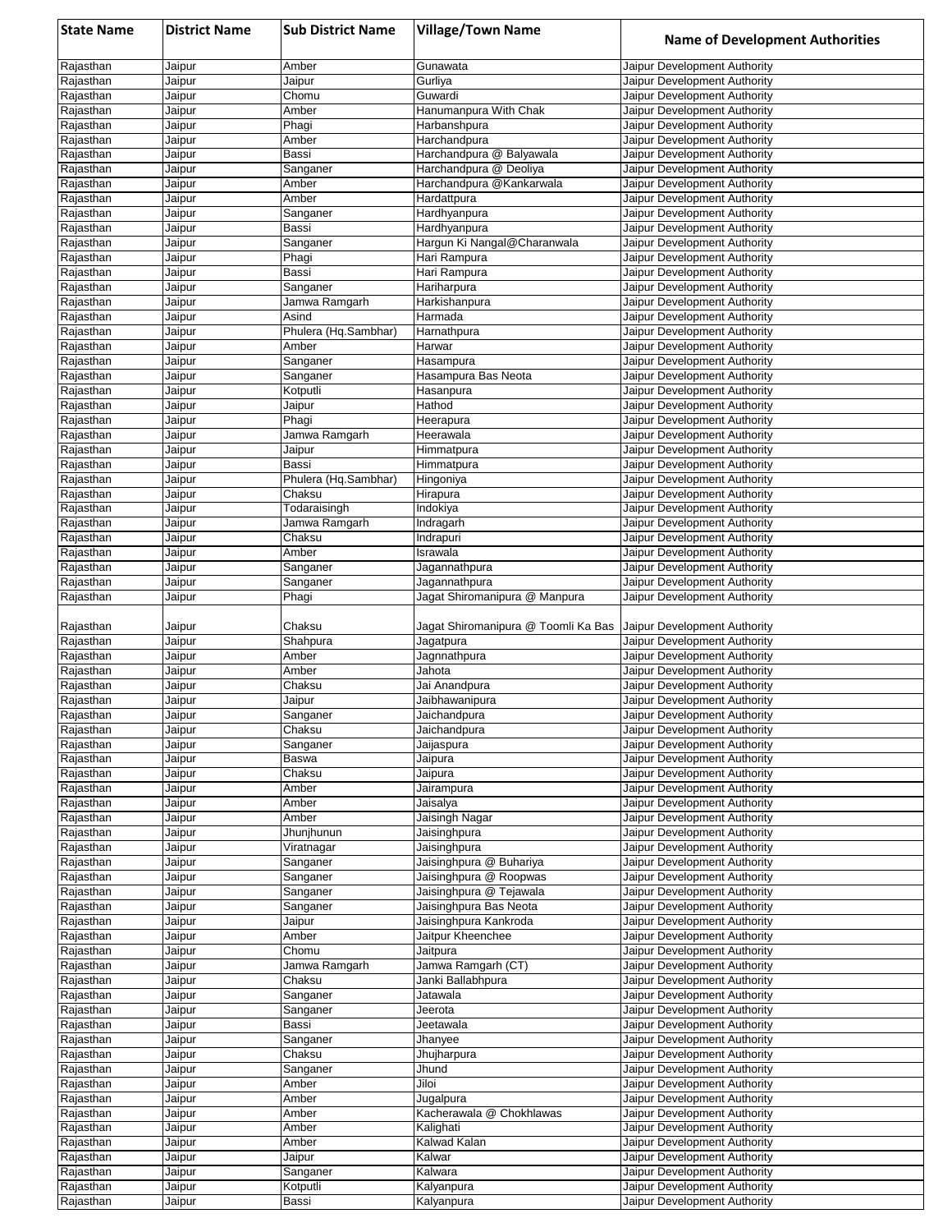| State Name | District Name | Sub District Name | Village/Town Name | Name of Development Authorities |
|---|---|---|---|---|
| Rajasthan | Jaipur | Amber | Gunawata | Jaipur Development Authority |
| Rajasthan | Jaipur | Jaipur | Gurliya | Jaipur Development Authority |
| Rajasthan | Jaipur | Chomu | Guwardi | Jaipur Development Authority |
| Rajasthan | Jaipur | Amber | Hanumanpura With Chak | Jaipur Development Authority |
| Rajasthan | Jaipur | Phagi | Harbanshpura | Jaipur Development Authority |
| Rajasthan | Jaipur | Amber | Harchandpura | Jaipur Development Authority |
| Rajasthan | Jaipur | Bassi | Harchandpura @ Balyawala | Jaipur Development Authority |
| Rajasthan | Jaipur | Sanganer | Harchandpura @ Deoliya | Jaipur Development Authority |
| Rajasthan | Jaipur | Amber | Harchandpura @Kankarwala | Jaipur Development Authority |
| Rajasthan | Jaipur | Amber | Hardattpura | Jaipur Development Authority |
| Rajasthan | Jaipur | Sanganer | Hardhyanpura | Jaipur Development Authority |
| Rajasthan | Jaipur | Bassi | Hardhyanpura | Jaipur Development Authority |
| Rajasthan | Jaipur | Sanganer | Hargun Ki Nangal@Charanwala | Jaipur Development Authority |
| Rajasthan | Jaipur | Phagi | Hari Rampura | Jaipur Development Authority |
| Rajasthan | Jaipur | Bassi | Hari Rampura | Jaipur Development Authority |
| Rajasthan | Jaipur | Sanganer | Hariharpura | Jaipur Development Authority |
| Rajasthan | Jaipur | Jamwa Ramgarh | Harkishanpura | Jaipur Development Authority |
| Rajasthan | Jaipur | Asind | Harmada | Jaipur Development Authority |
| Rajasthan | Jaipur | Phulera (Hq.Sambhar) | Harnathpura | Jaipur Development Authority |
| Rajasthan | Jaipur | Amber | Harwar | Jaipur Development Authority |
| Rajasthan | Jaipur | Sanganer | Hasampura | Jaipur Development Authority |
| Rajasthan | Jaipur | Sanganer | Hasampura Bas Neota | Jaipur Development Authority |
| Rajasthan | Jaipur | Kotputli | Hasanpura | Jaipur Development Authority |
| Rajasthan | Jaipur | Jaipur | Hathod | Jaipur Development Authority |
| Rajasthan | Jaipur | Phagi | Heerapura | Jaipur Development Authority |
| Rajasthan | Jaipur | Jamwa Ramgarh | Heerawala | Jaipur Development Authority |
| Rajasthan | Jaipur | Jaipur | Himmatpura | Jaipur Development Authority |
| Rajasthan | Jaipur | Bassi | Himmatpura | Jaipur Development Authority |
| Rajasthan | Jaipur | Phulera (Hq.Sambhar) | Hingoniya | Jaipur Development Authority |
| Rajasthan | Jaipur | Chaksu | Hirapura | Jaipur Development Authority |
| Rajasthan | Jaipur | Todaraisingh | Indokiya | Jaipur Development Authority |
| Rajasthan | Jaipur | Jamwa Ramgarh | Indragarh | Jaipur Development Authority |
| Rajasthan | Jaipur | Chaksu | Indrapuri | Jaipur Development Authority |
| Rajasthan | Jaipur | Amber | Israwala | Jaipur Development Authority |
| Rajasthan | Jaipur | Sanganer | Jagannathpura | Jaipur Development Authority |
| Rajasthan | Jaipur | Sanganer | Jagannathpura | Jaipur Development Authority |
| Rajasthan | Jaipur | Phagi | Jagat Shiromanipura @ Manpura | Jaipur Development Authority |
| Rajasthan | Jaipur | Chaksu | Jagat Shiromanipura @ Toomli Ka Bas | Jaipur Development Authority |
| Rajasthan | Jaipur | Shahpura | Jagatpura | Jaipur Development Authority |
| Rajasthan | Jaipur | Amber | Jagnnathpura | Jaipur Development Authority |
| Rajasthan | Jaipur | Amber | Jahota | Jaipur Development Authority |
| Rajasthan | Jaipur | Chaksu | Jai Anandpura | Jaipur Development Authority |
| Rajasthan | Jaipur | Jaipur | Jaibhawanipura | Jaipur Development Authority |
| Rajasthan | Jaipur | Sanganer | Jaichandpura | Jaipur Development Authority |
| Rajasthan | Jaipur | Chaksu | Jaichandpura | Jaipur Development Authority |
| Rajasthan | Jaipur | Sanganer | Jaijaspura | Jaipur Development Authority |
| Rajasthan | Jaipur | Baswa | Jaipura | Jaipur Development Authority |
| Rajasthan | Jaipur | Chaksu | Jaipura | Jaipur Development Authority |
| Rajasthan | Jaipur | Amber | Jairampura | Jaipur Development Authority |
| Rajasthan | Jaipur | Amber | Jaisalya | Jaipur Development Authority |
| Rajasthan | Jaipur | Amber | Jaisingh Nagar | Jaipur Development Authority |
| Rajasthan | Jaipur | Jhunjhunun | Jaisinghpura | Jaipur Development Authority |
| Rajasthan | Jaipur | Viratnagar | Jaisinghpura | Jaipur Development Authority |
| Rajasthan | Jaipur | Sanganer | Jaisinghpura @ Buhariya | Jaipur Development Authority |
| Rajasthan | Jaipur | Sanganer | Jaisinghpura @ Roopwas | Jaipur Development Authority |
| Rajasthan | Jaipur | Sanganer | Jaisinghpura @ Tejawala | Jaipur Development Authority |
| Rajasthan | Jaipur | Sanganer | Jaisinghpura Bas Neota | Jaipur Development Authority |
| Rajasthan | Jaipur | Jaipur | Jaisinghpura Kankroda | Jaipur Development Authority |
| Rajasthan | Jaipur | Amber | Jaitpur Kheenchee | Jaipur Development Authority |
| Rajasthan | Jaipur | Chomu | Jaitpura | Jaipur Development Authority |
| Rajasthan | Jaipur | Jamwa Ramgarh | Jamwa Ramgarh (CT) | Jaipur Development Authority |
| Rajasthan | Jaipur | Chaksu | Janki Ballabhpura | Jaipur Development Authority |
| Rajasthan | Jaipur | Sanganer | Jatawala | Jaipur Development Authority |
| Rajasthan | Jaipur | Sanganer | Jeerota | Jaipur Development Authority |
| Rajasthan | Jaipur | Bassi | Jeetawala | Jaipur Development Authority |
| Rajasthan | Jaipur | Sanganer | Jhanyee | Jaipur Development Authority |
| Rajasthan | Jaipur | Chaksu | Jhujharpura | Jaipur Development Authority |
| Rajasthan | Jaipur | Sanganer | Jhund | Jaipur Development Authority |
| Rajasthan | Jaipur | Amber | Jiloi | Jaipur Development Authority |
| Rajasthan | Jaipur | Amber | Jugalpura | Jaipur Development Authority |
| Rajasthan | Jaipur | Amber | Kacherawala @ Chokhlawas | Jaipur Development Authority |
| Rajasthan | Jaipur | Amber | Kalighati | Jaipur Development Authority |
| Rajasthan | Jaipur | Amber | Kalwad Kalan | Jaipur Development Authority |
| Rajasthan | Jaipur | Jaipur | Kalwar | Jaipur Development Authority |
| Rajasthan | Jaipur | Sanganer | Kalwara | Jaipur Development Authority |
| Rajasthan | Jaipur | Kotputli | Kalyanpura | Jaipur Development Authority |
| Rajasthan | Jaipur | Bassi | Kalyanpura | Jaipur Development Authority |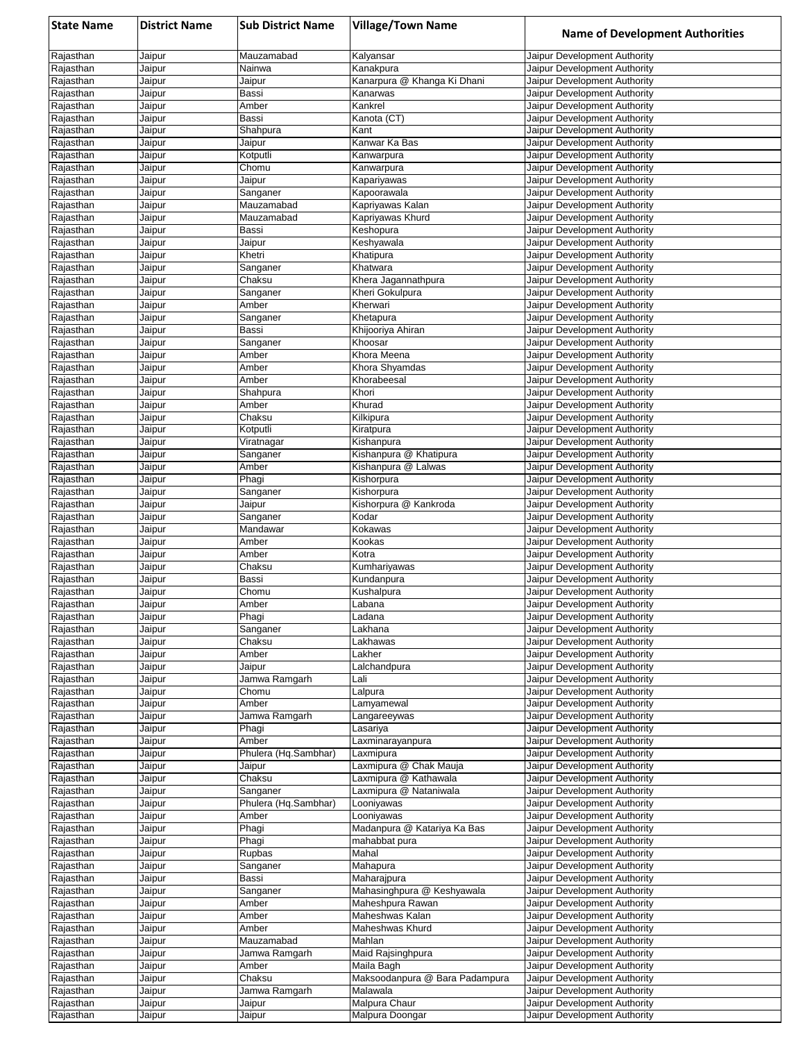| State Name | District Name | Sub District Name | Village/Town Name | Name of Development Authorities |
|---|---|---|---|---|
| Rajasthan | Jaipur | Mauzamabad | Kalyansar | Jaipur Development Authority |
| Rajasthan | Jaipur | Nainwa | Kanakpura | Jaipur Development Authority |
| Rajasthan | Jaipur | Jaipur | Kanarpura @ Khanga Ki Dhani | Jaipur Development Authority |
| Rajasthan | Jaipur | Bassi | Kanarwas | Jaipur Development Authority |
| Rajasthan | Jaipur | Amber | Kankrel | Jaipur Development Authority |
| Rajasthan | Jaipur | Bassi | Kanota (CT) | Jaipur Development Authority |
| Rajasthan | Jaipur | Shahpura | Kant | Jaipur Development Authority |
| Rajasthan | Jaipur | Jaipur | Kanwar Ka Bas | Jaipur Development Authority |
| Rajasthan | Jaipur | Kotputli | Kanwarpura | Jaipur Development Authority |
| Rajasthan | Jaipur | Chomu | Kanwarpura | Jaipur Development Authority |
| Rajasthan | Jaipur | Jaipur | Kapariyawas | Jaipur Development Authority |
| Rajasthan | Jaipur | Sanganer | Kapoorawala | Jaipur Development Authority |
| Rajasthan | Jaipur | Mauzamabad | Kapriyawas Kalan | Jaipur Development Authority |
| Rajasthan | Jaipur | Mauzamabad | Kapriyawas Khurd | Jaipur Development Authority |
| Rajasthan | Jaipur | Bassi | Keshopura | Jaipur Development Authority |
| Rajasthan | Jaipur | Jaipur | Keshyawala | Jaipur Development Authority |
| Rajasthan | Jaipur | Khetri | Khatipura | Jaipur Development Authority |
| Rajasthan | Jaipur | Sanganer | Khatwara | Jaipur Development Authority |
| Rajasthan | Jaipur | Chaksu | Khera Jagannathpura | Jaipur Development Authority |
| Rajasthan | Jaipur | Sanganer | Kheri Gokulpura | Jaipur Development Authority |
| Rajasthan | Jaipur | Amber | Kherwari | Jaipur Development Authority |
| Rajasthan | Jaipur | Sanganer | Khetapura | Jaipur Development Authority |
| Rajasthan | Jaipur | Bassi | Khijooriya Ahiran | Jaipur Development Authority |
| Rajasthan | Jaipur | Sanganer | Khoosar | Jaipur Development Authority |
| Rajasthan | Jaipur | Amber | Khora Meena | Jaipur Development Authority |
| Rajasthan | Jaipur | Amber | Khora Shyamdas | Jaipur Development Authority |
| Rajasthan | Jaipur | Amber | Khorabeesal | Jaipur Development Authority |
| Rajasthan | Jaipur | Shahpura | Khori | Jaipur Development Authority |
| Rajasthan | Jaipur | Amber | Khurad | Jaipur Development Authority |
| Rajasthan | Jaipur | Chaksu | Kilkipura | Jaipur Development Authority |
| Rajasthan | Jaipur | Kotputli | Kiratpura | Jaipur Development Authority |
| Rajasthan | Jaipur | Viratnagar | Kishanpura | Jaipur Development Authority |
| Rajasthan | Jaipur | Sanganer | Kishanpura @ Khatipura | Jaipur Development Authority |
| Rajasthan | Jaipur | Amber | Kishanpura @ Lalwas | Jaipur Development Authority |
| Rajasthan | Jaipur | Phagi | Kishorpura | Jaipur Development Authority |
| Rajasthan | Jaipur | Sanganer | Kishorpura | Jaipur Development Authority |
| Rajasthan | Jaipur | Jaipur | Kishorpura @ Kankroda | Jaipur Development Authority |
| Rajasthan | Jaipur | Sanganer | Kodar | Jaipur Development Authority |
| Rajasthan | Jaipur | Mandawar | Kokawas | Jaipur Development Authority |
| Rajasthan | Jaipur | Amber | Kookas | Jaipur Development Authority |
| Rajasthan | Jaipur | Amber | Kotra | Jaipur Development Authority |
| Rajasthan | Jaipur | Chaksu | Kumhariyawas | Jaipur Development Authority |
| Rajasthan | Jaipur | Bassi | Kundanpura | Jaipur Development Authority |
| Rajasthan | Jaipur | Chomu | Kushalpura | Jaipur Development Authority |
| Rajasthan | Jaipur | Amber | Labana | Jaipur Development Authority |
| Rajasthan | Jaipur | Phagi | Ladana | Jaipur Development Authority |
| Rajasthan | Jaipur | Sanganer | Lakhana | Jaipur Development Authority |
| Rajasthan | Jaipur | Chaksu | Lakhawas | Jaipur Development Authority |
| Rajasthan | Jaipur | Amber | Lakher | Jaipur Development Authority |
| Rajasthan | Jaipur | Jaipur | Lalchandpura | Jaipur Development Authority |
| Rajasthan | Jaipur | Jamwa Ramgarh | Lali | Jaipur Development Authority |
| Rajasthan | Jaipur | Chomu | Lalpura | Jaipur Development Authority |
| Rajasthan | Jaipur | Amber | Lamyamewal | Jaipur Development Authority |
| Rajasthan | Jaipur | Jamwa Ramgarh | Langareeywas | Jaipur Development Authority |
| Rajasthan | Jaipur | Phagi | Lasariya | Jaipur Development Authority |
| Rajasthan | Jaipur | Amber | Laxminarayanpura | Jaipur Development Authority |
| Rajasthan | Jaipur | Phulera (Hq.Sambhar) | Laxmipura | Jaipur Development Authority |
| Rajasthan | Jaipur | Jaipur | Laxmipura @ Chak Mauja | Jaipur Development Authority |
| Rajasthan | Jaipur | Chaksu | Laxmipura @ Kathawala | Jaipur Development Authority |
| Rajasthan | Jaipur | Sanganer | Laxmipura @ Nataniwala | Jaipur Development Authority |
| Rajasthan | Jaipur | Phulera (Hq.Sambhar) | Looniyawas | Jaipur Development Authority |
| Rajasthan | Jaipur | Amber | Looniyawas | Jaipur Development Authority |
| Rajasthan | Jaipur | Phagi | Madanpura @ Katariya Ka Bas | Jaipur Development Authority |
| Rajasthan | Jaipur | Phagi | mahabbat pura | Jaipur Development Authority |
| Rajasthan | Jaipur | Rupbas | Mahal | Jaipur Development Authority |
| Rajasthan | Jaipur | Sanganer | Mahapura | Jaipur Development Authority |
| Rajasthan | Jaipur | Bassi | Maharajpura | Jaipur Development Authority |
| Rajasthan | Jaipur | Sanganer | Mahasinghpura @ Keshyawala | Jaipur Development Authority |
| Rajasthan | Jaipur | Amber | Maheshpura Rawan | Jaipur Development Authority |
| Rajasthan | Jaipur | Amber | Maheshwas Kalan | Jaipur Development Authority |
| Rajasthan | Jaipur | Amber | Maheshwas Khurd | Jaipur Development Authority |
| Rajasthan | Jaipur | Mauzamabad | Mahlan | Jaipur Development Authority |
| Rajasthan | Jaipur | Jamwa Ramgarh | Maid Rajsinghpura | Jaipur Development Authority |
| Rajasthan | Jaipur | Amber | Maila Bagh | Jaipur Development Authority |
| Rajasthan | Jaipur | Chaksu | Maksoodanpura @ Bara Padampura | Jaipur Development Authority |
| Rajasthan | Jaipur | Jamwa Ramgarh | Malawala | Jaipur Development Authority |
| Rajasthan | Jaipur | Jaipur | Malpura Chaur | Jaipur Development Authority |
| Rajasthan | Jaipur | Jaipur | Malpura Doongar | Jaipur Development Authority |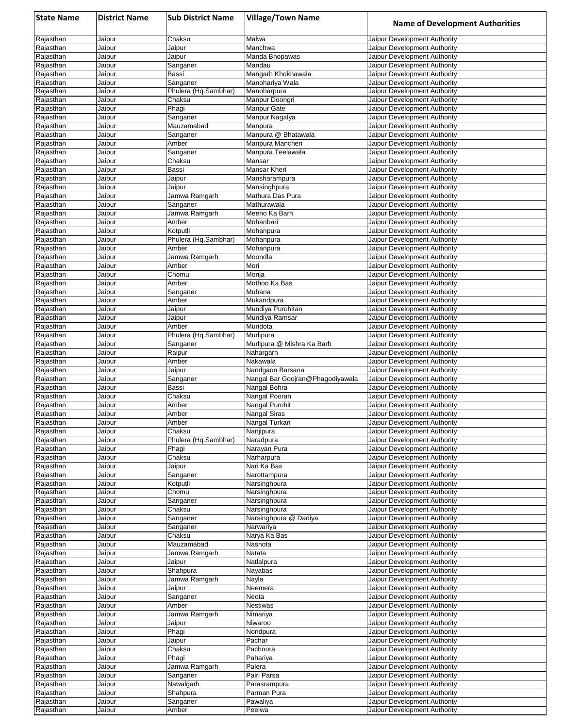| State Name | District Name | Sub District Name | Village/Town Name | Name of Development Authorities |
|---|---|---|---|---|
| Rajasthan | Jaipur | Chaksu | Malwa | Jaipur Development Authority |
| Rajasthan | Jaipur | Jaipur | Manchwa | Jaipur Development Authority |
| Rajasthan | Jaipur | Jaipur | Manda Bhopawas | Jaipur Development Authority |
| Rajasthan | Jaipur | Sanganer | Mandau | Jaipur Development Authority |
| Rajasthan | Jaipur | Bassi | Mangarh Khokhawala | Jaipur Development Authority |
| Rajasthan | Jaipur | Sanganer | Manohariya Wala | Jaipur Development Authority |
| Rajasthan | Jaipur | Phulera (Hq.Sambhar) | Manoharpura | Jaipur Development Authority |
| Rajasthan | Jaipur | Chaksu | Manpur Doongri | Jaipur Development Authority |
| Rajasthan | Jaipur | Phagi | Manpur Gate | Jaipur Development Authority |
| Rajasthan | Jaipur | Sanganer | Manpur Nagalya | Jaipur Development Authority |
| Rajasthan | Jaipur | Mauzamabad | Manpura | Jaipur Development Authority |
| Rajasthan | Jaipur | Sanganer | Manpura @ Bhatawala | Jaipur Development Authority |
| Rajasthan | Jaipur | Amber | Manpura Mancheri | Jaipur Development Authority |
| Rajasthan | Jaipur | Sanganer | Manpura Teelawala | Jaipur Development Authority |
| Rajasthan | Jaipur | Chaksu | Mansar | Jaipur Development Authority |
| Rajasthan | Jaipur | Bassi | Mansar Kheri | Jaipur Development Authority |
| Rajasthan | Jaipur | Jaipur | Mansharampura | Jaipur Development Authority |
| Rajasthan | Jaipur | Jaipur | Mansinghpura | Jaipur Development Authority |
| Rajasthan | Jaipur | Jamwa Ramgarh | Mathura Das Pura | Jaipur Development Authority |
| Rajasthan | Jaipur | Sanganer | Mathurawala | Jaipur Development Authority |
| Rajasthan | Jaipur | Jamwa Ramgarh | Meeno Ka Barh | Jaipur Development Authority |
| Rajasthan | Jaipur | Amber | Mohanbari | Jaipur Development Authority |
| Rajasthan | Jaipur | Kotputli | Mohanpura | Jaipur Development Authority |
| Rajasthan | Jaipur | Phulera (Hq.Sambhar) | Mohanpura | Jaipur Development Authority |
| Rajasthan | Jaipur | Amber | Mohanpura | Jaipur Development Authority |
| Rajasthan | Jaipur | Jamwa Ramgarh | Moondla | Jaipur Development Authority |
| Rajasthan | Jaipur | Amber | Mori | Jaipur Development Authority |
| Rajasthan | Jaipur | Chomu | Morija | Jaipur Development Authority |
| Rajasthan | Jaipur | Amber | Mothoo Ka Bas | Jaipur Development Authority |
| Rajasthan | Jaipur | Sanganer | Muhana | Jaipur Development Authority |
| Rajasthan | Jaipur | Amber | Mukandpura | Jaipur Development Authority |
| Rajasthan | Jaipur | Jaipur | Mundiya Purohitan | Jaipur Development Authority |
| Rajasthan | Jaipur | Jaipur | Mundiya Ramsar | Jaipur Development Authority |
| Rajasthan | Jaipur | Amber | Mundota | Jaipur Development Authority |
| Rajasthan | Jaipur | Phulera (Hq.Sambhar) | Murlipura | Jaipur Development Authority |
| Rajasthan | Jaipur | Sanganer | Murlipura @ Mishra Ka Barh | Jaipur Development Authority |
| Rajasthan | Jaipur | Raipur | Nahargarh | Jaipur Development Authority |
| Rajasthan | Jaipur | Amber | Nakawala | Jaipur Development Authority |
| Rajasthan | Jaipur | Jaipur | Nandgaon Barsana | Jaipur Development Authority |
| Rajasthan | Jaipur | Sanganer | Nangal Bar Goojran@Phagodiyawala | Jaipur Development Authority |
| Rajasthan | Jaipur | Bassi | Nangal Bohra | Jaipur Development Authority |
| Rajasthan | Jaipur | Chaksu | Nangal Pooran | Jaipur Development Authority |
| Rajasthan | Jaipur | Amber | Nangal Purohit | Jaipur Development Authority |
| Rajasthan | Jaipur | Amber | Nangal Siras | Jaipur Development Authority |
| Rajasthan | Jaipur | Amber | Nangal Turkan | Jaipur Development Authority |
| Rajasthan | Jaipur | Chaksu | Nanjipura | Jaipur Development Authority |
| Rajasthan | Jaipur | Phulera (Hq.Sambhar) | Naradpura | Jaipur Development Authority |
| Rajasthan | Jaipur | Phagi | Narayan Pura | Jaipur Development Authority |
| Rajasthan | Jaipur | Chaksu | Narharpura | Jaipur Development Authority |
| Rajasthan | Jaipur | Jaipur | Nari Ka Bas | Jaipur Development Authority |
| Rajasthan | Jaipur | Sanganer | Narottampura | Jaipur Development Authority |
| Rajasthan | Jaipur | Kotputli | Narsinghpura | Jaipur Development Authority |
| Rajasthan | Jaipur | Chomu | Narsinghpura | Jaipur Development Authority |
| Rajasthan | Jaipur | Sanganer | Narsinghpura | Jaipur Development Authority |
| Rajasthan | Jaipur | Chaksu | Narsinghpura | Jaipur Development Authority |
| Rajasthan | Jaipur | Sanganer | Narsinghpura @ Dadiya | Jaipur Development Authority |
| Rajasthan | Jaipur | Sanganer | Narwariya | Jaipur Development Authority |
| Rajasthan | Jaipur | Chaksu | Narya Ka Bas | Jaipur Development Authority |
| Rajasthan | Jaipur | Mauzamabad | Nasnota | Jaipur Development Authority |
| Rajasthan | Jaipur | Jamwa Ramgarh | Natata | Jaipur Development Authority |
| Rajasthan | Jaipur | Jaipur | Natlalpura | Jaipur Development Authority |
| Rajasthan | Jaipur | Shahpura | Nayabas | Jaipur Development Authority |
| Rajasthan | Jaipur | Jamwa Ramgarh | Nayla | Jaipur Development Authority |
| Rajasthan | Jaipur | Jaipur | Neemera | Jaipur Development Authority |
| Rajasthan | Jaipur | Sanganer | Neota | Jaipur Development Authority |
| Rajasthan | Jaipur | Amber | Nestiwas | Jaipur Development Authority |
| Rajasthan | Jaipur | Jamwa Ramgarh | Nimariya | Jaipur Development Authority |
| Rajasthan | Jaipur | Jaipur | Niwaroo | Jaipur Development Authority |
| Rajasthan | Jaipur | Phagi | Nondpura | Jaipur Development Authority |
| Rajasthan | Jaipur | Jaipur | Pachar | Jaipur Development Authority |
| Rajasthan | Jaipur | Chaksu | Pachoora | Jaipur Development Authority |
| Rajasthan | Jaipur | Phagi | Pahariya | Jaipur Development Authority |
| Rajasthan | Jaipur | Jamwa Ramgarh | Palera | Jaipur Development Authority |
| Rajasthan | Jaipur | Sanganer | Palri Parsa | Jaipur Development Authority |
| Rajasthan | Jaipur | Nawalgarh | Parasrampura | Jaipur Development Authority |
| Rajasthan | Jaipur | Shahpura | Parman Pura | Jaipur Development Authority |
| Rajasthan | Jaipur | Sanganer | Pawaliya | Jaipur Development Authority |
| Rajasthan | Jaipur | Amber | Peelwa | Jaipur Development Authority |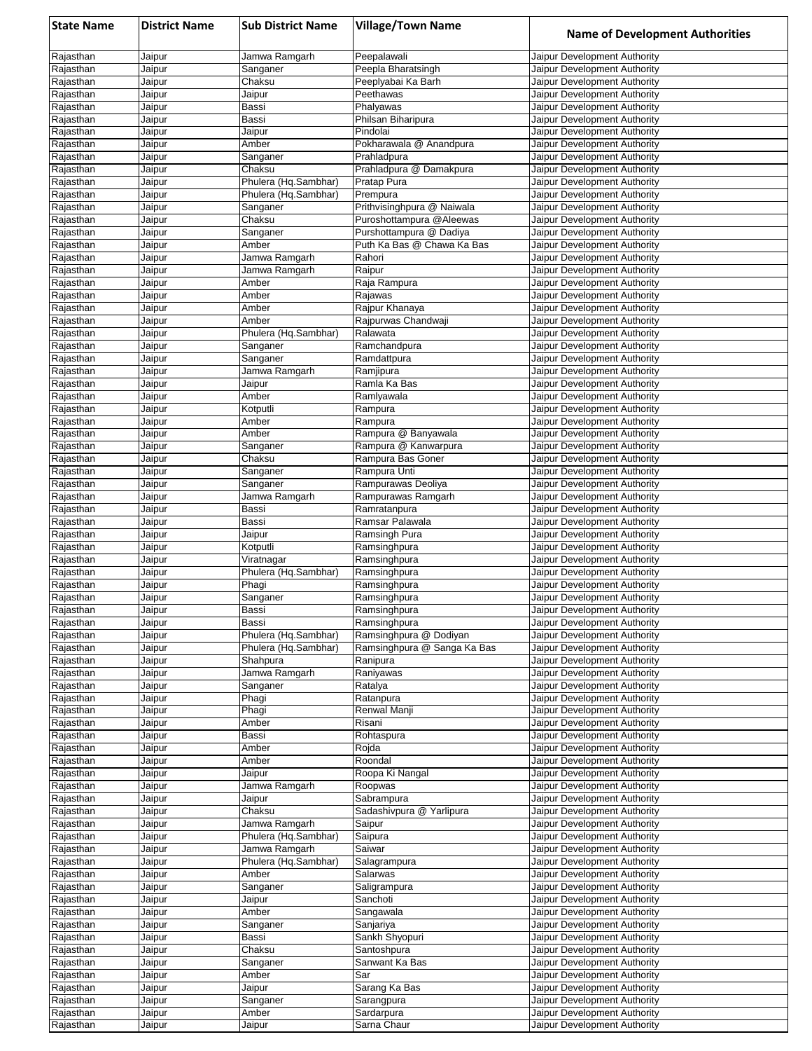| State Name | District Name | Sub District Name | Village/Town Name | Name of Development Authorities |
|---|---|---|---|---|
| Rajasthan | Jaipur | Jamwa Ramgarh | Peepalawali | Jaipur Development Authority |
| Rajasthan | Jaipur | Sanganer | Peepla Bharatsingh | Jaipur Development Authority |
| Rajasthan | Jaipur | Chaksu | Peeplyabai Ka Barh | Jaipur Development Authority |
| Rajasthan | Jaipur | Jaipur | Peethawas | Jaipur Development Authority |
| Rajasthan | Jaipur | Bassi | Phalyawas | Jaipur Development Authority |
| Rajasthan | Jaipur | Bassi | Philsan Biharipura | Jaipur Development Authority |
| Rajasthan | Jaipur | Jaipur | Pindolai | Jaipur Development Authority |
| Rajasthan | Jaipur | Amber | Pokharawala @ Anandpura | Jaipur Development Authority |
| Rajasthan | Jaipur | Sanganer | Prahladpura | Jaipur Development Authority |
| Rajasthan | Jaipur | Chaksu | Prahladpura @ Damakpura | Jaipur Development Authority |
| Rajasthan | Jaipur | Phulera (Hq.Sambhar) | Pratap Pura | Jaipur Development Authority |
| Rajasthan | Jaipur | Phulera (Hq.Sambhar) | Prempura | Jaipur Development Authority |
| Rajasthan | Jaipur | Sanganer | Prithvisinghpura @ Naiwala | Jaipur Development Authority |
| Rajasthan | Jaipur | Chaksu | Puroshottampura @Aleewas | Jaipur Development Authority |
| Rajasthan | Jaipur | Sanganer | Purshottampura @ Dadiya | Jaipur Development Authority |
| Rajasthan | Jaipur | Amber | Puth Ka Bas @ Chawa Ka Bas | Jaipur Development Authority |
| Rajasthan | Jaipur | Jamwa Ramgarh | Rahori | Jaipur Development Authority |
| Rajasthan | Jaipur | Jamwa Ramgarh | Raipur | Jaipur Development Authority |
| Rajasthan | Jaipur | Amber | Raja Rampura | Jaipur Development Authority |
| Rajasthan | Jaipur | Amber | Rajawas | Jaipur Development Authority |
| Rajasthan | Jaipur | Amber | Rajpur Khanaya | Jaipur Development Authority |
| Rajasthan | Jaipur | Amber | Rajpurwas Chandwaji | Jaipur Development Authority |
| Rajasthan | Jaipur | Phulera (Hq.Sambhar) | Ralawata | Jaipur Development Authority |
| Rajasthan | Jaipur | Sanganer | Ramchandpura | Jaipur Development Authority |
| Rajasthan | Jaipur | Sanganer | Ramdattpura | Jaipur Development Authority |
| Rajasthan | Jaipur | Jamwa Ramgarh | Ramjipura | Jaipur Development Authority |
| Rajasthan | Jaipur | Jaipur | Ramla Ka Bas | Jaipur Development Authority |
| Rajasthan | Jaipur | Amber | Ramlyawala | Jaipur Development Authority |
| Rajasthan | Jaipur | Kotputli | Rampura | Jaipur Development Authority |
| Rajasthan | Jaipur | Amber | Rampura | Jaipur Development Authority |
| Rajasthan | Jaipur | Amber | Rampura @ Banyawala | Jaipur Development Authority |
| Rajasthan | Jaipur | Sanganer | Rampura @ Kanwarpura | Jaipur Development Authority |
| Rajasthan | Jaipur | Chaksu | Rampura Bas Goner | Jaipur Development Authority |
| Rajasthan | Jaipur | Sanganer | Rampura Unti | Jaipur Development Authority |
| Rajasthan | Jaipur | Sanganer | Rampurawas Deoliya | Jaipur Development Authority |
| Rajasthan | Jaipur | Jamwa Ramgarh | Rampurawas Ramgarh | Jaipur Development Authority |
| Rajasthan | Jaipur | Bassi | Ramratanpura | Jaipur Development Authority |
| Rajasthan | Jaipur | Bassi | Ramsar Palawala | Jaipur Development Authority |
| Rajasthan | Jaipur | Jaipur | Ramsingh Pura | Jaipur Development Authority |
| Rajasthan | Jaipur | Kotputli | Ramsinghpura | Jaipur Development Authority |
| Rajasthan | Jaipur | Viratnagar | Ramsinghpura | Jaipur Development Authority |
| Rajasthan | Jaipur | Phulera (Hq.Sambhar) | Ramsinghpura | Jaipur Development Authority |
| Rajasthan | Jaipur | Phagi | Ramsinghpura | Jaipur Development Authority |
| Rajasthan | Jaipur | Sanganer | Ramsinghpura | Jaipur Development Authority |
| Rajasthan | Jaipur | Bassi | Ramsinghpura | Jaipur Development Authority |
| Rajasthan | Jaipur | Bassi | Ramsinghpura | Jaipur Development Authority |
| Rajasthan | Jaipur | Phulera (Hq.Sambhar) | Ramsinghpura @ Dodiyan | Jaipur Development Authority |
| Rajasthan | Jaipur | Phulera (Hq.Sambhar) | Ramsinghpura @ Sanga Ka Bas | Jaipur Development Authority |
| Rajasthan | Jaipur | Shahpura | Ranipura | Jaipur Development Authority |
| Rajasthan | Jaipur | Jamwa Ramgarh | Raniyawas | Jaipur Development Authority |
| Rajasthan | Jaipur | Sanganer | Ratalya | Jaipur Development Authority |
| Rajasthan | Jaipur | Phagi | Ratanpura | Jaipur Development Authority |
| Rajasthan | Jaipur | Phagi | Renwal Manji | Jaipur Development Authority |
| Rajasthan | Jaipur | Amber | Risani | Jaipur Development Authority |
| Rajasthan | Jaipur | Bassi | Rohtaspura | Jaipur Development Authority |
| Rajasthan | Jaipur | Amber | Rojda | Jaipur Development Authority |
| Rajasthan | Jaipur | Amber | Roondal | Jaipur Development Authority |
| Rajasthan | Jaipur | Jaipur | Roopa Ki Nangal | Jaipur Development Authority |
| Rajasthan | Jaipur | Jamwa Ramgarh | Roopwas | Jaipur Development Authority |
| Rajasthan | Jaipur | Jaipur | Sabrampura | Jaipur Development Authority |
| Rajasthan | Jaipur | Chaksu | Sadashivpura @ Yarlipura | Jaipur Development Authority |
| Rajasthan | Jaipur | Jamwa Ramgarh | Saipur | Jaipur Development Authority |
| Rajasthan | Jaipur | Phulera (Hq.Sambhar) | Saipura | Jaipur Development Authority |
| Rajasthan | Jaipur | Jamwa Ramgarh | Saiwar | Jaipur Development Authority |
| Rajasthan | Jaipur | Phulera (Hq.Sambhar) | Salagrampura | Jaipur Development Authority |
| Rajasthan | Jaipur | Amber | Salarwas | Jaipur Development Authority |
| Rajasthan | Jaipur | Sanganer | Saligrampura | Jaipur Development Authority |
| Rajasthan | Jaipur | Jaipur | Sanchoti | Jaipur Development Authority |
| Rajasthan | Jaipur | Amber | Sangawala | Jaipur Development Authority |
| Rajasthan | Jaipur | Sanganer | Sanjariya | Jaipur Development Authority |
| Rajasthan | Jaipur | Bassi | Sankh Shyopuri | Jaipur Development Authority |
| Rajasthan | Jaipur | Chaksu | Santoshpura | Jaipur Development Authority |
| Rajasthan | Jaipur | Sanganer | Sanwant Ka Bas | Jaipur Development Authority |
| Rajasthan | Jaipur | Amber | Sar | Jaipur Development Authority |
| Rajasthan | Jaipur | Jaipur | Sarang Ka Bas | Jaipur Development Authority |
| Rajasthan | Jaipur | Sanganer | Sarangpura | Jaipur Development Authority |
| Rajasthan | Jaipur | Amber | Sardarpura | Jaipur Development Authority |
| Rajasthan | Jaipur | Jaipur | Sarna Chaur | Jaipur Development Authority |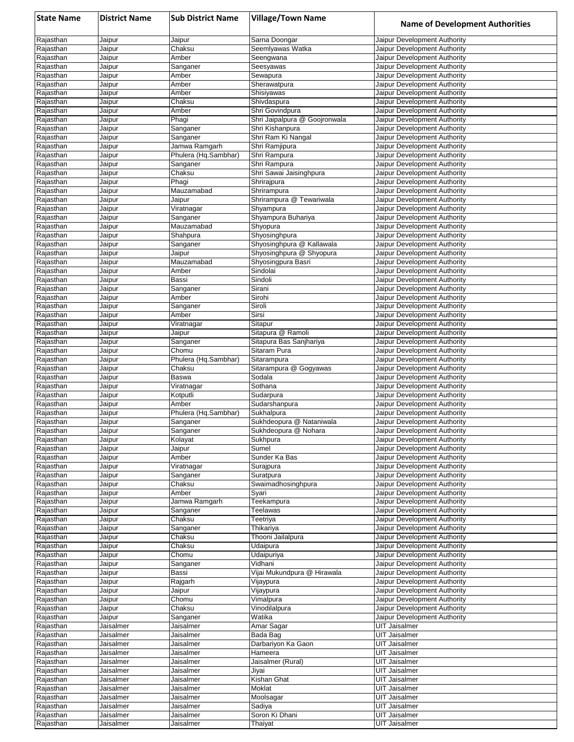| State Name | District Name | Sub District Name | Village/Town Name | Name of Development Authorities |
|---|---|---|---|---|
| Rajasthan | Jaipur | Jaipur | Sarna Doongar | Jaipur Development Authority |
| Rajasthan | Jaipur | Chaksu | Seemlyawas Watka | Jaipur Development Authority |
| Rajasthan | Jaipur | Amber | Seengwana | Jaipur Development Authority |
| Rajasthan | Jaipur | Sanganer | Seesyawas | Jaipur Development Authority |
| Rajasthan | Jaipur | Amber | Sewapura | Jaipur Development Authority |
| Rajasthan | Jaipur | Amber | Sherawatpura | Jaipur Development Authority |
| Rajasthan | Jaipur | Amber | Shisiyawas | Jaipur Development Authority |
| Rajasthan | Jaipur | Chaksu | Shivdaspura | Jaipur Development Authority |
| Rajasthan | Jaipur | Amber | Shri Govindpura | Jaipur Development Authority |
| Rajasthan | Jaipur | Phagi | Shri Jaipalpura @ Goojronwala | Jaipur Development Authority |
| Rajasthan | Jaipur | Sanganer | Shri Kishanpura | Jaipur Development Authority |
| Rajasthan | Jaipur | Sanganer | Shri Ram Ki Nangal | Jaipur Development Authority |
| Rajasthan | Jaipur | Jamwa Ramgarh | Shri Ramjipura | Jaipur Development Authority |
| Rajasthan | Jaipur | Phulera (Hq.Sambhar) | Shri Rampura | Jaipur Development Authority |
| Rajasthan | Jaipur | Sanganer | Shri Rampura | Jaipur Development Authority |
| Rajasthan | Jaipur | Chaksu | Shri Sawai Jaisinghpura | Jaipur Development Authority |
| Rajasthan | Jaipur | Phagi | Shrirajpura | Jaipur Development Authority |
| Rajasthan | Jaipur | Mauzamabad | Shrirampura | Jaipur Development Authority |
| Rajasthan | Jaipur | Jaipur | Shrirampura @ Tewariwala | Jaipur Development Authority |
| Rajasthan | Jaipur | Viratnagar | Shyampura | Jaipur Development Authority |
| Rajasthan | Jaipur | Sanganer | Shyampura Buhariya | Jaipur Development Authority |
| Rajasthan | Jaipur | Mauzamabad | Shyopura | Jaipur Development Authority |
| Rajasthan | Jaipur | Shahpura | Shyosinghpura | Jaipur Development Authority |
| Rajasthan | Jaipur | Sanganer | Shyosinghpura @ Kallawala | Jaipur Development Authority |
| Rajasthan | Jaipur | Jaipur | Shyosinghpura @ Shyopura | Jaipur Development Authority |
| Rajasthan | Jaipur | Mauzamabad | Shyosingpura Basri | Jaipur Development Authority |
| Rajasthan | Jaipur | Amber | Sindolai | Jaipur Development Authority |
| Rajasthan | Jaipur | Bassi | Sindoli | Jaipur Development Authority |
| Rajasthan | Jaipur | Sanganer | Sirani | Jaipur Development Authority |
| Rajasthan | Jaipur | Amber | Sirohi | Jaipur Development Authority |
| Rajasthan | Jaipur | Sanganer | Siroli | Jaipur Development Authority |
| Rajasthan | Jaipur | Amber | Sirsi | Jaipur Development Authority |
| Rajasthan | Jaipur | Viratnagar | Sitapur | Jaipur Development Authority |
| Rajasthan | Jaipur | Jaipur | Sitapura @ Ramoli | Jaipur Development Authority |
| Rajasthan | Jaipur | Sanganer | Sitapura Bas Sanjhariya | Jaipur Development Authority |
| Rajasthan | Jaipur | Chomu | Sitaram Pura | Jaipur Development Authority |
| Rajasthan | Jaipur | Phulera (Hq.Sambhar) | Sitarampura | Jaipur Development Authority |
| Rajasthan | Jaipur | Chaksu | Sitarampura @ Gogyawas | Jaipur Development Authority |
| Rajasthan | Jaipur | Baswa | Sodala | Jaipur Development Authority |
| Rajasthan | Jaipur | Viratnagar | Sothana | Jaipur Development Authority |
| Rajasthan | Jaipur | Kotputli | Sudarpura | Jaipur Development Authority |
| Rajasthan | Jaipur | Amber | Sudarshanpura | Jaipur Development Authority |
| Rajasthan | Jaipur | Phulera (Hq.Sambhar) | Sukhalpura | Jaipur Development Authority |
| Rajasthan | Jaipur | Sanganer | Sukhdeopura @ Nataniwala | Jaipur Development Authority |
| Rajasthan | Jaipur | Sanganer | Sukhdeopura @ Nohara | Jaipur Development Authority |
| Rajasthan | Jaipur | Kolayat | Sukhpura | Jaipur Development Authority |
| Rajasthan | Jaipur | Jaipur | Sumel | Jaipur Development Authority |
| Rajasthan | Jaipur | Amber | Sunder Ka Bas | Jaipur Development Authority |
| Rajasthan | Jaipur | Viratnagar | Surajpura | Jaipur Development Authority |
| Rajasthan | Jaipur | Sanganer | Suratpura | Jaipur Development Authority |
| Rajasthan | Jaipur | Chaksu | Swaimadhosinghpura | Jaipur Development Authority |
| Rajasthan | Jaipur | Amber | Syari | Jaipur Development Authority |
| Rajasthan | Jaipur | Jamwa Ramgarh | Teekampura | Jaipur Development Authority |
| Rajasthan | Jaipur | Sanganer | Teelawas | Jaipur Development Authority |
| Rajasthan | Jaipur | Chaksu | Teetriya | Jaipur Development Authority |
| Rajasthan | Jaipur | Sanganer | Thikariya | Jaipur Development Authority |
| Rajasthan | Jaipur | Chaksu | Thooni Jailalpura | Jaipur Development Authority |
| Rajasthan | Jaipur | Chaksu | Udaipura | Jaipur Development Authority |
| Rajasthan | Jaipur | Chomu | Udaipuriya | Jaipur Development Authority |
| Rajasthan | Jaipur | Sanganer | Vidhani | Jaipur Development Authority |
| Rajasthan | Jaipur | Bassi | Vijai Mukundpura @ Hirawala | Jaipur Development Authority |
| Rajasthan | Jaipur | Rajgarh | Vijaypura | Jaipur Development Authority |
| Rajasthan | Jaipur | Jaipur | Vijaypura | Jaipur Development Authority |
| Rajasthan | Jaipur | Chomu | Vimalpura | Jaipur Development Authority |
| Rajasthan | Jaipur | Chaksu | Vinodilalpura | Jaipur Development Authority |
| Rajasthan | Jaipur | Sanganer | Watika | Jaipur Development Authority |
| Rajasthan | Jaisalmer | Jaisalmer | Amar Sagar | UIT Jaisalmer |
| Rajasthan | Jaisalmer | Jaisalmer | Bada Bag | UIT Jaisalmer |
| Rajasthan | Jaisalmer | Jaisalmer | Darbariyon Ka Gaon | UIT Jaisalmer |
| Rajasthan | Jaisalmer | Jaisalmer | Hameera | UIT Jaisalmer |
| Rajasthan | Jaisalmer | Jaisalmer | Jaisalmer (Rural) | UIT Jaisalmer |
| Rajasthan | Jaisalmer | Jaisalmer | Jiyai | UIT Jaisalmer |
| Rajasthan | Jaisalmer | Jaisalmer | Kishan Ghat | UIT Jaisalmer |
| Rajasthan | Jaisalmer | Jaisalmer | Moklat | UIT Jaisalmer |
| Rajasthan | Jaisalmer | Jaisalmer | Moolsagar | UIT Jaisalmer |
| Rajasthan | Jaisalmer | Jaisalmer | Sadiya | UIT Jaisalmer |
| Rajasthan | Jaisalmer | Jaisalmer | Soron Ki Dhani | UIT Jaisalmer |
| Rajasthan | Jaisalmer | Jaisalmer | Thaiyat | UIT Jaisalmer |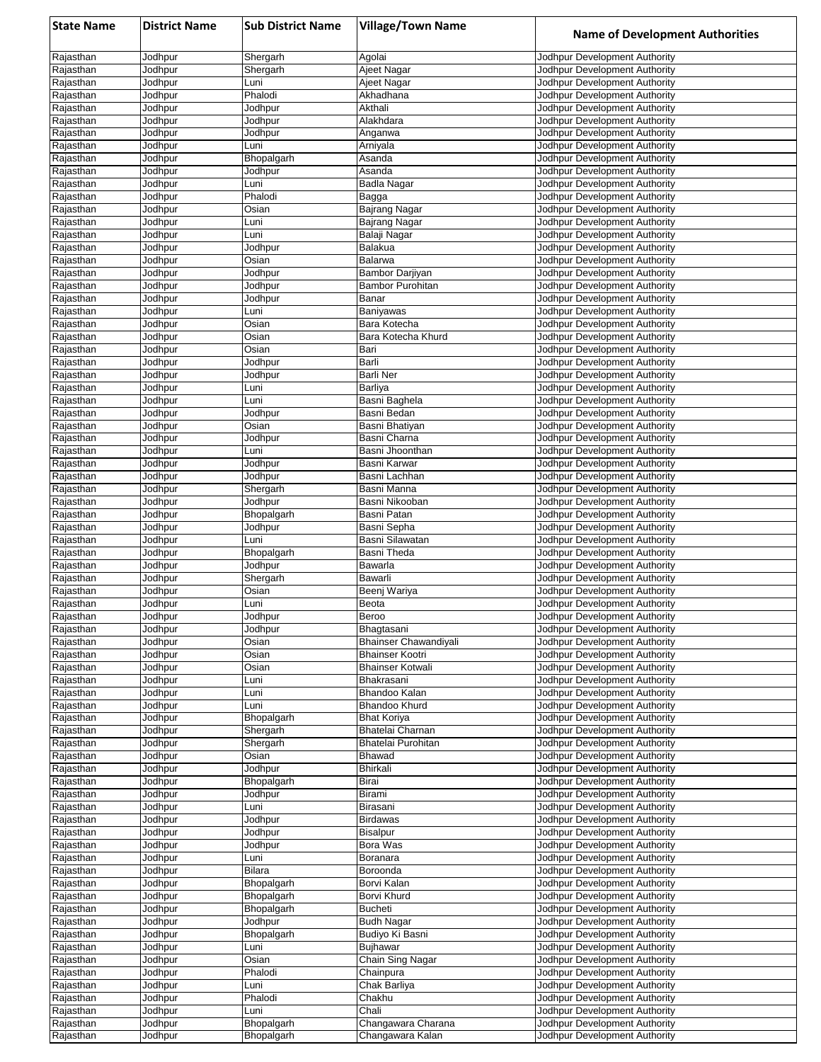| State Name | District Name | Sub District Name | Village/Town Name | Name of Development Authorities |
|---|---|---|---|---|
| Rajasthan | Jodhpur | Shergarh | Agolai | Jodhpur Development Authority |
| Rajasthan | Jodhpur | Shergarh | Ajeet Nagar | Jodhpur Development Authority |
| Rajasthan | Jodhpur | Luni | Ajeet Nagar | Jodhpur Development Authority |
| Rajasthan | Jodhpur | Phalodi | Akhadhana | Jodhpur Development Authority |
| Rajasthan | Jodhpur | Jodhpur | Akthali | Jodhpur Development Authority |
| Rajasthan | Jodhpur | Jodhpur | Alakhdara | Jodhpur Development Authority |
| Rajasthan | Jodhpur | Jodhpur | Anganwa | Jodhpur Development Authority |
| Rajasthan | Jodhpur | Luni | Arniyala | Jodhpur Development Authority |
| Rajasthan | Jodhpur | Bhopalgarh | Asanda | Jodhpur Development Authority |
| Rajasthan | Jodhpur | Jodhpur | Asanda | Jodhpur Development Authority |
| Rajasthan | Jodhpur | Luni | Badla Nagar | Jodhpur Development Authority |
| Rajasthan | Jodhpur | Phalodi | Bagga | Jodhpur Development Authority |
| Rajasthan | Jodhpur | Osian | Bajrang Nagar | Jodhpur Development Authority |
| Rajasthan | Jodhpur | Luni | Bajrang Nagar | Jodhpur Development Authority |
| Rajasthan | Jodhpur | Luni | Balaji Nagar | Jodhpur Development Authority |
| Rajasthan | Jodhpur | Jodhpur | Balakua | Jodhpur Development Authority |
| Rajasthan | Jodhpur | Osian | Balarwa | Jodhpur Development Authority |
| Rajasthan | Jodhpur | Jodhpur | Bambor Darjiyan | Jodhpur Development Authority |
| Rajasthan | Jodhpur | Jodhpur | Bambor Purohitan | Jodhpur Development Authority |
| Rajasthan | Jodhpur | Jodhpur | Banar | Jodhpur Development Authority |
| Rajasthan | Jodhpur | Luni | Baniyawas | Jodhpur Development Authority |
| Rajasthan | Jodhpur | Osian | Bara Kotecha | Jodhpur Development Authority |
| Rajasthan | Jodhpur | Osian | Bara Kotecha Khurd | Jodhpur Development Authority |
| Rajasthan | Jodhpur | Osian | Bari | Jodhpur Development Authority |
| Rajasthan | Jodhpur | Jodhpur | Barli | Jodhpur Development Authority |
| Rajasthan | Jodhpur | Jodhpur | Barli Ner | Jodhpur Development Authority |
| Rajasthan | Jodhpur | Luni | Barliya | Jodhpur Development Authority |
| Rajasthan | Jodhpur | Luni | Basni Baghela | Jodhpur Development Authority |
| Rajasthan | Jodhpur | Jodhpur | Basni Bedan | Jodhpur Development Authority |
| Rajasthan | Jodhpur | Osian | Basni Bhatiyan | Jodhpur Development Authority |
| Rajasthan | Jodhpur | Jodhpur | Basni Charna | Jodhpur Development Authority |
| Rajasthan | Jodhpur | Luni | Basni Jhoonthan | Jodhpur Development Authority |
| Rajasthan | Jodhpur | Jodhpur | Basni Karwar | Jodhpur Development Authority |
| Rajasthan | Jodhpur | Jodhpur | Basni Lachhan | Jodhpur Development Authority |
| Rajasthan | Jodhpur | Shergarh | Basni Manna | Jodhpur Development Authority |
| Rajasthan | Jodhpur | Jodhpur | Basni Nikooban | Jodhpur Development Authority |
| Rajasthan | Jodhpur | Bhopalgarh | Basni Patan | Jodhpur Development Authority |
| Rajasthan | Jodhpur | Jodhpur | Basni Sepha | Jodhpur Development Authority |
| Rajasthan | Jodhpur | Luni | Basni Silawatan | Jodhpur Development Authority |
| Rajasthan | Jodhpur | Bhopalgarh | Basni Theda | Jodhpur Development Authority |
| Rajasthan | Jodhpur | Jodhpur | Bawarla | Jodhpur Development Authority |
| Rajasthan | Jodhpur | Shergarh | Bawarli | Jodhpur Development Authority |
| Rajasthan | Jodhpur | Osian | Beenj Wariya | Jodhpur Development Authority |
| Rajasthan | Jodhpur | Luni | Beota | Jodhpur Development Authority |
| Rajasthan | Jodhpur | Jodhpur | Beroo | Jodhpur Development Authority |
| Rajasthan | Jodhpur | Jodhpur | Bhagtasani | Jodhpur Development Authority |
| Rajasthan | Jodhpur | Osian | Bhainser Chawandiyali | Jodhpur Development Authority |
| Rajasthan | Jodhpur | Osian | Bhainser Kootri | Jodhpur Development Authority |
| Rajasthan | Jodhpur | Osian | Bhainser Kotwali | Jodhpur Development Authority |
| Rajasthan | Jodhpur | Luni | Bhakrasani | Jodhpur Development Authority |
| Rajasthan | Jodhpur | Luni | Bhandoo Kalan | Jodhpur Development Authority |
| Rajasthan | Jodhpur | Luni | Bhandoo Khurd | Jodhpur Development Authority |
| Rajasthan | Jodhpur | Bhopalgarh | Bhat Koriya | Jodhpur Development Authority |
| Rajasthan | Jodhpur | Shergarh | Bhatelai Charnan | Jodhpur Development Authority |
| Rajasthan | Jodhpur | Shergarh | Bhatelai Purohitan | Jodhpur Development Authority |
| Rajasthan | Jodhpur | Osian | Bhawad | Jodhpur Development Authority |
| Rajasthan | Jodhpur | Jodhpur | Bhirkali | Jodhpur Development Authority |
| Rajasthan | Jodhpur | Bhopalgarh | Birai | Jodhpur Development Authority |
| Rajasthan | Jodhpur | Jodhpur | Birami | Jodhpur Development Authority |
| Rajasthan | Jodhpur | Luni | Birasani | Jodhpur Development Authority |
| Rajasthan | Jodhpur | Jodhpur | Birdawas | Jodhpur Development Authority |
| Rajasthan | Jodhpur | Jodhpur | Bisalpur | Jodhpur Development Authority |
| Rajasthan | Jodhpur | Jodhpur | Bora Was | Jodhpur Development Authority |
| Rajasthan | Jodhpur | Luni | Boranara | Jodhpur Development Authority |
| Rajasthan | Jodhpur | Bilara | Boroonda | Jodhpur Development Authority |
| Rajasthan | Jodhpur | Bhopalgarh | Borvi Kalan | Jodhpur Development Authority |
| Rajasthan | Jodhpur | Bhopalgarh | Borvi Khurd | Jodhpur Development Authority |
| Rajasthan | Jodhpur | Bhopalgarh | Bucheti | Jodhpur Development Authority |
| Rajasthan | Jodhpur | Jodhpur | Budh Nagar | Jodhpur Development Authority |
| Rajasthan | Jodhpur | Bhopalgarh | Budiyo Ki Basni | Jodhpur Development Authority |
| Rajasthan | Jodhpur | Luni | Bujhawar | Jodhpur Development Authority |
| Rajasthan | Jodhpur | Osian | Chain Sing Nagar | Jodhpur Development Authority |
| Rajasthan | Jodhpur | Phalodi | Chainpura | Jodhpur Development Authority |
| Rajasthan | Jodhpur | Luni | Chak Barliya | Jodhpur Development Authority |
| Rajasthan | Jodhpur | Phalodi | Chakhu | Jodhpur Development Authority |
| Rajasthan | Jodhpur | Luni | Chali | Jodhpur Development Authority |
| Rajasthan | Jodhpur | Bhopalgarh | Changawara Charana | Jodhpur Development Authority |
| Rajasthan | Jodhpur | Bhopalgarh | Changawara Kalan | Jodhpur Development Authority |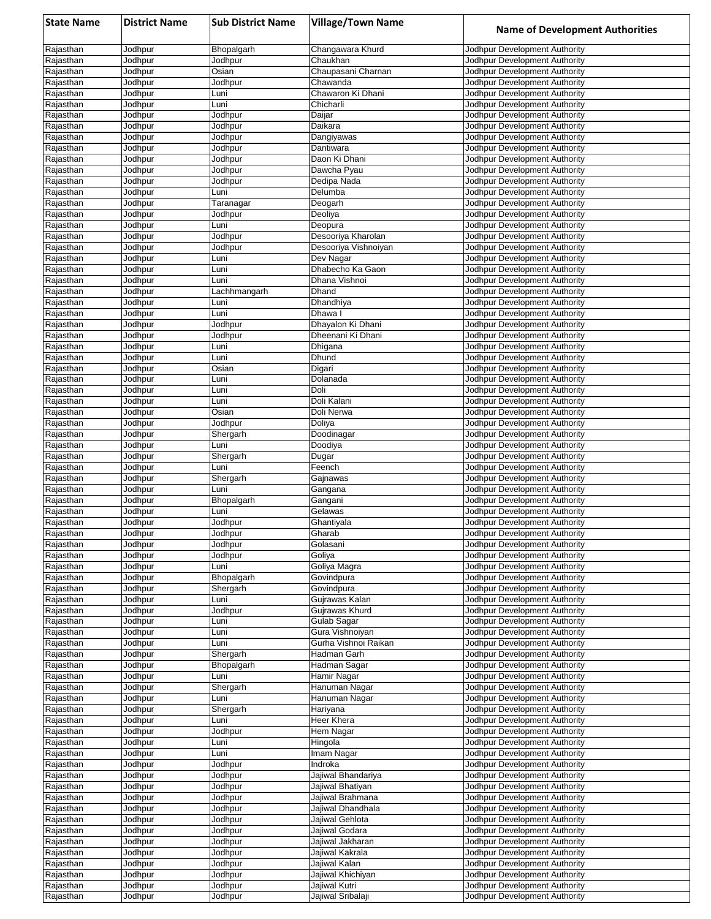| State Name | District Name | Sub District Name | Village/Town Name | Name of Development Authorities |
|---|---|---|---|---|
| Rajasthan | Jodhpur | Bhopalgarh | Changawara Khurd | Jodhpur Development Authority |
| Rajasthan | Jodhpur | Jodhpur | Chaukhan | Jodhpur Development Authority |
| Rajasthan | Jodhpur | Osian | Chaupasani Charnan | Jodhpur Development Authority |
| Rajasthan | Jodhpur | Jodhpur | Chawanda | Jodhpur Development Authority |
| Rajasthan | Jodhpur | Luni | Chawaron Ki Dhani | Jodhpur Development Authority |
| Rajasthan | Jodhpur | Luni | Chicharli | Jodhpur Development Authority |
| Rajasthan | Jodhpur | Jodhpur | Daijar | Jodhpur Development Authority |
| Rajasthan | Jodhpur | Jodhpur | Daikara | Jodhpur Development Authority |
| Rajasthan | Jodhpur | Jodhpur | Dangiyawas | Jodhpur Development Authority |
| Rajasthan | Jodhpur | Jodhpur | Dantiwara | Jodhpur Development Authority |
| Rajasthan | Jodhpur | Jodhpur | Daon Ki Dhani | Jodhpur Development Authority |
| Rajasthan | Jodhpur | Jodhpur | Dawcha Pyau | Jodhpur Development Authority |
| Rajasthan | Jodhpur | Jodhpur | Dedipa Nada | Jodhpur Development Authority |
| Rajasthan | Jodhpur | Luni | Delumba | Jodhpur Development Authority |
| Rajasthan | Jodhpur | Taranagar | Deogarh | Jodhpur Development Authority |
| Rajasthan | Jodhpur | Jodhpur | Deoliya | Jodhpur Development Authority |
| Rajasthan | Jodhpur | Luni | Deopura | Jodhpur Development Authority |
| Rajasthan | Jodhpur | Jodhpur | Desooriya Kharolan | Jodhpur Development Authority |
| Rajasthan | Jodhpur | Jodhpur | Desooriya Vishnoiyan | Jodhpur Development Authority |
| Rajasthan | Jodhpur | Luni | Dev Nagar | Jodhpur Development Authority |
| Rajasthan | Jodhpur | Luni | Dhabecho Ka Gaon | Jodhpur Development Authority |
| Rajasthan | Jodhpur | Luni | Dhana Vishnoi | Jodhpur Development Authority |
| Rajasthan | Jodhpur | Lachhmangarh | Dhand | Jodhpur Development Authority |
| Rajasthan | Jodhpur | Luni | Dhandhiya | Jodhpur Development Authority |
| Rajasthan | Jodhpur | Luni | Dhawa I | Jodhpur Development Authority |
| Rajasthan | Jodhpur | Jodhpur | Dhayalon Ki Dhani | Jodhpur Development Authority |
| Rajasthan | Jodhpur | Jodhpur | Dheenani Ki Dhani | Jodhpur Development Authority |
| Rajasthan | Jodhpur | Luni | Dhigana | Jodhpur Development Authority |
| Rajasthan | Jodhpur | Luni | Dhund | Jodhpur Development Authority |
| Rajasthan | Jodhpur | Osian | Digari | Jodhpur Development Authority |
| Rajasthan | Jodhpur | Luni | Dolanada | Jodhpur Development Authority |
| Rajasthan | Jodhpur | Luni | Doli | Jodhpur Development Authority |
| Rajasthan | Jodhpur | Luni | Doli Kalani | Jodhpur Development Authority |
| Rajasthan | Jodhpur | Osian | Doli Nerwa | Jodhpur Development Authority |
| Rajasthan | Jodhpur | Jodhpur | Doliya | Jodhpur Development Authority |
| Rajasthan | Jodhpur | Shergarh | Doodinagar | Jodhpur Development Authority |
| Rajasthan | Jodhpur | Luni | Doodiya | Jodhpur Development Authority |
| Rajasthan | Jodhpur | Shergarh | Dugar | Jodhpur Development Authority |
| Rajasthan | Jodhpur | Luni | Feench | Jodhpur Development Authority |
| Rajasthan | Jodhpur | Shergarh | Gajnawas | Jodhpur Development Authority |
| Rajasthan | Jodhpur | Luni | Gangana | Jodhpur Development Authority |
| Rajasthan | Jodhpur | Bhopalgarh | Gangani | Jodhpur Development Authority |
| Rajasthan | Jodhpur | Luni | Gelawas | Jodhpur Development Authority |
| Rajasthan | Jodhpur | Jodhpur | Ghantiyala | Jodhpur Development Authority |
| Rajasthan | Jodhpur | Jodhpur | Gharab | Jodhpur Development Authority |
| Rajasthan | Jodhpur | Jodhpur | Golasani | Jodhpur Development Authority |
| Rajasthan | Jodhpur | Jodhpur | Goliya | Jodhpur Development Authority |
| Rajasthan | Jodhpur | Luni | Goliya Magra | Jodhpur Development Authority |
| Rajasthan | Jodhpur | Bhopalgarh | Govindpura | Jodhpur Development Authority |
| Rajasthan | Jodhpur | Shergarh | Govindpura | Jodhpur Development Authority |
| Rajasthan | Jodhpur | Luni | Gujrawas Kalan | Jodhpur Development Authority |
| Rajasthan | Jodhpur | Jodhpur | Gujrawas Khurd | Jodhpur Development Authority |
| Rajasthan | Jodhpur | Luni | Gulab Sagar | Jodhpur Development Authority |
| Rajasthan | Jodhpur | Luni | Gura Vishnoiyan | Jodhpur Development Authority |
| Rajasthan | Jodhpur | Luni | Gurha Vishnoi Raikan | Jodhpur Development Authority |
| Rajasthan | Jodhpur | Shergarh | Hadman Garh | Jodhpur Development Authority |
| Rajasthan | Jodhpur | Bhopalgarh | Hadman Sagar | Jodhpur Development Authority |
| Rajasthan | Jodhpur | Luni | Hamir Nagar | Jodhpur Development Authority |
| Rajasthan | Jodhpur | Shergarh | Hanuman Nagar | Jodhpur Development Authority |
| Rajasthan | Jodhpur | Luni | Hanuman Nagar | Jodhpur Development Authority |
| Rajasthan | Jodhpur | Shergarh | Hariyana | Jodhpur Development Authority |
| Rajasthan | Jodhpur | Luni | Heer Khera | Jodhpur Development Authority |
| Rajasthan | Jodhpur | Jodhpur | Hem Nagar | Jodhpur Development Authority |
| Rajasthan | Jodhpur | Luni | Hingola | Jodhpur Development Authority |
| Rajasthan | Jodhpur | Luni | Imam Nagar | Jodhpur Development Authority |
| Rajasthan | Jodhpur | Jodhpur | Indroka | Jodhpur Development Authority |
| Rajasthan | Jodhpur | Jodhpur | Jajiwal Bhandariya | Jodhpur Development Authority |
| Rajasthan | Jodhpur | Jodhpur | Jajiwal Bhatiyan | Jodhpur Development Authority |
| Rajasthan | Jodhpur | Jodhpur | Jajiwal Brahmana | Jodhpur Development Authority |
| Rajasthan | Jodhpur | Jodhpur | Jajiwal Dhandhala | Jodhpur Development Authority |
| Rajasthan | Jodhpur | Jodhpur | Jajiwal Gehlota | Jodhpur Development Authority |
| Rajasthan | Jodhpur | Jodhpur | Jajiwal Godara | Jodhpur Development Authority |
| Rajasthan | Jodhpur | Jodhpur | Jajiwal Jakharan | Jodhpur Development Authority |
| Rajasthan | Jodhpur | Jodhpur | Jajiwal Kakrala | Jodhpur Development Authority |
| Rajasthan | Jodhpur | Jodhpur | Jajiwal Kalan | Jodhpur Development Authority |
| Rajasthan | Jodhpur | Jodhpur | Jajiwal Khichiyan | Jodhpur Development Authority |
| Rajasthan | Jodhpur | Jodhpur | Jajiwal Kutri | Jodhpur Development Authority |
| Rajasthan | Jodhpur | Jodhpur | Jajiwal Sribalaji | Jodhpur Development Authority |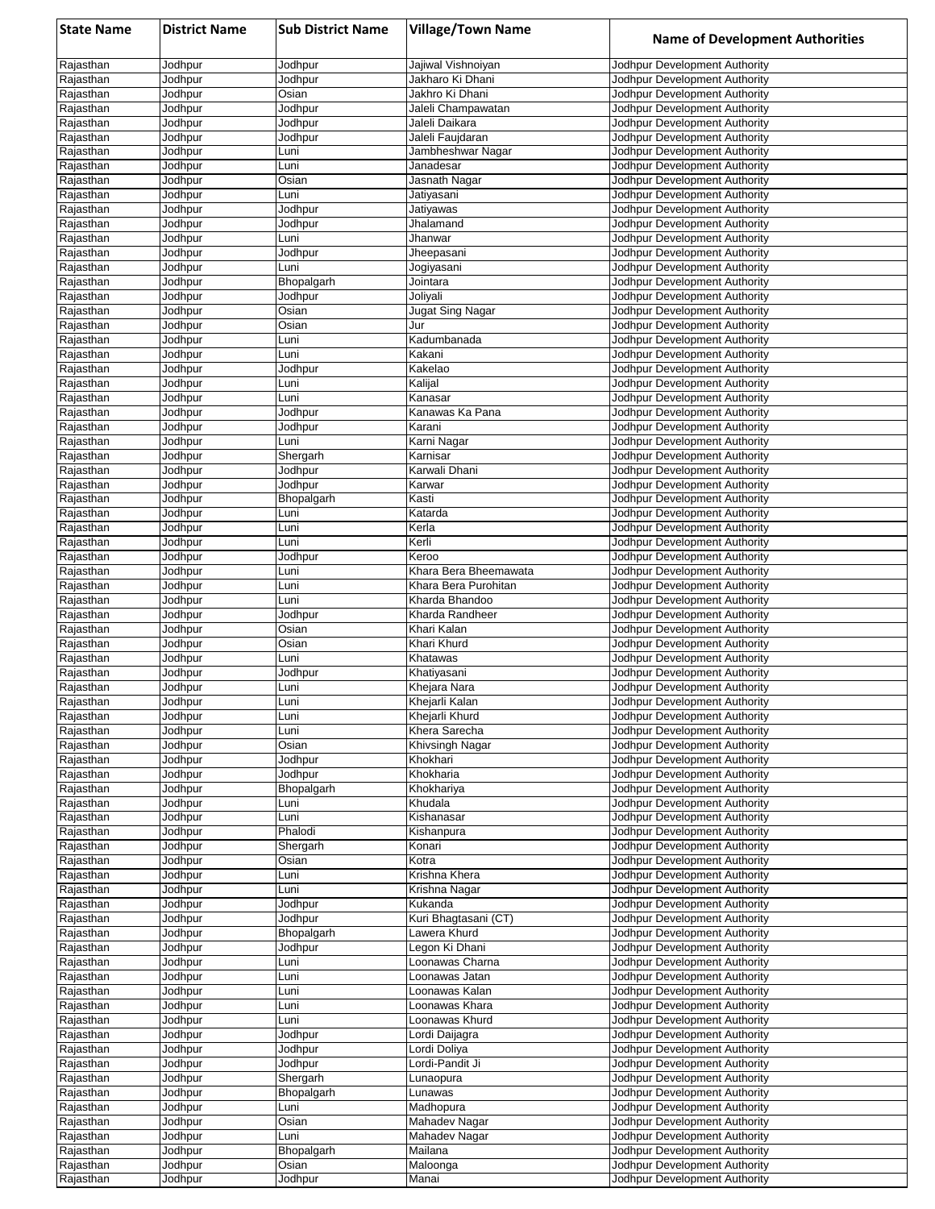| State Name | District Name | Sub District Name | Village/Town Name | Name of Development Authorities |
|---|---|---|---|---|
| Rajasthan | Jodhpur | Jodhpur | Jajiwal Vishnoiyan | Jodhpur Development Authority |
| Rajasthan | Jodhpur | Jodhpur | Jakharo Ki Dhani | Jodhpur Development Authority |
| Rajasthan | Jodhpur | Osian | Jakhro Ki Dhani | Jodhpur Development Authority |
| Rajasthan | Jodhpur | Jodhpur | Jaleli Champawatan | Jodhpur Development Authority |
| Rajasthan | Jodhpur | Jodhpur | Jaleli Daikara | Jodhpur Development Authority |
| Rajasthan | Jodhpur | Jodhpur | Jaleli Faujdaran | Jodhpur Development Authority |
| Rajasthan | Jodhpur | Luni | Jambheshwar Nagar | Jodhpur Development Authority |
| Rajasthan | Jodhpur | Luni | Janadesar | Jodhpur Development Authority |
| Rajasthan | Jodhpur | Osian | Jasnath Nagar | Jodhpur Development Authority |
| Rajasthan | Jodhpur | Luni | Jatiyasani | Jodhpur Development Authority |
| Rajasthan | Jodhpur | Jodhpur | Jatiyawas | Jodhpur Development Authority |
| Rajasthan | Jodhpur | Jodhpur | Jhalamand | Jodhpur Development Authority |
| Rajasthan | Jodhpur | Luni | Jhanwar | Jodhpur Development Authority |
| Rajasthan | Jodhpur | Jodhpur | Jheepasani | Jodhpur Development Authority |
| Rajasthan | Jodhpur | Luni | Jogiyasani | Jodhpur Development Authority |
| Rajasthan | Jodhpur | Bhopalgarh | Jointara | Jodhpur Development Authority |
| Rajasthan | Jodhpur | Jodhpur | Joliyali | Jodhpur Development Authority |
| Rajasthan | Jodhpur | Osian | Jugat Sing Nagar | Jodhpur Development Authority |
| Rajasthan | Jodhpur | Osian | Jur | Jodhpur Development Authority |
| Rajasthan | Jodhpur | Luni | Kadumbanada | Jodhpur Development Authority |
| Rajasthan | Jodhpur | Luni | Kakani | Jodhpur Development Authority |
| Rajasthan | Jodhpur | Jodhpur | Kakelao | Jodhpur Development Authority |
| Rajasthan | Jodhpur | Luni | Kalijal | Jodhpur Development Authority |
| Rajasthan | Jodhpur | Luni | Kanasar | Jodhpur Development Authority |
| Rajasthan | Jodhpur | Jodhpur | Kanawas Ka Pana | Jodhpur Development Authority |
| Rajasthan | Jodhpur | Jodhpur | Karani | Jodhpur Development Authority |
| Rajasthan | Jodhpur | Luni | Karni Nagar | Jodhpur Development Authority |
| Rajasthan | Jodhpur | Shergarh | Karnisar | Jodhpur Development Authority |
| Rajasthan | Jodhpur | Jodhpur | Karwali Dhani | Jodhpur Development Authority |
| Rajasthan | Jodhpur | Jodhpur | Karwar | Jodhpur Development Authority |
| Rajasthan | Jodhpur | Bhopalgarh | Kasti | Jodhpur Development Authority |
| Rajasthan | Jodhpur | Luni | Katarda | Jodhpur Development Authority |
| Rajasthan | Jodhpur | Luni | Kerla | Jodhpur Development Authority |
| Rajasthan | Jodhpur | Luni | Kerli | Jodhpur Development Authority |
| Rajasthan | Jodhpur | Jodhpur | Keroo | Jodhpur Development Authority |
| Rajasthan | Jodhpur | Luni | Khara Bera Bheemawata | Jodhpur Development Authority |
| Rajasthan | Jodhpur | Luni | Khara Bera Purohitan | Jodhpur Development Authority |
| Rajasthan | Jodhpur | Luni | Kharda Bhandoo | Jodhpur Development Authority |
| Rajasthan | Jodhpur | Jodhpur | Kharda Randheer | Jodhpur Development Authority |
| Rajasthan | Jodhpur | Osian | Khari Kalan | Jodhpur Development Authority |
| Rajasthan | Jodhpur | Osian | Khari Khurd | Jodhpur Development Authority |
| Rajasthan | Jodhpur | Luni | Khatawas | Jodhpur Development Authority |
| Rajasthan | Jodhpur | Jodhpur | Khatiyasani | Jodhpur Development Authority |
| Rajasthan | Jodhpur | Luni | Khejara Nara | Jodhpur Development Authority |
| Rajasthan | Jodhpur | Luni | Khejarli Kalan | Jodhpur Development Authority |
| Rajasthan | Jodhpur | Luni | Khejarli Khurd | Jodhpur Development Authority |
| Rajasthan | Jodhpur | Luni | Khera Sarecha | Jodhpur Development Authority |
| Rajasthan | Jodhpur | Osian | Khivsingh Nagar | Jodhpur Development Authority |
| Rajasthan | Jodhpur | Jodhpur | Khokhari | Jodhpur Development Authority |
| Rajasthan | Jodhpur | Jodhpur | Khokharia | Jodhpur Development Authority |
| Rajasthan | Jodhpur | Bhopalgarh | Khokhariya | Jodhpur Development Authority |
| Rajasthan | Jodhpur | Luni | Khudala | Jodhpur Development Authority |
| Rajasthan | Jodhpur | Luni | Kishanasar | Jodhpur Development Authority |
| Rajasthan | Jodhpur | Phalodi | Kishanpura | Jodhpur Development Authority |
| Rajasthan | Jodhpur | Shergarh | Konari | Jodhpur Development Authority |
| Rajasthan | Jodhpur | Osian | Kotra | Jodhpur Development Authority |
| Rajasthan | Jodhpur | Luni | Krishna Khera | Jodhpur Development Authority |
| Rajasthan | Jodhpur | Luni | Krishna Nagar | Jodhpur Development Authority |
| Rajasthan | Jodhpur | Jodhpur | Kukanda | Jodhpur Development Authority |
| Rajasthan | Jodhpur | Jodhpur | Kuri Bhagtasani (CT) | Jodhpur Development Authority |
| Rajasthan | Jodhpur | Bhopalgarh | Lawera Khurd | Jodhpur Development Authority |
| Rajasthan | Jodhpur | Jodhpur | Legon Ki Dhani | Jodhpur Development Authority |
| Rajasthan | Jodhpur | Luni | Loonawas Charna | Jodhpur Development Authority |
| Rajasthan | Jodhpur | Luni | Loonawas Jatan | Jodhpur Development Authority |
| Rajasthan | Jodhpur | Luni | Loonawas Kalan | Jodhpur Development Authority |
| Rajasthan | Jodhpur | Luni | Loonawas Khara | Jodhpur Development Authority |
| Rajasthan | Jodhpur | Luni | Loonawas Khurd | Jodhpur Development Authority |
| Rajasthan | Jodhpur | Jodhpur | Lordi Daijagra | Jodhpur Development Authority |
| Rajasthan | Jodhpur | Jodhpur | Lordi Doliya | Jodhpur Development Authority |
| Rajasthan | Jodhpur | Jodhpur | Lordi-Pandit Ji | Jodhpur Development Authority |
| Rajasthan | Jodhpur | Shergarh | Lunaopura | Jodhpur Development Authority |
| Rajasthan | Jodhpur | Bhopalgarh | Lunawas | Jodhpur Development Authority |
| Rajasthan | Jodhpur | Luni | Madhopura | Jodhpur Development Authority |
| Rajasthan | Jodhpur | Osian | Mahadev Nagar | Jodhpur Development Authority |
| Rajasthan | Jodhpur | Luni | Mahadev Nagar | Jodhpur Development Authority |
| Rajasthan | Jodhpur | Bhopalgarh | Mailana | Jodhpur Development Authority |
| Rajasthan | Jodhpur | Osian | Maloonga | Jodhpur Development Authority |
| Rajasthan | Jodhpur | Jodhpur | Manai | Jodhpur Development Authority |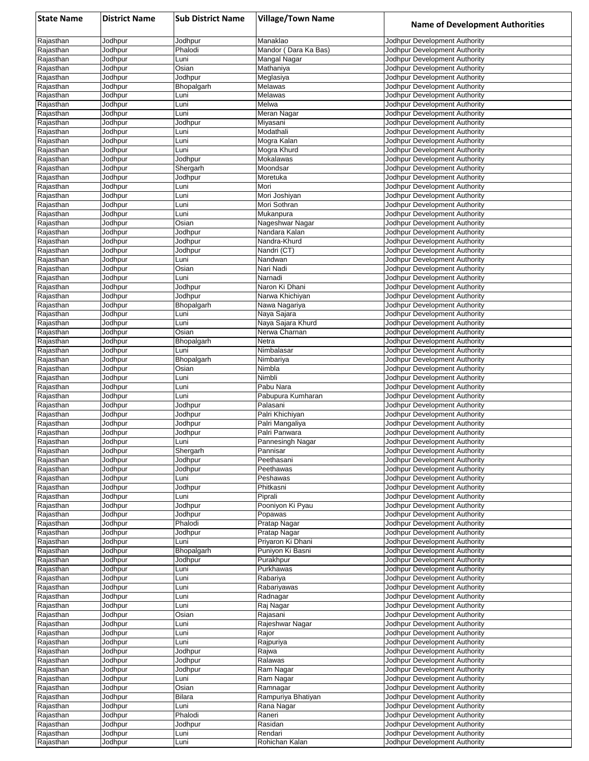| State Name | District Name | Sub District Name | Village/Town Name | Name of Development Authorities |
|---|---|---|---|---|
| Rajasthan | Jodhpur | Jodhpur | Manaklao | Jodhpur Development Authority |
| Rajasthan | Jodhpur | Phalodi | Mandor ( Dara Ka Bas) | Jodhpur Development Authority |
| Rajasthan | Jodhpur | Luni | Mangal Nagar | Jodhpur Development Authority |
| Rajasthan | Jodhpur | Osian | Mathaniya | Jodhpur Development Authority |
| Rajasthan | Jodhpur | Jodhpur | Meglasiya | Jodhpur Development Authority |
| Rajasthan | Jodhpur | Bhopalgarh | Melawas | Jodhpur Development Authority |
| Rajasthan | Jodhpur | Luni | Melawas | Jodhpur Development Authority |
| Rajasthan | Jodhpur | Luni | Melwa | Jodhpur Development Authority |
| Rajasthan | Jodhpur | Luni | Meran Nagar | Jodhpur Development Authority |
| Rajasthan | Jodhpur | Jodhpur | Miyasani | Jodhpur Development Authority |
| Rajasthan | Jodhpur | Luni | Modathali | Jodhpur Development Authority |
| Rajasthan | Jodhpur | Luni | Mogra Kalan | Jodhpur Development Authority |
| Rajasthan | Jodhpur | Luni | Mogra Khurd | Jodhpur Development Authority |
| Rajasthan | Jodhpur | Jodhpur | Mokalawas | Jodhpur Development Authority |
| Rajasthan | Jodhpur | Shergarh | Moondsar | Jodhpur Development Authority |
| Rajasthan | Jodhpur | Jodhpur | Moretuka | Jodhpur Development Authority |
| Rajasthan | Jodhpur | Luni | Mori | Jodhpur Development Authority |
| Rajasthan | Jodhpur | Luni | Mori Joshiyan | Jodhpur Development Authority |
| Rajasthan | Jodhpur | Luni | Mori Sothran | Jodhpur Development Authority |
| Rajasthan | Jodhpur | Luni | Mukanpura | Jodhpur Development Authority |
| Rajasthan | Jodhpur | Osian | Nageshwar Nagar | Jodhpur Development Authority |
| Rajasthan | Jodhpur | Jodhpur | Nandara Kalan | Jodhpur Development Authority |
| Rajasthan | Jodhpur | Jodhpur | Nandra-Khurd | Jodhpur Development Authority |
| Rajasthan | Jodhpur | Jodhpur | Nandri (CT) | Jodhpur Development Authority |
| Rajasthan | Jodhpur | Luni | Nandwan | Jodhpur Development Authority |
| Rajasthan | Jodhpur | Osian | Nari Nadi | Jodhpur Development Authority |
| Rajasthan | Jodhpur | Luni | Narnadi | Jodhpur Development Authority |
| Rajasthan | Jodhpur | Jodhpur | Naron Ki Dhani | Jodhpur Development Authority |
| Rajasthan | Jodhpur | Jodhpur | Narwa Khichiyan | Jodhpur Development Authority |
| Rajasthan | Jodhpur | Bhopalgarh | Nawa Nagariya | Jodhpur Development Authority |
| Rajasthan | Jodhpur | Luni | Naya Sajara | Jodhpur Development Authority |
| Rajasthan | Jodhpur | Luni | Naya Sajara Khurd | Jodhpur Development Authority |
| Rajasthan | Jodhpur | Osian | Nerwa Charnan | Jodhpur Development Authority |
| Rajasthan | Jodhpur | Bhopalgarh | Netra | Jodhpur Development Authority |
| Rajasthan | Jodhpur | Luni | Nimbalasar | Jodhpur Development Authority |
| Rajasthan | Jodhpur | Bhopalgarh | Nimbariya | Jodhpur Development Authority |
| Rajasthan | Jodhpur | Osian | Nimbla | Jodhpur Development Authority |
| Rajasthan | Jodhpur | Luni | Nimbli | Jodhpur Development Authority |
| Rajasthan | Jodhpur | Luni | Pabu Nara | Jodhpur Development Authority |
| Rajasthan | Jodhpur | Luni | Pabupura Kumharan | Jodhpur Development Authority |
| Rajasthan | Jodhpur | Jodhpur | Palasani | Jodhpur Development Authority |
| Rajasthan | Jodhpur | Jodhpur | Palri Khichiyan | Jodhpur Development Authority |
| Rajasthan | Jodhpur | Jodhpur | Palri Mangaliya | Jodhpur Development Authority |
| Rajasthan | Jodhpur | Jodhpur | Palri Panwara | Jodhpur Development Authority |
| Rajasthan | Jodhpur | Luni | Pannesingh Nagar | Jodhpur Development Authority |
| Rajasthan | Jodhpur | Shergarh | Pannisar | Jodhpur Development Authority |
| Rajasthan | Jodhpur | Jodhpur | Peethasani | Jodhpur Development Authority |
| Rajasthan | Jodhpur | Jodhpur | Peethawas | Jodhpur Development Authority |
| Rajasthan | Jodhpur | Luni | Peshawas | Jodhpur Development Authority |
| Rajasthan | Jodhpur | Jodhpur | Phitkasni | Jodhpur Development Authority |
| Rajasthan | Jodhpur | Luni | Piprali | Jodhpur Development Authority |
| Rajasthan | Jodhpur | Jodhpur | Pooniyon Ki Pyau | Jodhpur Development Authority |
| Rajasthan | Jodhpur | Jodhpur | Popawas | Jodhpur Development Authority |
| Rajasthan | Jodhpur | Phalodi | Pratap Nagar | Jodhpur Development Authority |
| Rajasthan | Jodhpur | Jodhpur | Pratap Nagar | Jodhpur Development Authority |
| Rajasthan | Jodhpur | Luni | Priyaron Ki Dhani | Jodhpur Development Authority |
| Rajasthan | Jodhpur | Bhopalgarh | Puniyon Ki Basni | Jodhpur Development Authority |
| Rajasthan | Jodhpur | Jodhpur | Purakhpur | Jodhpur Development Authority |
| Rajasthan | Jodhpur | Luni | Purkhawas | Jodhpur Development Authority |
| Rajasthan | Jodhpur | Luni | Rabariya | Jodhpur Development Authority |
| Rajasthan | Jodhpur | Luni | Rabariyawas | Jodhpur Development Authority |
| Rajasthan | Jodhpur | Luni | Radnagar | Jodhpur Development Authority |
| Rajasthan | Jodhpur | Luni | Raj Nagar | Jodhpur Development Authority |
| Rajasthan | Jodhpur | Osian | Rajasani | Jodhpur Development Authority |
| Rajasthan | Jodhpur | Luni | Rajeshwar Nagar | Jodhpur Development Authority |
| Rajasthan | Jodhpur | Luni | Rajor | Jodhpur Development Authority |
| Rajasthan | Jodhpur | Luni | Rajpuriya | Jodhpur Development Authority |
| Rajasthan | Jodhpur | Jodhpur | Rajwa | Jodhpur Development Authority |
| Rajasthan | Jodhpur | Jodhpur | Ralawas | Jodhpur Development Authority |
| Rajasthan | Jodhpur | Jodhpur | Ram Nagar | Jodhpur Development Authority |
| Rajasthan | Jodhpur | Luni | Ram Nagar | Jodhpur Development Authority |
| Rajasthan | Jodhpur | Osian | Ramnagar | Jodhpur Development Authority |
| Rajasthan | Jodhpur | Bilara | Rampuriya Bhatiyan | Jodhpur Development Authority |
| Rajasthan | Jodhpur | Luni | Rana Nagar | Jodhpur Development Authority |
| Rajasthan | Jodhpur | Phalodi | Raneri | Jodhpur Development Authority |
| Rajasthan | Jodhpur | Jodhpur | Rasidan | Jodhpur Development Authority |
| Rajasthan | Jodhpur | Luni | Rendari | Jodhpur Development Authority |
| Rajasthan | Jodhpur | Luni | Rohichan Kalan | Jodhpur Development Authority |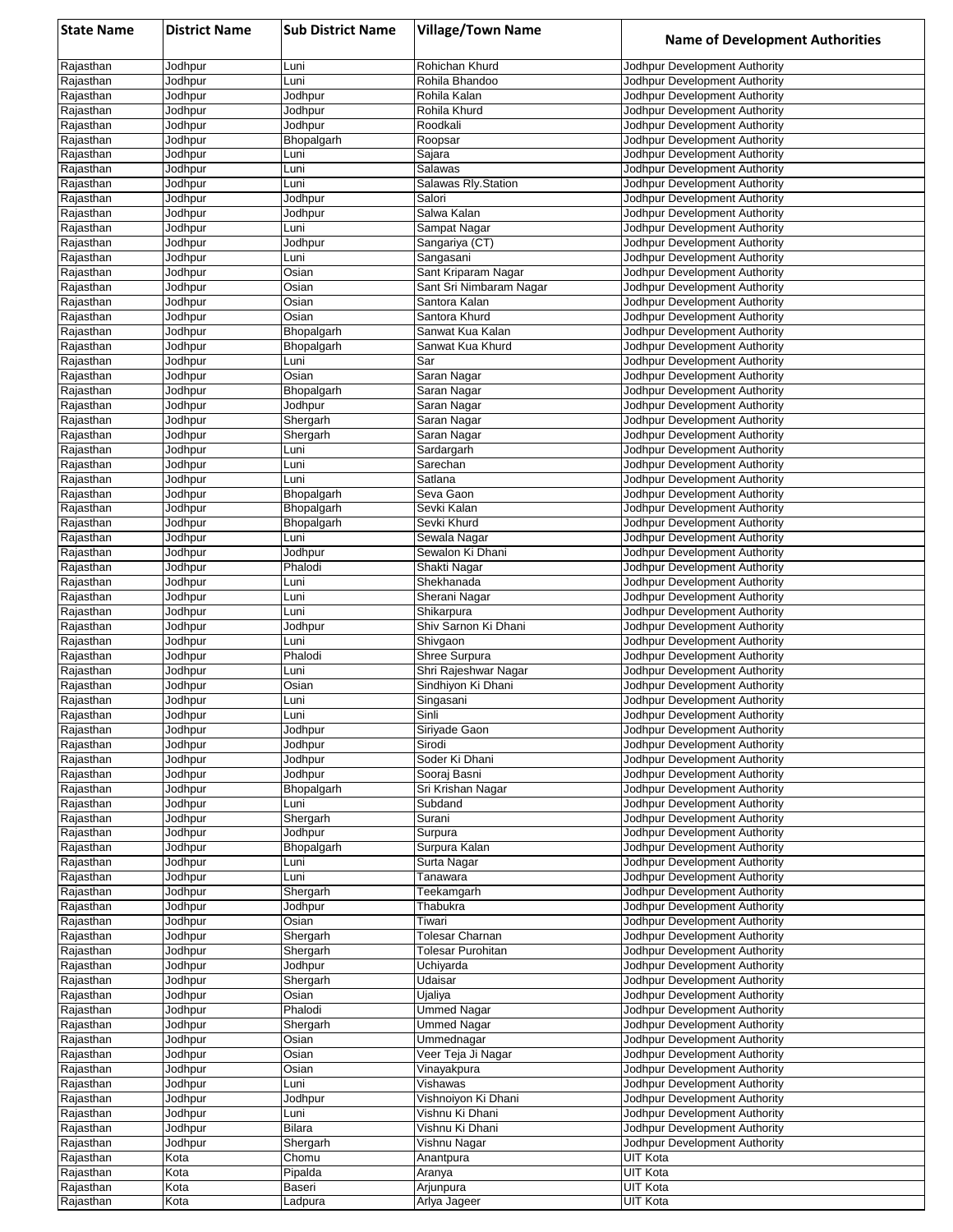| State Name | District Name | Sub District Name | Village/Town Name | Name of Development Authorities |
|---|---|---|---|---|
| Rajasthan | Jodhpur | Luni | Rohichan Khurd | Jodhpur Development Authority |
| Rajasthan | Jodhpur | Luni | Rohila Bhandoo | Jodhpur Development Authority |
| Rajasthan | Jodhpur | Jodhpur | Rohila Kalan | Jodhpur Development Authority |
| Rajasthan | Jodhpur | Jodhpur | Rohila Khurd | Jodhpur Development Authority |
| Rajasthan | Jodhpur | Jodhpur | Roodkali | Jodhpur Development Authority |
| Rajasthan | Jodhpur | Bhopalgarh | Roopsar | Jodhpur Development Authority |
| Rajasthan | Jodhpur | Luni | Sajara | Jodhpur Development Authority |
| Rajasthan | Jodhpur | Luni | Salawas | Jodhpur Development Authority |
| Rajasthan | Jodhpur | Luni | Salawas Rly.Station | Jodhpur Development Authority |
| Rajasthan | Jodhpur | Jodhpur | Salori | Jodhpur Development Authority |
| Rajasthan | Jodhpur | Jodhpur | Salwa Kalan | Jodhpur Development Authority |
| Rajasthan | Jodhpur | Luni | Sampat Nagar | Jodhpur Development Authority |
| Rajasthan | Jodhpur | Jodhpur | Sangariya (CT) | Jodhpur Development Authority |
| Rajasthan | Jodhpur | Luni | Sangasani | Jodhpur Development Authority |
| Rajasthan | Jodhpur | Osian | Sant Kriparam Nagar | Jodhpur Development Authority |
| Rajasthan | Jodhpur | Osian | Sant Sri Nimbaram Nagar | Jodhpur Development Authority |
| Rajasthan | Jodhpur | Osian | Santora Kalan | Jodhpur Development Authority |
| Rajasthan | Jodhpur | Osian | Santora Khurd | Jodhpur Development Authority |
| Rajasthan | Jodhpur | Bhopalgarh | Sanwat Kua Kalan | Jodhpur Development Authority |
| Rajasthan | Jodhpur | Bhopalgarh | Sanwat Kua Khurd | Jodhpur Development Authority |
| Rajasthan | Jodhpur | Luni | Sar | Jodhpur Development Authority |
| Rajasthan | Jodhpur | Osian | Saran Nagar | Jodhpur Development Authority |
| Rajasthan | Jodhpur | Bhopalgarh | Saran Nagar | Jodhpur Development Authority |
| Rajasthan | Jodhpur | Jodhpur | Saran Nagar | Jodhpur Development Authority |
| Rajasthan | Jodhpur | Shergarh | Saran Nagar | Jodhpur Development Authority |
| Rajasthan | Jodhpur | Shergarh | Saran Nagar | Jodhpur Development Authority |
| Rajasthan | Jodhpur | Luni | Sardargarh | Jodhpur Development Authority |
| Rajasthan | Jodhpur | Luni | Sarechan | Jodhpur Development Authority |
| Rajasthan | Jodhpur | Luni | Satlana | Jodhpur Development Authority |
| Rajasthan | Jodhpur | Bhopalgarh | Seva Gaon | Jodhpur Development Authority |
| Rajasthan | Jodhpur | Bhopalgarh | Sevki Kalan | Jodhpur Development Authority |
| Rajasthan | Jodhpur | Bhopalgarh | Sevki Khurd | Jodhpur Development Authority |
| Rajasthan | Jodhpur | Luni | Sewala Nagar | Jodhpur Development Authority |
| Rajasthan | Jodhpur | Jodhpur | Sewalon Ki Dhani | Jodhpur Development Authority |
| Rajasthan | Jodhpur | Phalodi | Shakti Nagar | Jodhpur Development Authority |
| Rajasthan | Jodhpur | Luni | Shekhanada | Jodhpur Development Authority |
| Rajasthan | Jodhpur | Luni | Sherani Nagar | Jodhpur Development Authority |
| Rajasthan | Jodhpur | Luni | Shikarpura | Jodhpur Development Authority |
| Rajasthan | Jodhpur | Jodhpur | Shiv Sarnon Ki Dhani | Jodhpur Development Authority |
| Rajasthan | Jodhpur | Luni | Shivgaon | Jodhpur Development Authority |
| Rajasthan | Jodhpur | Phalodi | Shree Surpura | Jodhpur Development Authority |
| Rajasthan | Jodhpur | Luni | Shri Rajeshwar Nagar | Jodhpur Development Authority |
| Rajasthan | Jodhpur | Osian | Sindhiyon Ki Dhani | Jodhpur Development Authority |
| Rajasthan | Jodhpur | Luni | Singasani | Jodhpur Development Authority |
| Rajasthan | Jodhpur | Luni | Sinli | Jodhpur Development Authority |
| Rajasthan | Jodhpur | Jodhpur | Siriyade Gaon | Jodhpur Development Authority |
| Rajasthan | Jodhpur | Jodhpur | Sirodi | Jodhpur Development Authority |
| Rajasthan | Jodhpur | Jodhpur | Soder Ki Dhani | Jodhpur Development Authority |
| Rajasthan | Jodhpur | Jodhpur | Sooraj Basni | Jodhpur Development Authority |
| Rajasthan | Jodhpur | Bhopalgarh | Sri Krishan Nagar | Jodhpur Development Authority |
| Rajasthan | Jodhpur | Luni | Subdand | Jodhpur Development Authority |
| Rajasthan | Jodhpur | Shergarh | Surani | Jodhpur Development Authority |
| Rajasthan | Jodhpur | Jodhpur | Surpura | Jodhpur Development Authority |
| Rajasthan | Jodhpur | Bhopalgarh | Surpura Kalan | Jodhpur Development Authority |
| Rajasthan | Jodhpur | Luni | Surta Nagar | Jodhpur Development Authority |
| Rajasthan | Jodhpur | Luni | Tanawara | Jodhpur Development Authority |
| Rajasthan | Jodhpur | Shergarh | Teekamgarh | Jodhpur Development Authority |
| Rajasthan | Jodhpur | Jodhpur | Thabukra | Jodhpur Development Authority |
| Rajasthan | Jodhpur | Osian | Tiwari | Jodhpur Development Authority |
| Rajasthan | Jodhpur | Shergarh | Tolesar Charnan | Jodhpur Development Authority |
| Rajasthan | Jodhpur | Shergarh | Tolesar Purohitan | Jodhpur Development Authority |
| Rajasthan | Jodhpur | Jodhpur | Uchiyarda | Jodhpur Development Authority |
| Rajasthan | Jodhpur | Shergarh | Udaisar | Jodhpur Development Authority |
| Rajasthan | Jodhpur | Osian | Ujaliya | Jodhpur Development Authority |
| Rajasthan | Jodhpur | Phalodi | Ummed Nagar | Jodhpur Development Authority |
| Rajasthan | Jodhpur | Shergarh | Ummed Nagar | Jodhpur Development Authority |
| Rajasthan | Jodhpur | Osian | Ummednagar | Jodhpur Development Authority |
| Rajasthan | Jodhpur | Osian | Veer Teja Ji Nagar | Jodhpur Development Authority |
| Rajasthan | Jodhpur | Osian | Vinayakpura | Jodhpur Development Authority |
| Rajasthan | Jodhpur | Luni | Vishawas | Jodhpur Development Authority |
| Rajasthan | Jodhpur | Jodhpur | Vishnoiyon Ki Dhani | Jodhpur Development Authority |
| Rajasthan | Jodhpur | Luni | Vishnu Ki Dhani | Jodhpur Development Authority |
| Rajasthan | Jodhpur | Bilara | Vishnu Ki Dhani | Jodhpur Development Authority |
| Rajasthan | Jodhpur | Shergarh | Vishnu Nagar | Jodhpur Development Authority |
| Rajasthan | Kota | Chomu | Anantpura | UIT Kota |
| Rajasthan | Kota | Pipalda | Aranya | UIT Kota |
| Rajasthan | Kota | Baseri | Arjunpura | UIT Kota |
| Rajasthan | Kota | Ladpura | Arlya Jageer | UIT Kota |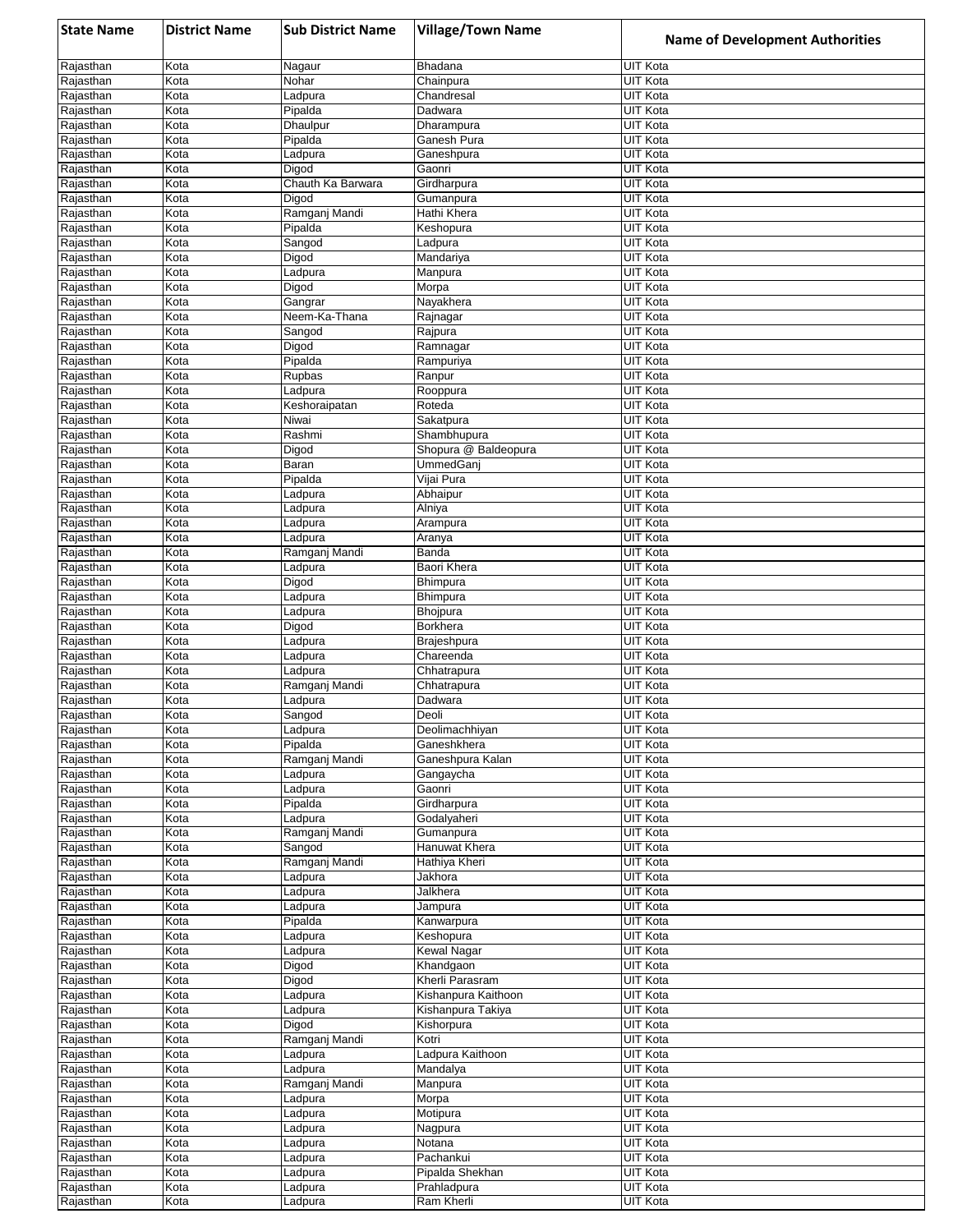| State Name | District Name | Sub District Name | Village/Town Name | Name of Development Authorities |
|---|---|---|---|---|
| Rajasthan | Kota | Nagaur | Bhadana | UIT Kota |
| Rajasthan | Kota | Nohar | Chainpura | UIT Kota |
| Rajasthan | Kota | Ladpura | Chandresal | UIT Kota |
| Rajasthan | Kota | Pipalda | Dadwara | UIT Kota |
| Rajasthan | Kota | Dhaulpur | Dharampura | UIT Kota |
| Rajasthan | Kota | Pipalda | Ganesh Pura | UIT Kota |
| Rajasthan | Kota | Ladpura | Ganeshpura | UIT Kota |
| Rajasthan | Kota | Digod | Gaonri | UIT Kota |
| Rajasthan | Kota | Chauth Ka Barwara | Girdharpura | UIT Kota |
| Rajasthan | Kota | Digod | Gumanpura | UIT Kota |
| Rajasthan | Kota | Ramganj Mandi | Hathi Khera | UIT Kota |
| Rajasthan | Kota | Pipalda | Keshopura | UIT Kota |
| Rajasthan | Kota | Sangod | Ladpura | UIT Kota |
| Rajasthan | Kota | Digod | Mandariya | UIT Kota |
| Rajasthan | Kota | Ladpura | Manpura | UIT Kota |
| Rajasthan | Kota | Digod | Morpa | UIT Kota |
| Rajasthan | Kota | Gangrar | Nayakhera | UIT Kota |
| Rajasthan | Kota | Neem-Ka-Thana | Rajnagar | UIT Kota |
| Rajasthan | Kota | Sangod | Rajpura | UIT Kota |
| Rajasthan | Kota | Digod | Ramnagar | UIT Kota |
| Rajasthan | Kota | Pipalda | Rampuriya | UIT Kota |
| Rajasthan | Kota | Rupbas | Ranpur | UIT Kota |
| Rajasthan | Kota | Ladpura | Rooppura | UIT Kota |
| Rajasthan | Kota | Keshoraipatan | Roteda | UIT Kota |
| Rajasthan | Kota | Niwai | Sakatpura | UIT Kota |
| Rajasthan | Kota | Rashmi | Shambhupura | UIT Kota |
| Rajasthan | Kota | Digod | Shopura @ Baldeopura | UIT Kota |
| Rajasthan | Kota | Baran | UmmedGanj | UIT Kota |
| Rajasthan | Kota | Pipalda | Vijai Pura | UIT Kota |
| Rajasthan | Kota | Ladpura | Abhaipur | UIT Kota |
| Rajasthan | Kota | Ladpura | Alniya | UIT Kota |
| Rajasthan | Kota | Ladpura | Arampura | UIT Kota |
| Rajasthan | Kota | Ladpura | Aranya | UIT Kota |
| Rajasthan | Kota | Ramganj Mandi | Banda | UIT Kota |
| Rajasthan | Kota | Ladpura | Baori Khera | UIT Kota |
| Rajasthan | Kota | Digod | Bhimpura | UIT Kota |
| Rajasthan | Kota | Ladpura | Bhimpura | UIT Kota |
| Rajasthan | Kota | Ladpura | Bhojpura | UIT Kota |
| Rajasthan | Kota | Digod | Borkhera | UIT Kota |
| Rajasthan | Kota | Ladpura | Brajeshpura | UIT Kota |
| Rajasthan | Kota | Ladpura | Chareenda | UIT Kota |
| Rajasthan | Kota | Ladpura | Chhatrapura | UIT Kota |
| Rajasthan | Kota | Ramganj Mandi | Chhatrapura | UIT Kota |
| Rajasthan | Kota | Ladpura | Dadwara | UIT Kota |
| Rajasthan | Kota | Sangod | Deoli | UIT Kota |
| Rajasthan | Kota | Ladpura | Deolimachhiyan | UIT Kota |
| Rajasthan | Kota | Pipalda | Ganeshkhera | UIT Kota |
| Rajasthan | Kota | Ramganj Mandi | Ganeshpura Kalan | UIT Kota |
| Rajasthan | Kota | Ladpura | Gangaycha | UIT Kota |
| Rajasthan | Kota | Ladpura | Gaonri | UIT Kota |
| Rajasthan | Kota | Pipalda | Girdharpura | UIT Kota |
| Rajasthan | Kota | Ladpura | Godalyaheri | UIT Kota |
| Rajasthan | Kota | Ramganj Mandi | Gumanpura | UIT Kota |
| Rajasthan | Kota | Sangod | Hanuwat Khera | UIT Kota |
| Rajasthan | Kota | Ramganj Mandi | Hathiya Kheri | UIT Kota |
| Rajasthan | Kota | Ladpura | Jakhora | UIT Kota |
| Rajasthan | Kota | Ladpura | Jalkhera | UIT Kota |
| Rajasthan | Kota | Ladpura | Jampura | UIT Kota |
| Rajasthan | Kota | Pipalda | Kanwarpura | UIT Kota |
| Rajasthan | Kota | Ladpura | Keshopura | UIT Kota |
| Rajasthan | Kota | Ladpura | Kewal Nagar | UIT Kota |
| Rajasthan | Kota | Digod | Khandgaon | UIT Kota |
| Rajasthan | Kota | Digod | Kherli Parasram | UIT Kota |
| Rajasthan | Kota | Ladpura | Kishanpura Kaithoon | UIT Kota |
| Rajasthan | Kota | Ladpura | Kishanpura Takiya | UIT Kota |
| Rajasthan | Kota | Digod | Kishorpura | UIT Kota |
| Rajasthan | Kota | Ramganj Mandi | Kotri | UIT Kota |
| Rajasthan | Kota | Ladpura | Ladpura Kaithoon | UIT Kota |
| Rajasthan | Kota | Ladpura | Mandalya | UIT Kota |
| Rajasthan | Kota | Ramganj Mandi | Manpura | UIT Kota |
| Rajasthan | Kota | Ladpura | Morpa | UIT Kota |
| Rajasthan | Kota | Ladpura | Motipura | UIT Kota |
| Rajasthan | Kota | Ladpura | Nagpura | UIT Kota |
| Rajasthan | Kota | Ladpura | Notana | UIT Kota |
| Rajasthan | Kota | Ladpura | Pachankui | UIT Kota |
| Rajasthan | Kota | Ladpura | Pipalda Shekhan | UIT Kota |
| Rajasthan | Kota | Ladpura | Prahladpura | UIT Kota |
| Rajasthan | Kota | Ladpura | Ram Kherli | UIT Kota |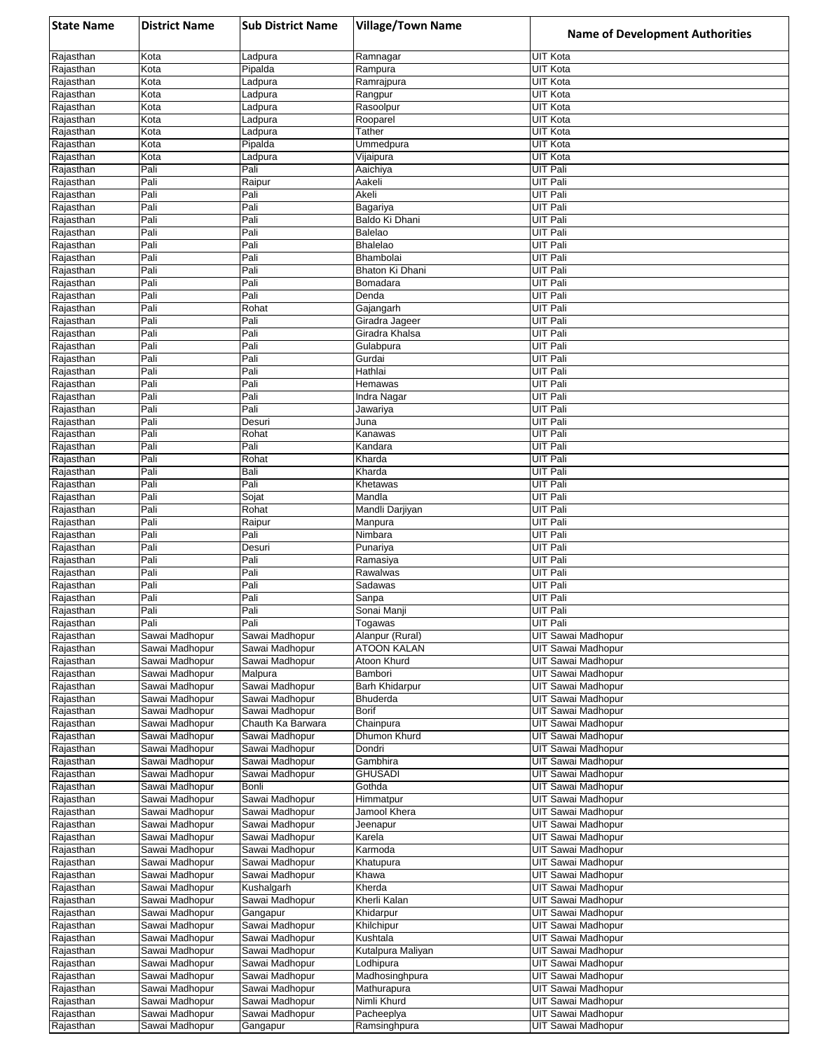| State Name | District Name | Sub District Name | Village/Town Name | Name of Development Authorities |
|---|---|---|---|---|
| Rajasthan | Kota | Ladpura | Ramnagar | UIT Kota |
| Rajasthan | Kota | Pipalda | Rampura | UIT Kota |
| Rajasthan | Kota | Ladpura | Ramrajpura | UIT Kota |
| Rajasthan | Kota | Ladpura | Rangpur | UIT Kota |
| Rajasthan | Kota | Ladpura | Rasoolpur | UIT Kota |
| Rajasthan | Kota | Ladpura | Rooparel | UIT Kota |
| Rajasthan | Kota | Ladpura | Tather | UIT Kota |
| Rajasthan | Kota | Pipalda | Ummedpura | UIT Kota |
| Rajasthan | Kota | Ladpura | Vijaipura | UIT Kota |
| Rajasthan | Pali | Pali | Aaichiya | UIT Pali |
| Rajasthan | Pali | Raipur | Aakeli | UIT Pali |
| Rajasthan | Pali | Pali | Akeli | UIT Pali |
| Rajasthan | Pali | Pali | Bagariya | UIT Pali |
| Rajasthan | Pali | Pali | Baldo Ki Dhani | UIT Pali |
| Rajasthan | Pali | Pali | Balelao | UIT Pali |
| Rajasthan | Pali | Pali | Bhalelao | UIT Pali |
| Rajasthan | Pali | Pali | Bhambolai | UIT Pali |
| Rajasthan | Pali | Pali | Bhaton Ki Dhani | UIT Pali |
| Rajasthan | Pali | Pali | Bomadara | UIT Pali |
| Rajasthan | Pali | Pali | Denda | UIT Pali |
| Rajasthan | Pali | Rohat | Gajangarh | UIT Pali |
| Rajasthan | Pali | Pali | Giradra Jageer | UIT Pali |
| Rajasthan | Pali | Pali | Giradra Khalsa | UIT Pali |
| Rajasthan | Pali | Pali | Gulabpura | UIT Pali |
| Rajasthan | Pali | Pali | Gurdai | UIT Pali |
| Rajasthan | Pali | Pali | Hathlai | UIT Pali |
| Rajasthan | Pali | Pali | Hemawas | UIT Pali |
| Rajasthan | Pali | Pali | Indra Nagar | UIT Pali |
| Rajasthan | Pali | Pali | Jawariya | UIT Pali |
| Rajasthan | Pali | Desuri | Juna | UIT Pali |
| Rajasthan | Pali | Rohat | Kanawas | UIT Pali |
| Rajasthan | Pali | Pali | Kandara | UIT Pali |
| Rajasthan | Pali | Rohat | Kharda | UIT Pali |
| Rajasthan | Pali | Bali | Kharda | UIT Pali |
| Rajasthan | Pali | Pali | Khetawas | UIT Pali |
| Rajasthan | Pali | Sojat | Mandla | UIT Pali |
| Rajasthan | Pali | Rohat | Mandli Darjiyan | UIT Pali |
| Rajasthan | Pali | Raipur | Manpura | UIT Pali |
| Rajasthan | Pali | Pali | Nimbara | UIT Pali |
| Rajasthan | Pali | Desuri | Punariya | UIT Pali |
| Rajasthan | Pali | Pali | Ramasiya | UIT Pali |
| Rajasthan | Pali | Pali | Rawalwas | UIT Pali |
| Rajasthan | Pali | Pali | Sadawas | UIT Pali |
| Rajasthan | Pali | Pali | Sanpa | UIT Pali |
| Rajasthan | Pali | Pali | Sonai Manji | UIT Pali |
| Rajasthan | Pali | Pali | Togawas | UIT Pali |
| Rajasthan | Sawai Madhopur | Sawai Madhopur | Alanpur (Rural) | UIT Sawai Madhopur |
| Rajasthan | Sawai Madhopur | Sawai Madhopur | ATOON KALAN | UIT Sawai Madhopur |
| Rajasthan | Sawai Madhopur | Sawai Madhopur | Atoon Khurd | UIT Sawai Madhopur |
| Rajasthan | Sawai Madhopur | Malpura | Bambori | UIT Sawai Madhopur |
| Rajasthan | Sawai Madhopur | Sawai Madhopur | Barh Khidarpur | UIT Sawai Madhopur |
| Rajasthan | Sawai Madhopur | Sawai Madhopur | Bhuderda | UIT Sawai Madhopur |
| Rajasthan | Sawai Madhopur | Sawai Madhopur | Borif | UIT Sawai Madhopur |
| Rajasthan | Sawai Madhopur | Chauth Ka Barwara | Chainpura | UIT Sawai Madhopur |
| Rajasthan | Sawai Madhopur | Sawai Madhopur | Dhumon Khurd | UIT Sawai Madhopur |
| Rajasthan | Sawai Madhopur | Sawai Madhopur | Dondri | UIT Sawai Madhopur |
| Rajasthan | Sawai Madhopur | Sawai Madhopur | Gambhira | UIT Sawai Madhopur |
| Rajasthan | Sawai Madhopur | Sawai Madhopur | GHUSADI | UIT Sawai Madhopur |
| Rajasthan | Sawai Madhopur | Bonli | Gothda | UIT Sawai Madhopur |
| Rajasthan | Sawai Madhopur | Sawai Madhopur | Himmatpur | UIT Sawai Madhopur |
| Rajasthan | Sawai Madhopur | Sawai Madhopur | Jamool Khera | UIT Sawai Madhopur |
| Rajasthan | Sawai Madhopur | Sawai Madhopur | Jeenapur | UIT Sawai Madhopur |
| Rajasthan | Sawai Madhopur | Sawai Madhopur | Karela | UIT Sawai Madhopur |
| Rajasthan | Sawai Madhopur | Sawai Madhopur | Karmoda | UIT Sawai Madhopur |
| Rajasthan | Sawai Madhopur | Sawai Madhopur | Khatupura | UIT Sawai Madhopur |
| Rajasthan | Sawai Madhopur | Sawai Madhopur | Khawa | UIT Sawai Madhopur |
| Rajasthan | Sawai Madhopur | Kushalgarh | Kherda | UIT Sawai Madhopur |
| Rajasthan | Sawai Madhopur | Sawai Madhopur | Kherli Kalan | UIT Sawai Madhopur |
| Rajasthan | Sawai Madhopur | Gangapur | Khidarpur | UIT Sawai Madhopur |
| Rajasthan | Sawai Madhopur | Sawai Madhopur | Khilchipur | UIT Sawai Madhopur |
| Rajasthan | Sawai Madhopur | Sawai Madhopur | Kushtala | UIT Sawai Madhopur |
| Rajasthan | Sawai Madhopur | Sawai Madhopur | Kutalpura Maliyan | UIT Sawai Madhopur |
| Rajasthan | Sawai Madhopur | Sawai Madhopur | Lodhipura | UIT Sawai Madhopur |
| Rajasthan | Sawai Madhopur | Sawai Madhopur | Madhosinghpura | UIT Sawai Madhopur |
| Rajasthan | Sawai Madhopur | Sawai Madhopur | Mathurapura | UIT Sawai Madhopur |
| Rajasthan | Sawai Madhopur | Sawai Madhopur | Nimli Khurd | UIT Sawai Madhopur |
| Rajasthan | Sawai Madhopur | Sawai Madhopur | Pacheeplya | UIT Sawai Madhopur |
| Rajasthan | Sawai Madhopur | Gangapur | Ramsinghpura | UIT Sawai Madhopur |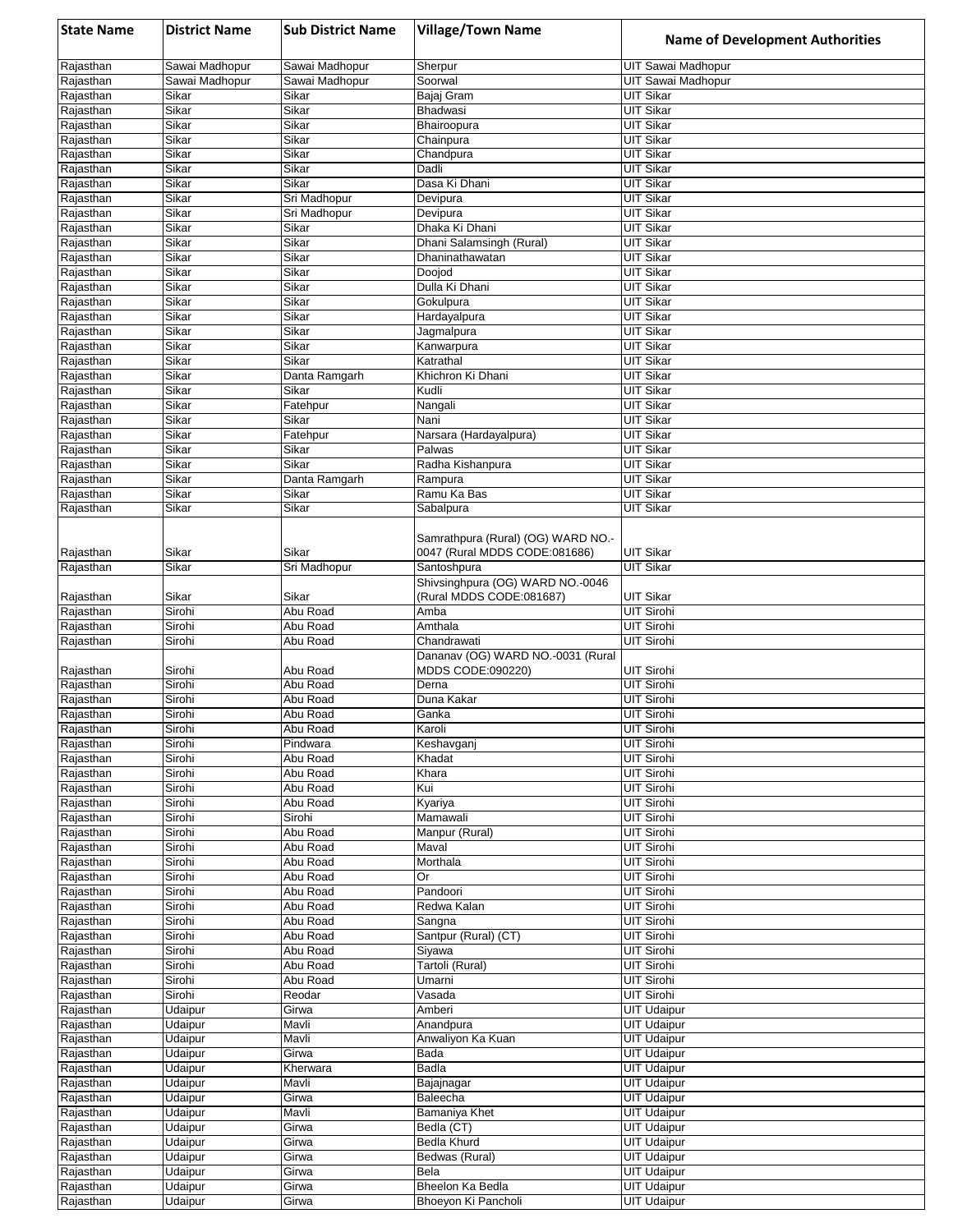| State Name | District Name | Sub District Name | Village/Town Name | Name of Development Authorities |
|---|---|---|---|---|
| Rajasthan | Sawai Madhopur | Sawai Madhopur | Sherpur | UIT Sawai Madhopur |
| Rajasthan | Sawai Madhopur | Sawai Madhopur | Soorwal | UIT Sawai Madhopur |
| Rajasthan | Sikar | Sikar | Bajaj Gram | UIT Sikar |
| Rajasthan | Sikar | Sikar | Bhadwasi | UIT Sikar |
| Rajasthan | Sikar | Sikar | Bhairoopura | UIT Sikar |
| Rajasthan | Sikar | Sikar | Chainpura | UIT Sikar |
| Rajasthan | Sikar | Sikar | Chandpura | UIT Sikar |
| Rajasthan | Sikar | Sikar | Dadli | UIT Sikar |
| Rajasthan | Sikar | Sikar | Dasa Ki Dhani | UIT Sikar |
| Rajasthan | Sikar | Sri Madhopur | Devipura | UIT Sikar |
| Rajasthan | Sikar | Sri Madhopur | Devipura | UIT Sikar |
| Rajasthan | Sikar | Sikar | Dhaka Ki Dhani | UIT Sikar |
| Rajasthan | Sikar | Sikar | Dhani Salamsingh (Rural) | UIT Sikar |
| Rajasthan | Sikar | Sikar | Dhaninathawatan | UIT Sikar |
| Rajasthan | Sikar | Sikar | Doojod | UIT Sikar |
| Rajasthan | Sikar | Sikar | Dulla Ki Dhani | UIT Sikar |
| Rajasthan | Sikar | Sikar | Gokulpura | UIT Sikar |
| Rajasthan | Sikar | Sikar | Hardayalpura | UIT Sikar |
| Rajasthan | Sikar | Sikar | Jagmalpura | UIT Sikar |
| Rajasthan | Sikar | Sikar | Kanwarpura | UIT Sikar |
| Rajasthan | Sikar | Sikar | Katrathal | UIT Sikar |
| Rajasthan | Sikar | Danta Ramgarh | Khichron Ki Dhani | UIT Sikar |
| Rajasthan | Sikar | Sikar | Kudli | UIT Sikar |
| Rajasthan | Sikar | Fatehpur | Nangali | UIT Sikar |
| Rajasthan | Sikar | Sikar | Nani | UIT Sikar |
| Rajasthan | Sikar | Fatehpur | Narsara (Hardayalpura) | UIT Sikar |
| Rajasthan | Sikar | Sikar | Palwas | UIT Sikar |
| Rajasthan | Sikar | Sikar | Radha Kishanpura | UIT Sikar |
| Rajasthan | Sikar | Danta Ramgarh | Rampura | UIT Sikar |
| Rajasthan | Sikar | Sikar | Ramu Ka Bas | UIT Sikar |
| Rajasthan | Sikar | Sikar | Sabalpura | UIT Sikar |
| Rajasthan | Sikar | Sikar | Samrathpura (Rural) (OG) WARD NO.-0047 (Rural MDDS CODE:081686) | UIT Sikar |
| Rajasthan | Sikar | Sri Madhopur | Santoshpura | UIT Sikar |
| Rajasthan | Sikar | Sikar | Shivsinghpura (OG) WARD NO.-0046 (Rural MDDS CODE:081687) | UIT Sikar |
| Rajasthan | Sirohi | Abu Road | Amba | UIT Sirohi |
| Rajasthan | Sirohi | Abu Road | Amthala | UIT Sirohi |
| Rajasthan | Sirohi | Abu Road | Chandrawati | UIT Sirohi |
| Rajasthan | Sirohi | Abu Road | Dananav (OG) WARD NO.-0031 (Rural MDDS CODE:090220) | UIT Sirohi |
| Rajasthan | Sirohi | Abu Road | Derna | UIT Sirohi |
| Rajasthan | Sirohi | Abu Road | Duna Kakar | UIT Sirohi |
| Rajasthan | Sirohi | Abu Road | Ganka | UIT Sirohi |
| Rajasthan | Sirohi | Abu Road | Karoli | UIT Sirohi |
| Rajasthan | Sirohi | Pindwara | Keshavganj | UIT Sirohi |
| Rajasthan | Sirohi | Abu Road | Khadat | UIT Sirohi |
| Rajasthan | Sirohi | Abu Road | Khara | UIT Sirohi |
| Rajasthan | Sirohi | Abu Road | Kui | UIT Sirohi |
| Rajasthan | Sirohi | Abu Road | Kyariya | UIT Sirohi |
| Rajasthan | Sirohi | Sirohi | Mamawali | UIT Sirohi |
| Rajasthan | Sirohi | Abu Road | Manpur (Rural) | UIT Sirohi |
| Rajasthan | Sirohi | Abu Road | Maval | UIT Sirohi |
| Rajasthan | Sirohi | Abu Road | Morthala | UIT Sirohi |
| Rajasthan | Sirohi | Abu Road | Or | UIT Sirohi |
| Rajasthan | Sirohi | Abu Road | Pandoori | UIT Sirohi |
| Rajasthan | Sirohi | Abu Road | Redwa Kalan | UIT Sirohi |
| Rajasthan | Sirohi | Abu Road | Sangna | UIT Sirohi |
| Rajasthan | Sirohi | Abu Road | Santpur (Rural) (CT) | UIT Sirohi |
| Rajasthan | Sirohi | Abu Road | Siyawa | UIT Sirohi |
| Rajasthan | Sirohi | Abu Road | Tartoli (Rural) | UIT Sirohi |
| Rajasthan | Sirohi | Abu Road | Umarni | UIT Sirohi |
| Rajasthan | Sirohi | Reodar | Vasada | UIT Sirohi |
| Rajasthan | Udaipur | Girwa | Amberi | UIT Udaipur |
| Rajasthan | Udaipur | Mavli | Anandpura | UIT Udaipur |
| Rajasthan | Udaipur | Mavli | Anwaliyon Ka Kuan | UIT Udaipur |
| Rajasthan | Udaipur | Girwa | Bada | UIT Udaipur |
| Rajasthan | Udaipur | Kherwara | Badla | UIT Udaipur |
| Rajasthan | Udaipur | Mavli | Bajajnagar | UIT Udaipur |
| Rajasthan | Udaipur | Girwa | Baleecha | UIT Udaipur |
| Rajasthan | Udaipur | Mavli | Bamaniya Khet | UIT Udaipur |
| Rajasthan | Udaipur | Girwa | Bedla (CT) | UIT Udaipur |
| Rajasthan | Udaipur | Girwa | Bedla Khurd | UIT Udaipur |
| Rajasthan | Udaipur | Girwa | Bedwas (Rural) | UIT Udaipur |
| Rajasthan | Udaipur | Girwa | Bela | UIT Udaipur |
| Rajasthan | Udaipur | Girwa | Bheelon Ka Bedla | UIT Udaipur |
| Rajasthan | Udaipur | Girwa | Bhoeyon Ki Pancholi | UIT Udaipur |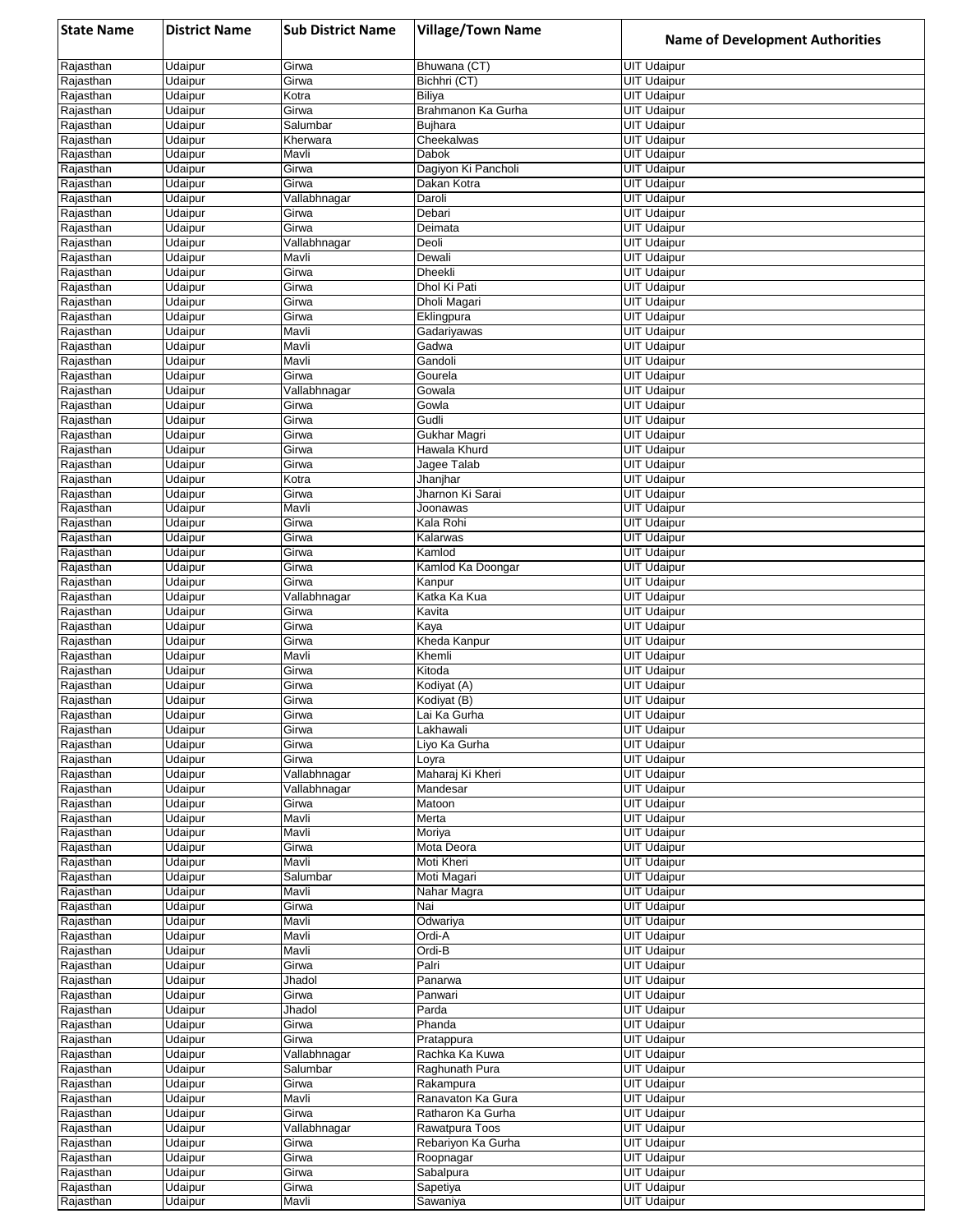| State Name | District Name | Sub District Name | Village/Town Name | Name of Development Authorities |
|---|---|---|---|---|
| Rajasthan | Udaipur | Girwa | Bhuwana (CT) | UIT Udaipur |
| Rajasthan | Udaipur | Girwa | Bichhri (CT) | UIT Udaipur |
| Rajasthan | Udaipur | Kotra | Biliya | UIT Udaipur |
| Rajasthan | Udaipur | Girwa | Brahmanon Ka Gurha | UIT Udaipur |
| Rajasthan | Udaipur | Salumbar | Bujhara | UIT Udaipur |
| Rajasthan | Udaipur | Kherwara | Cheekalwas | UIT Udaipur |
| Rajasthan | Udaipur | Mavli | Dabok | UIT Udaipur |
| Rajasthan | Udaipur | Girwa | Dagiyon Ki Pancholi | UIT Udaipur |
| Rajasthan | Udaipur | Girwa | Dakan Kotra | UIT Udaipur |
| Rajasthan | Udaipur | Vallabhnagar | Daroli | UIT Udaipur |
| Rajasthan | Udaipur | Girwa | Debari | UIT Udaipur |
| Rajasthan | Udaipur | Girwa | Deimata | UIT Udaipur |
| Rajasthan | Udaipur | Vallabhnagar | Deoli | UIT Udaipur |
| Rajasthan | Udaipur | Mavli | Dewali | UIT Udaipur |
| Rajasthan | Udaipur | Girwa | Dheekli | UIT Udaipur |
| Rajasthan | Udaipur | Girwa | Dhol Ki Pati | UIT Udaipur |
| Rajasthan | Udaipur | Girwa | Dholi Magari | UIT Udaipur |
| Rajasthan | Udaipur | Girwa | Eklingpura | UIT Udaipur |
| Rajasthan | Udaipur | Mavli | Gadariyawas | UIT Udaipur |
| Rajasthan | Udaipur | Mavli | Gadwa | UIT Udaipur |
| Rajasthan | Udaipur | Mavli | Gandoli | UIT Udaipur |
| Rajasthan | Udaipur | Girwa | Gourela | UIT Udaipur |
| Rajasthan | Udaipur | Vallabhnagar | Gowala | UIT Udaipur |
| Rajasthan | Udaipur | Girwa | Gowla | UIT Udaipur |
| Rajasthan | Udaipur | Girwa | Gudli | UIT Udaipur |
| Rajasthan | Udaipur | Girwa | Gukhar Magri | UIT Udaipur |
| Rajasthan | Udaipur | Girwa | Hawala Khurd | UIT Udaipur |
| Rajasthan | Udaipur | Girwa | Jagee Talab | UIT Udaipur |
| Rajasthan | Udaipur | Kotra | Jhanjhar | UIT Udaipur |
| Rajasthan | Udaipur | Girwa | Jharnon Ki Sarai | UIT Udaipur |
| Rajasthan | Udaipur | Mavli | Joonawas | UIT Udaipur |
| Rajasthan | Udaipur | Girwa | Kala Rohi | UIT Udaipur |
| Rajasthan | Udaipur | Girwa | Kalarwas | UIT Udaipur |
| Rajasthan | Udaipur | Girwa | Kamlod | UIT Udaipur |
| Rajasthan | Udaipur | Girwa | Kamlod Ka Doongar | UIT Udaipur |
| Rajasthan | Udaipur | Girwa | Kanpur | UIT Udaipur |
| Rajasthan | Udaipur | Vallabhnagar | Katka Ka Kua | UIT Udaipur |
| Rajasthan | Udaipur | Girwa | Kavita | UIT Udaipur |
| Rajasthan | Udaipur | Girwa | Kaya | UIT Udaipur |
| Rajasthan | Udaipur | Girwa | Kheda Kanpur | UIT Udaipur |
| Rajasthan | Udaipur | Mavli | Khemli | UIT Udaipur |
| Rajasthan | Udaipur | Girwa | Kitoda | UIT Udaipur |
| Rajasthan | Udaipur | Girwa | Kodiyat (A) | UIT Udaipur |
| Rajasthan | Udaipur | Girwa | Kodiyat (B) | UIT Udaipur |
| Rajasthan | Udaipur | Girwa | Lai Ka Gurha | UIT Udaipur |
| Rajasthan | Udaipur | Girwa | Lakhawali | UIT Udaipur |
| Rajasthan | Udaipur | Girwa | Liyo Ka Gurha | UIT Udaipur |
| Rajasthan | Udaipur | Girwa | Loyra | UIT Udaipur |
| Rajasthan | Udaipur | Vallabhnagar | Maharaj Ki Kheri | UIT Udaipur |
| Rajasthan | Udaipur | Vallabhnagar | Mandesar | UIT Udaipur |
| Rajasthan | Udaipur | Girwa | Matoon | UIT Udaipur |
| Rajasthan | Udaipur | Mavli | Merta | UIT Udaipur |
| Rajasthan | Udaipur | Mavli | Moriya | UIT Udaipur |
| Rajasthan | Udaipur | Girwa | Mota Deora | UIT Udaipur |
| Rajasthan | Udaipur | Mavli | Moti Kheri | UIT Udaipur |
| Rajasthan | Udaipur | Salumbar | Moti Magari | UIT Udaipur |
| Rajasthan | Udaipur | Mavli | Nahar Magra | UIT Udaipur |
| Rajasthan | Udaipur | Girwa | Nai | UIT Udaipur |
| Rajasthan | Udaipur | Mavli | Odwariya | UIT Udaipur |
| Rajasthan | Udaipur | Mavli | Ordi-A | UIT Udaipur |
| Rajasthan | Udaipur | Mavli | Ordi-B | UIT Udaipur |
| Rajasthan | Udaipur | Girwa | Palri | UIT Udaipur |
| Rajasthan | Udaipur | Jhadol | Panarwa | UIT Udaipur |
| Rajasthan | Udaipur | Girwa | Panwari | UIT Udaipur |
| Rajasthan | Udaipur | Jhadol | Parda | UIT Udaipur |
| Rajasthan | Udaipur | Girwa | Phanda | UIT Udaipur |
| Rajasthan | Udaipur | Girwa | Pratappura | UIT Udaipur |
| Rajasthan | Udaipur | Vallabhnagar | Rachka Ka Kuwa | UIT Udaipur |
| Rajasthan | Udaipur | Salumbar | Raghunath Pura | UIT Udaipur |
| Rajasthan | Udaipur | Girwa | Rakampura | UIT Udaipur |
| Rajasthan | Udaipur | Mavli | Ranavaton Ka Gura | UIT Udaipur |
| Rajasthan | Udaipur | Girwa | Ratharon Ka Gurha | UIT Udaipur |
| Rajasthan | Udaipur | Vallabhnagar | Rawatpura Toos | UIT Udaipur |
| Rajasthan | Udaipur | Girwa | Rebariyon Ka Gurha | UIT Udaipur |
| Rajasthan | Udaipur | Girwa | Roopnagar | UIT Udaipur |
| Rajasthan | Udaipur | Girwa | Sabalpura | UIT Udaipur |
| Rajasthan | Udaipur | Girwa | Sapetiya | UIT Udaipur |
| Rajasthan | Udaipur | Mavli | Sawaniya | UIT Udaipur |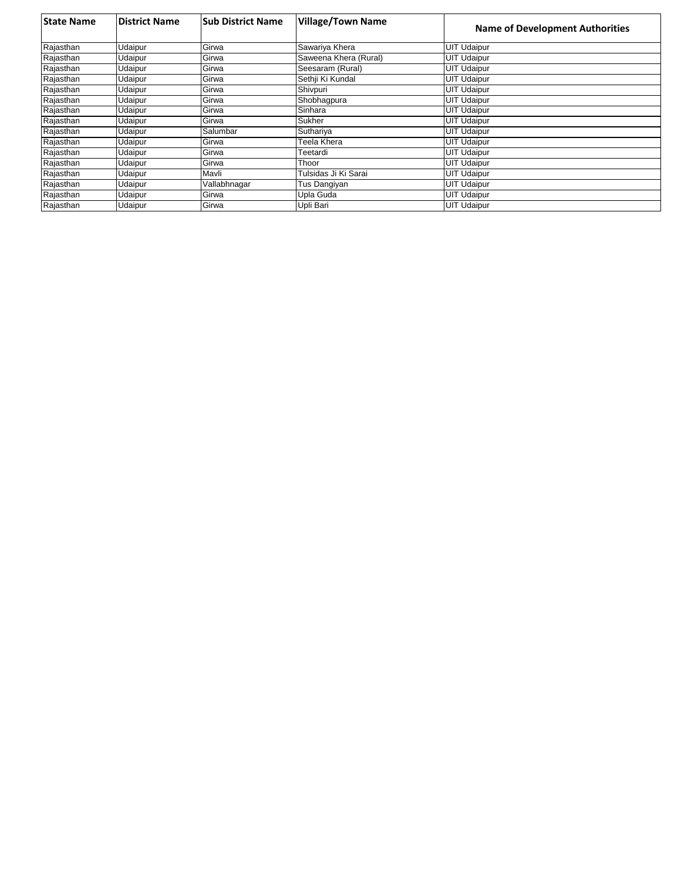| State Name | District Name | Sub District Name | Village/Town Name | Name of Development Authorities |
|---|---|---|---|---|
| Rajasthan | Udaipur | Girwa | Sawariya Khera | UIT Udaipur |
| Rajasthan | Udaipur | Girwa | Saweena Khera (Rural) | UIT Udaipur |
| Rajasthan | Udaipur | Girwa | Seesaram (Rural) | UIT Udaipur |
| Rajasthan | Udaipur | Girwa | Sethji Ki Kundal | UIT Udaipur |
| Rajasthan | Udaipur | Girwa | Shivpuri | UIT Udaipur |
| Rajasthan | Udaipur | Girwa | Shobhagpura | UIT Udaipur |
| Rajasthan | Udaipur | Girwa | Sinhara | UIT Udaipur |
| Rajasthan | Udaipur | Girwa | Sukher | UIT Udaipur |
| Rajasthan | Udaipur | Salumbar | Suthariya | UIT Udaipur |
| Rajasthan | Udaipur | Girwa | Teela Khera | UIT Udaipur |
| Rajasthan | Udaipur | Girwa | Teetardi | UIT Udaipur |
| Rajasthan | Udaipur | Girwa | Thoor | UIT Udaipur |
| Rajasthan | Udaipur | Mavli | Tulsidas Ji Ki Sarai | UIT Udaipur |
| Rajasthan | Udaipur | Vallabhnagar | Tus Dangiyan | UIT Udaipur |
| Rajasthan | Udaipur | Girwa | Upla Guda | UIT Udaipur |
| Rajasthan | Udaipur | Girwa | Upli Bari | UIT Udaipur |